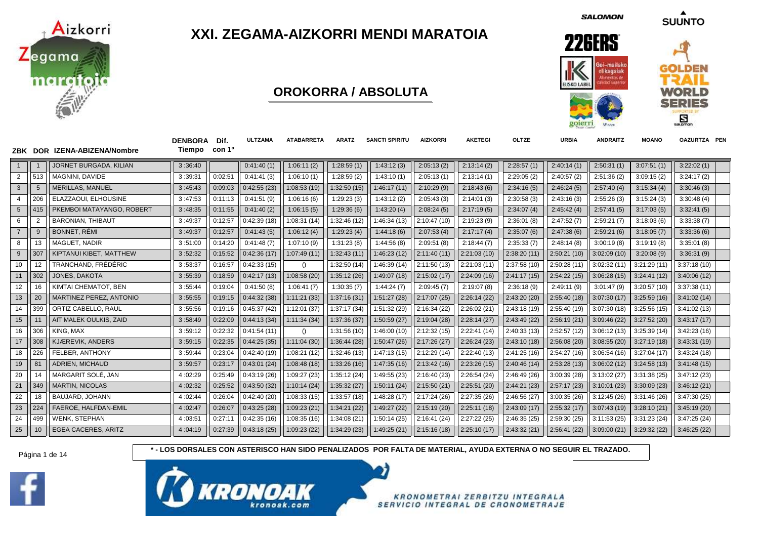# XXI. ZEGAMA-AIZKORRI MENDI MARATOIA

## OROKORRA / ABSOLUTA

| ZBK | DOR | IZENA-ABIZENA/Nombre | DENBORA Tiempo | Dif. con 1º | ULTZAMA | ATABARRETA | ARATZ | SANCTI SPIRITU | AIZKORRI | AKETEGI | OLTZE | URBIA | ANDRAITZ | MOANO | OAZURTZA | PEN |
|---|---|---|---|---|---|---|---|---|---|---|---|---|---|---|---|---|
| 1 | 1 | JORNET BURGADA, KILIAN | 3 :36:40 | | 0:41:40 (1) | 1:06:11 (2) | 1:28:59 (1) | 1:43:12 (3) | 2:05:13 (2) | 2:13:14 (2) | 2:28:57 (1) | 2:40:14 (1) | 2:50:31 (1) | 3:07:51 (1) | 3:22:02 (1) | |
| 2 | 513 | MAGNINI, DAVIDE | 3 :39:31 | 0:02:51 | 0:41:41 (3) | 1:06:10 (1) | 1:28:59 (2) | 1:43:10 (1) | 2:05:13 (1) | 2:13:14 (1) | 2:29:05 (2) | 2:40:57 (2) | 2:51:36 (2) | 3:09:15 (2) | 3:24:17 (2) | |
| 3 | 5 | MERILLAS, MANUEL | 3 :45:43 | 0:09:03 | 0:42:55 (23) | 1:08:53 (19) | 1:32:50 (15) | 1:46:17 (11) | 2:10:29 (9) | 2:18:43 (6) | 2:34:16 (5) | 2:46:24 (5) | 2:57:40 (4) | 3:15:34 (4) | 3:30:46 (3) | |
| 4 | 206 | ELAZZAOUI, ELHOUSINE | 3 :47:53 | 0:11:13 | 0:41:51 (9) | 1:06:16 (6) | 1:29:23 (3) | 1:43:12 (2) | 2:05:43 (3) | 2:14:01 (3) | 2:30:58 (3) | 2:43:16 (3) | 2:55:26 (3) | 3:15:24 (3) | 3:30:48 (4) | |
| 5 | 415 | PKEMBOI MATAYANGO, ROBERT | 3 :48:35 | 0:11:55 | 0:41:40 (2) | 1:06:15 (5) | 1:29:36 (6) | 1:43:20 (4) | 2:08:24 (5) | 2:17:19 (5) | 2:34:07 (4) | 2:45:42 (4) | 2:57:41 (5) | 3:17:03 (5) | 3:32:41 (5) | |
| 6 | 2 | BARONIAN, THIBAUT | 3 :49:37 | 0:12:57 | 0:42:39 (18) | 1:08:31 (14) | 1:32:46 (12) | 1:46:34 (13) | 2:10:47 (10) | 2:19:23 (9) | 2:36:01 (8) | 2:47:52 (7) | 2:59:21 (7) | 3:18:03 (6) | 3:33:38 (7) | |
| 7 | 9 | BONNET, RÉMI | 3 :49:37 | 0:12:57 | 0:41:43 (5) | 1:06:12 (4) | 1:29:23 (4) | 1:44:18 (6) | 2:07:53 (4) | 2:17:17 (4) | 2:35:07 (6) | 2:47:38 (6) | 2:59:21 (6) | 3:18:05 (7) | 3:33:36 (6) | |
| 8 | 13 | MAGUET, NADIR | 3 :51:00 | 0:14:20 | 0:41:48 (7) | 1:07:10 (9) | 1:31:23 (8) | 1:44:56 (8) | 2:09:51 (8) | 2:18:44 (7) | 2:35:33 (7) | 2:48:14 (8) | 3:00:19 (8) | 3:19:19 (8) | 3:35:01 (8) | |
| 9 | 307 | KIPTANUI KIBET, MATTHEW | 3 :52:32 | 0:15:52 | 0:42:36 (17) | 1:07:49 (11) | 1:32:43 (11) | 1:46:23 (12) | 2:11:40 (11) | 2:21:03 (10) | 2:38:20 (11) | 2:50:21 (10) | 3:02:09 (10) | 3:20:08 (9) | 3:36:31 (9) | |
| 10 | 12 | TRANCHAND, FRÉDÉRIC | 3 :53:37 | 0:16:57 | 0:42:33 (15) | () | 1:32:50 (14) | 1:46:39 (14) | 2:11:50 (13) | 2:21:03 (11) | 2:37:58 (10) | 2:50:28 (11) | 3:02:32 (11) | 3:21:29 (11) | 3:37:18 (10) | |
| 11 | 302 | JONES, DAKOTA | 3 :55:39 | 0:18:59 | 0:42:17 (13) | 1:08:58 (20) | 1:35:12 (26) | 1:49:07 (18) | 2:15:02 (17) | 2:24:09 (16) | 2:41:17 (15) | 2:54:22 (15) | 3:06:28 (15) | 3:24:41 (12) | 3:40:06 (12) | |
| 12 | 16 | KIMTAI CHEMATOT, BEN | 3 :55:44 | 0:19:04 | 0:41:50 (8) | 1:06:41 (7) | 1:30:35 (7) | 1:44:24 (7) | 2:09:45 (7) | 2:19:07 (8) | 2:36:18 (9) | 2:49:11 (9) | 3:01:47 (9) | 3:20:57 (10) | 3:37:38 (11) | |
| 13 | 20 | MARTINEZ PEREZ, ANTONIO | 3 :55:55 | 0:19:15 | 0:44:32 (38) | 1:11:21 (33) | 1:37:16 (31) | 1:51:27 (28) | 2:17:07 (25) | 2:26:14 (22) | 2:43:20 (20) | 2:55:40 (18) | 3:07:30 (17) | 3:25:59 (16) | 3:41:02 (14) | |
| 14 | 399 | ORTIZ CABELLO, RAUL | 3 :55:56 | 0:19:16 | 0:45:37 (42) | 1:12:01 (37) | 1:37:17 (34) | 1:51:32 (29) | 2:16:34 (22) | 2:26:02 (21) | 2:43:18 (19) | 2:55:40 (19) | 3:07:30 (18) | 3:25:56 (15) | 3:41:02 (13) | |
| 15 | 11 | AIT MALEK OULKIS, ZAID | 3 :58:49 | 0:22:09 | 0:44:13 (34) | 1:11:34 (34) | 1:37:36 (37) | 1:50:59 (27) | 2:19:04 (28) | 2:28:14 (27) | 2:43:49 (22) | 2:56:19 (21) | 3:09:46 (22) | 3:27:52 (20) | 3:43:17 (17) | |
| 16 | 306 | KING, MAX | 3 :59:12 | 0:22:32 | 0:41:54 (11) | () | 1:31:56 (10) | 1:46:00 (10) | 2:12:32 (15) | 2:22:41 (14) | 2:40:33 (13) | 2:52:57 (12) | 3:06:12 (13) | 3:25:39 (14) | 3:42:23 (16) | |
| 17 | 308 | KJÆREVIK, ANDERS | 3 :59:15 | 0:22:35 | 0:44:25 (35) | 1:11:04 (30) | 1:36:44 (28) | 1:50:47 (26) | 2:17:26 (27) | 2:26:24 (23) | 2:43:10 (18) | 2:56:08 (20) | 3:08:55 (20) | 3:27:19 (18) | 3:43:31 (19) | |
| 18 | 226 | FELBER, ANTHONY | 3 :59:44 | 0:23:04 | 0:42:40 (19) | 1:08:21 (12) | 1:32:46 (13) | 1:47:13 (15) | 2:12:29 (14) | 2:22:40 (13) | 2:41:25 (16) | 2:54:27 (16) | 3:06:54 (16) | 3:27:04 (17) | 3:43:24 (18) | |
| 19 | 81 | ADRIEN, MICHAUD | 3 :59:57 | 0:23:17 | 0:43:01 (24) | 1:08:48 (18) | 1:33:26 (16) | 1:47:35 (16) | 2:13:42 (16) | 2:23:26 (15) | 2:40:46 (14) | 2:53:28 (13) | 3:06:02 (12) | 3:24:58 (13) | 3:41:48 (15) | |
| 20 | 14 | MARGARIT SOLÉ, JAN | 4 :02:29 | 0:25:49 | 0:43:19 (26) | 1:09:27 (23) | 1:35:12 (24) | 1:49:55 (23) | 2:16:40 (23) | 2:26:54 (24) | 2:46:49 (26) | 3:00:39 (28) | 3:13:02 (27) | 3:31:38 (25) | 3:47:12 (23) | |
| 21 | 349 | MARTIN, NICOLAS | 4 :02:32 | 0:25:52 | 0:43:50 (32) | 1:10:14 (24) | 1:35:32 (27) | 1:50:11 (24) | 2:15:50 (21) | 2:25:51 (20) | 2:44:21 (23) | 2:57:17 (23) | 3:10:01 (23) | 3:30:09 (23) | 3:46:12 (21) | |
| 22 | 18 | BAUJARD, JOHANN | 4 :02:44 | 0:26:04 | 0:42:40 (20) | 1:08:33 (15) | 1:33:57 (18) | 1:48:28 (17) | 2:17:24 (26) | 2:27:35 (26) | 2:46:56 (27) | 3:00:35 (26) | 3:12:45 (26) | 3:31:46 (26) | 3:47:30 (25) | |
| 23 | 224 | FAEROE, HALFDAN-EMIL | 4 :02:47 | 0:26:07 | 0:43:25 (28) | 1:09:23 (21) | 1:34:21 (22) | 1:49:27 (22) | 2:15:19 (20) | 2:25:11 (18) | 2:43:09 (17) | 2:55:32 (17) | 3:07:43 (19) | 3:28:10 (21) | 3:45:19 (20) | |
| 24 | 499 | WENK, STEPHAN | 4 :03:51 | 0:27:11 | 0:42:35 (16) | 1:08:35 (16) | 1:34:08 (21) | 1:50:14 (25) | 2:16:41 (24) | 2:27:22 (25) | 2:46:35 (25) | 2:59:30 (25) | 3:11:53 (25) | 3:31:23 (24) | 3:47:25 (24) | |
| 25 | 10 | EGEA CACERES, ARITZ | 4 :04:19 | 0:27:39 | 0:43:18 (25) | 1:09:23 (22) | 1:34:29 (23) | 1:49:25 (21) | 2:15:16 (18) | 2:25:10 (17) | 2:43:32 (21) | 2:56:41 (22) | 3:09:00 (21) | 3:29:32 (22) | 3:46:25 (22) | |

**\* - LOS DORSALES CON ASTERISCO HAN SIDO PENALIZADOS POR FALTA DE MATERIAL, AYUDA EXTERNA O NO SEGUIR EL TRAZADO.**

KRONOMETRAI ZERBITZU INTEGRALA
SERVICIO INTEGRAL DE CRONOMETRAJE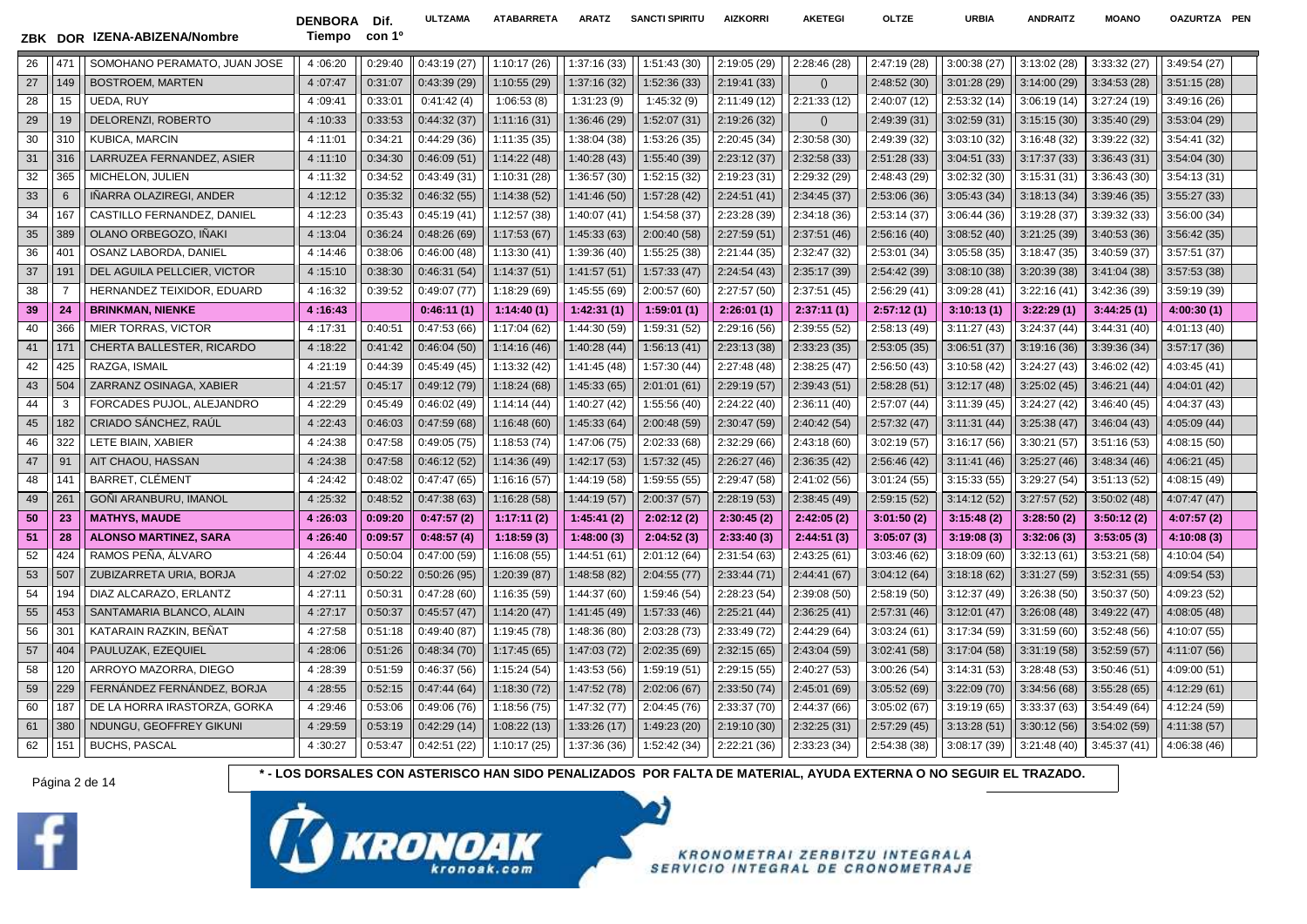| ZBK | DOR | IZENA-ABIZENA/Nombre | DENBORA Tiempo | Dif. con 1º | ULTZAMA | ATABARRETA | ARATZ | SANCTI SPIRITU | AIZKORRI | AKETEGI | OLTZE | URBIA | ANDRAITZ | MOANO | OAZURTZA | PEN |
|---|---|---|---|---|---|---|---|---|---|---|---|---|---|---|---|---|
| 26 | 471 | SOMOHANO PERAMATO, JUAN JOSE | 4 :06:20 | 0:29:40 | 0:43:19 (27) | 1:10:17 (26) | 1:37:16 (33) | 1:51:43 (30) | 2:19:05 (29) | 2:28:46 (28) | 2:47:19 (28) | 3:00:38 (27) | 3:13:02 (28) | 3:33:32 (27) | 3:49:54 (27) | |
| 27 | 149 | BOSTROEM, MARTEN | 4 :07:47 | 0:31:07 | 0:43:39 (29) | 1:10:55 (29) | 1:37:16 (32) | 1:52:36 (33) | 2:19:41 (33) | () | 2:48:52 (30) | 3:01:28 (29) | 3:14:00 (29) | 3:34:53 (28) | 3:51:15 (28) | |
| 28 | 15 | UEDA, RUY | 4 :09:41 | 0:33:01 | 0:41:42 (4) | 1:06:53 (8) | 1:31:23 (9) | 1:45:32 (9) | 2:11:49 (12) | 2:21:33 (12) | 2:40:07 (12) | 2:53:32 (14) | 3:06:19 (14) | 3:27:24 (19) | 3:49:16 (26) | |
| 29 | 19 | DELORENZI, ROBERTO | 4 :10:33 | 0:33:53 | 0:44:32 (37) | 1:11:16 (31) | 1:36:46 (29) | 1:52:07 (31) | 2:19:26 (32) | () | 2:49:39 (31) | 3:02:59 (31) | 3:15:15 (30) | 3:35:40 (29) | 3:53:04 (29) | |
| 30 | 310 | KUBICA, MARCIN | 4 :11:01 | 0:34:21 | 0:44:29 (36) | 1:11:35 (35) | 1:38:04 (38) | 1:53:26 (35) | 2:20:45 (34) | 2:30:58 (30) | 2:49:39 (32) | 3:03:10 (32) | 3:16:48 (32) | 3:39:22 (32) | 3:54:41 (32) | |
| 31 | 316 | LARRUZEA FERNANDEZ, ASIER | 4 :11:10 | 0:34:30 | 0:46:09 (51) | 1:14:22 (48) | 1:40:28 (43) | 1:55:40 (39) | 2:23:12 (37) | 2:32:58 (33) | 2:51:28 (33) | 3:04:51 (33) | 3:17:37 (33) | 3:36:43 (31) | 3:54:04 (30) | |
| 32 | 365 | MICHELON, JULIEN | 4 :11:32 | 0:34:52 | 0:43:49 (31) | 1:10:31 (28) | 1:36:57 (30) | 1:52:15 (32) | 2:19:23 (31) | 2:29:32 (29) | 2:48:43 (29) | 3:02:32 (30) | 3:15:31 (31) | 3:36:43 (30) | 3:54:13 (31) | |
| 33 | 6 | IÑARRA OLAZIREGI, ANDER | 4 :12:12 | 0:35:32 | 0:46:32 (55) | 1:14:38 (52) | 1:41:46 (50) | 1:57:28 (42) | 2:24:51 (41) | 2:34:45 (37) | 2:53:06 (36) | 3:05:43 (34) | 3:18:13 (34) | 3:39:46 (35) | 3:55:27 (33) | |
| 34 | 167 | CASTILLO FERNANDEZ, DANIEL | 4 :12:23 | 0:35:43 | 0:45:19 (41) | 1:12:57 (38) | 1:40:07 (41) | 1:54:58 (37) | 2:23:28 (39) | 2:34:18 (36) | 2:53:14 (37) | 3:06:44 (36) | 3:19:28 (37) | 3:39:32 (33) | 3:56:00 (34) | |
| 35 | 389 | OLANO ORBEGOZO, IÑAKI | 4 :13:04 | 0:36:24 | 0:48:26 (69) | 1:17:53 (67) | 1:45:33 (63) | 2:00:40 (58) | 2:27:59 (51) | 2:37:51 (46) | 2:56:16 (40) | 3:08:52 (40) | 3:21:25 (39) | 3:40:53 (36) | 3:56:42 (35) | |
| 36 | 401 | OSANZ LABORDA, DANIEL | 4 :14:46 | 0:38:06 | 0:46:00 (48) | 1:13:30 (41) | 1:39:36 (40) | 1:55:25 (38) | 2:21:44 (35) | 2:32:47 (32) | 2:53:01 (34) | 3:05:58 (35) | 3:18:47 (35) | 3:40:59 (37) | 3:57:51 (37) | |
| 37 | 191 | DEL AGUILA PELLCIER, VICTOR | 4 :15:10 | 0:38:30 | 0:46:31 (54) | 1:14:37 (51) | 1:41:57 (51) | 1:57:33 (47) | 2:24:54 (43) | 2:35:17 (39) | 2:54:42 (39) | 3:08:10 (38) | 3:20:39 (38) | 3:41:04 (38) | 3:57:53 (38) | |
| 38 | 7 | HERNANDEZ TEIXIDOR, EDUARD | 4 :16:32 | 0:39:52 | 0:49:07 (77) | 1:18:29 (69) | 1:45:55 (69) | 2:00:57 (60) | 2:27:57 (50) | 2:37:51 (45) | 2:56:29 (41) | 3:09:28 (41) | 3:22:16 (41) | 3:42:36 (39) | 3:59:19 (39) | |
| **39** | **24** | **BRINKMAN, NIENKE** | **4 :16:43** | | **0:46:11 (1)** | **1:14:40 (1)** | **1:42:31 (1)** | **1:59:01 (1)** | **2:26:01 (1)** | **2:37:11 (1)** | **2:57:12 (1)** | **3:10:13 (1)** | **3:22:29 (1)** | **3:44:25 (1)** | **4:00:30 (1)** | |
| 40 | 366 | MIER TORRAS, VICTOR | 4 :17:31 | 0:40:51 | 0:47:53 (66) | 1:17:04 (62) | 1:44:30 (59) | 1:59:31 (52) | 2:29:16 (56) | 2:39:55 (52) | 2:58:13 (49) | 3:11:27 (43) | 3:24:37 (44) | 3:44:31 (40) | 4:01:13 (40) | |
| 41 | 171 | CHERTA BALLESTER, RICARDO | 4 :18:22 | 0:41:42 | 0:46:04 (50) | 1:14:16 (46) | 1:40:28 (44) | 1:56:13 (41) | 2:23:13 (38) | 2:33:23 (35) | 2:53:05 (35) | 3:06:51 (37) | 3:19:16 (36) | 3:39:36 (34) | 3:57:17 (36) | |
| 42 | 425 | RAZGA, ISMAIL | 4 :21:19 | 0:44:39 | 0:45:49 (45) | 1:13:32 (42) | 1:41:45 (48) | 1:57:30 (44) | 2:27:48 (48) | 2:38:25 (47) | 2:56:50 (43) | 3:10:58 (42) | 3:24:27 (43) | 3:46:02 (42) | 4:03:45 (41) | |
| 43 | 504 | ZARRANZ OSINAGA, XABIER | 4 :21:57 | 0:45:17 | 0:49:12 (79) | 1:18:24 (68) | 1:45:33 (65) | 2:01:01 (61) | 2:29:19 (57) | 2:39:43 (51) | 2:58:28 (51) | 3:12:17 (48) | 3:25:02 (45) | 3:46:21 (44) | 4:04:01 (42) | |
| 44 | 3 | FORCADES PUJOL, ALEJANDRO | 4 :22:29 | 0:45:49 | 0:46:02 (49) | 1:14:14 (44) | 1:40:27 (42) | 1:55:56 (40) | 2:24:22 (40) | 2:36:11 (40) | 2:57:07 (44) | 3:11:39 (45) | 3:24:27 (42) | 3:46:40 (45) | 4:04:37 (43) | |
| 45 | 182 | CRIADO SÁNCHEZ, RAÚL | 4 :22:43 | 0:46:03 | 0:47:59 (68) | 1:16:48 (60) | 1:45:33 (64) | 2:00:48 (59) | 2:30:47 (59) | 2:40:42 (54) | 2:57:32 (47) | 3:11:31 (44) | 3:25:38 (47) | 3:46:04 (43) | 4:05:09 (44) | |
| 46 | 322 | LETE BAIN, XABIER | 4 :24:38 | 0:47:58 | 0:49:05 (75) | 1:18:53 (74) | 1:47:06 (75) | 2:02:33 (68) | 2:32:29 (66) | 2:43:18 (60) | 3:02:19 (57) | 3:16:17 (56) | 3:30:21 (57) | 3:51:16 (53) | 4:08:15 (50) | |
| 47 | 91 | AIT CHAOU, HASSAN | 4 :24:38 | 0:47:58 | 0:46:12 (52) | 1:14:36 (49) | 1:42:17 (53) | 1:57:32 (45) | 2:26:27 (46) | 2:36:35 (42) | 2:56:46 (42) | 3:11:41 (46) | 3:25:27 (46) | 3:48:34 (46) | 4:06:21 (45) | |
| 48 | 141 | BARRET, CLÉMENT | 4 :24:42 | 0:48:02 | 0:47:47 (65) | 1:16:16 (57) | 1:44:19 (58) | 1:59:55 (55) | 2:29:47 (58) | 2:41:02 (56) | 3:01:24 (55) | 3:15:33 (55) | 3:29:27 (54) | 3:51:13 (52) | 4:08:15 (49) | |
| 49 | 261 | GOÑI ARANBURU, IMANOL | 4 :25:32 | 0:48:52 | 0:47:38 (63) | 1:16:28 (58) | 1:44:19 (57) | 2:00:37 (57) | 2:28:19 (53) | 2:38:45 (49) | 2:59:15 (52) | 3:14:12 (52) | 3:27:57 (52) | 3:50:02 (48) | 4:07:47 (47) | |
| **50** | **23** | **MATHYS, MAUDE** | **4 :26:03** | **0:09:20** | **0:47:57 (2)** | **1:17:11 (2)** | **1:45:41 (2)** | **2:02:12 (2)** | **2:30:45 (2)** | **2:42:05 (2)** | **3:01:50 (2)** | **3:15:48 (2)** | **3:28:50 (2)** | **3:50:12 (2)** | **4:07:57 (2)** | |
| **51** | **28** | **ALONSO MARTINEZ, SARA** | **4 :26:40** | **0:09:57** | **0:48:57 (4)** | **1:18:59 (3)** | **1:48:00 (3)** | **2:04:52 (3)** | **2:33:40 (3)** | **2:44:51 (3)** | **3:05:07 (3)** | **3:19:08 (3)** | **3:32:06 (3)** | **3:53:05 (3)** | **4:10:08 (3)** | |
| 52 | 424 | RAMOS PEÑA, ÁLVARO | 4 :26:44 | 0:50:04 | 0:47:00 (59) | 1:16:08 (55) | 1:44:51 (61) | 2:01:12 (64) | 2:31:54 (63) | 2:43:25 (61) | 3:03:46 (62) | 3:18:09 (60) | 3:32:13 (61) | 3:53:21 (58) | 4:10:04 (54) | |
| 53 | 507 | ZUBIZARRETA URIA, BORJA | 4 :27:02 | 0:50:22 | 0:50:26 (95) | 1:20:39 (87) | 1:48:58 (82) | 2:04:55 (77) | 2:33:44 (71) | 2:44:41 (67) | 3:04:12 (64) | 3:18:18 (62) | 3:31:27 (59) | 3:52:31 (55) | 4:09:54 (53) | |
| 54 | 194 | DIAZ ALCARAZO, ERLANTZ | 4 :27:11 | 0:50:31 | 0:47:28 (60) | 1:16:35 (59) | 1:44:37 (60) | 1:59:46 (54) | 2:28:23 (54) | 2:39:08 (50) | 2:58:19 (50) | 3:12:37 (49) | 3:26:38 (50) | 3:50:37 (50) | 4:09:23 (52) | |
| 55 | 453 | SANTAMARIA BLANCO, ALAIN | 4 :27:17 | 0:50:37 | 0:45:57 (47) | 1:14:20 (47) | 1:41:45 (49) | 1:57:33 (46) | 2:25:21 (44) | 2:36:25 (41) | 2:57:31 (46) | 3:12:01 (47) | 3:26:08 (48) | 3:49:22 (47) | 4:08:05 (48) | |
| 56 | 301 | KATARAIN RAZKIN, BEÑAT | 4 :27:58 | 0:51:18 | 0:49:40 (87) | 1:19:45 (78) | 1:48:36 (80) | 2:03:28 (73) | 2:33:49 (72) | 2:44:29 (64) | 3:03:24 (61) | 3:17:34 (59) | 3:31:59 (60) | 3:52:48 (56) | 4:10:07 (55) | |
| 57 | 404 | PAULUZAK, EZEQUIEL | 4 :28:06 | 0:51:26 | 0:48:34 (70) | 1:17:45 (65) | 1:47:03 (72) | 2:02:35 (69) | 2:32:15 (65) | 2:43:04 (59) | 3:02:41 (58) | 3:17:04 (58) | 3:31:19 (58) | 3:52:59 (57) | 4:11:07 (56) | |
| 58 | 120 | ARROYO MAZORRA, DIEGO | 4 :28:39 | 0:51:59 | 0:46:37 (56) | 1:15:24 (54) | 1:43:53 (56) | 1:59:19 (51) | 2:29:15 (55) | 2:40:27 (53) | 3:00:26 (54) | 3:14:31 (53) | 3:28:48 (53) | 3:50:46 (51) | 4:09:00 (51) | |
| 59 | 229 | FERNÁNDEZ FERNÁNDEZ, BORJA | 4 :28:55 | 0:52:15 | 0:47:44 (64) | 1:18:30 (72) | 1:47:52 (78) | 2:02:06 (67) | 2:33:50 (74) | 2:45:01 (69) | 3:05:52 (69) | 3:22:09 (70) | 3:34:56 (68) | 3:55:28 (65) | 4:12:29 (61) | |
| 60 | 187 | DE LA HORRA IRASTORZA, GORKA | 4 :29:46 | 0:53:06 | 0:49:06 (76) | 1:18:56 (75) | 1:47:32 (77) | 2:04:45 (76) | 2:33:37 (70) | 2:44:37 (66) | 3:05:02 (67) | 3:19:19 (65) | 3:33:37 (63) | 3:54:49 (64) | 4:12:24 (59) | |
| 61 | 380 | NDUNGU, GEOFFREY GIKUNI | 4 :29:59 | 0:53:19 | 0:42:29 (14) | 1:08:22 (13) | 1:33:26 (17) | 1:49:23 (20) | 2:19:10 (30) | 2:32:25 (31) | 2:57:29 (45) | 3:13:28 (51) | 3:30:12 (56) | 3:54:02 (59) | 4:11:38 (57) | |
| 62 | 151 | BUCHS, PASCAL | 4 :30:27 | 0:53:47 | 0:42:51 (22) | 1:10:17 (25) | 1:37:36 (36) | 1:52:42 (34) | 2:22:21 (36) | 2:33:23 (34) | 2:54:38 (38) | 3:08:17 (39) | 3:21:48 (40) | 3:45:37 (41) | 4:06:38 (46) | |

**\* - LOS DORSALES CON ASTERISCO HAN SIDO PENALIZADOS POR FALTA DE MATERIAL, AYUDA EXTERNA O NO SEGUIR EL TRAZADO.**

KRONOAK kronoak.com

KRONOMETRAI ZERBITZU INTEGRALA
SERVICIO INTEGRAL DE CRONOMETRAJE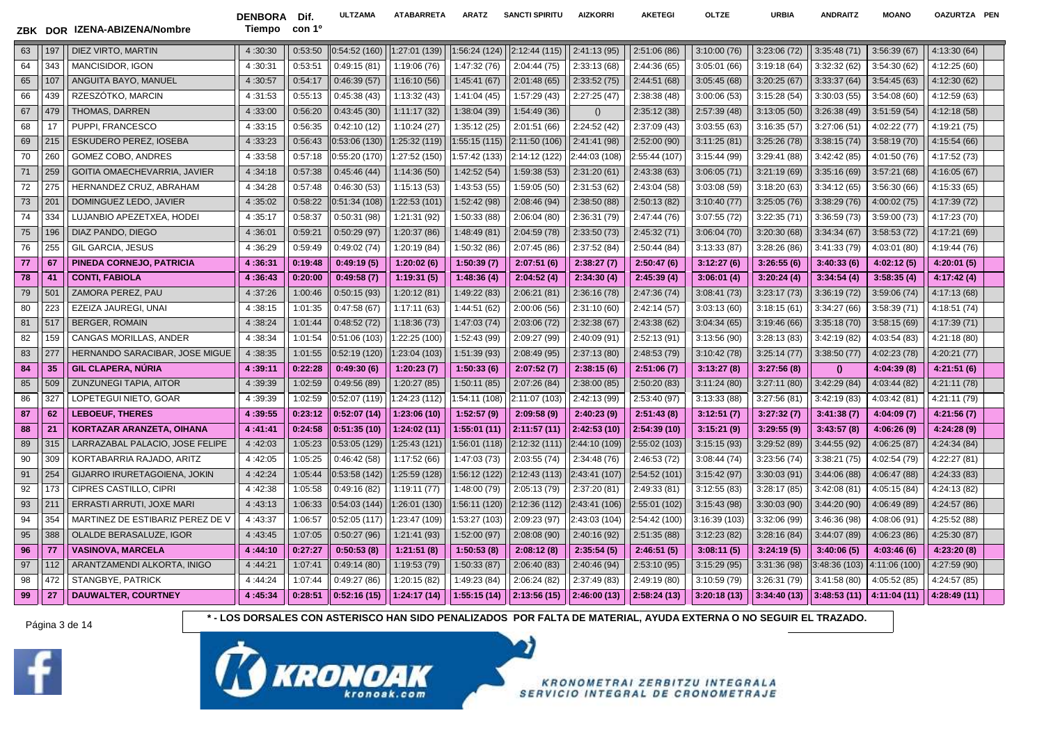| ZBK | DOR | IZENA-ABIZENA/Nombre | DENBORA Tiempo | Dif. con 1º | ULTZAMA | ATABARRETA | ARATZ | SANCTI SPIRITU | AIZKORRI | AKETEGI | OLTZE | URBIA | ANDRAITZ | MOANO | OAZURTZA | PEN |
|---|---|---|---|---|---|---|---|---|---|---|---|---|---|---|---|---|
| 63 | 197 | DIEZ VIRTO, MARTIN | 4 :30:30 | 0:53:50 | 0:54:52 (160) | 1:27:01 (139) | 1:56:24 (124) | 2:12:44 (115) | 2:41:13 (95) | 2:51:06 (86) | 3:10:00 (76) | 3:23:06 (72) | 3:35:48 (71) | 3:56:39 (67) | 4:13:30 (64) | |
| 64 | 343 | MANCISIDOR, IGON | 4 :30:31 | 0:53:51 | 0:49:15 (81) | 1:19:06 (76) | 1:47:32 (76) | 2:04:44 (75) | 2:33:13 (68) | 2:44:36 (65) | 3:05:01 (66) | 3:19:18 (64) | 3:32:32 (62) | 3:54:30 (62) | 4:12:25 (60) | |
| 65 | 107 | ANGUITA BAYO, MANUEL | 4 :30:57 | 0:54:17 | 0:46:39 (57) | 1:16:10 (56) | 1:45:41 (67) | 2:01:48 (65) | 2:33:52 (75) | 2:44:51 (68) | 3:05:45 (68) | 3:20:25 (67) | 3:33:37 (64) | 3:54:45 (63) | 4:12:30 (62) | |
| 66 | 439 | RZESZÓTKO, MARCIN | 4 :31:53 | 0:55:13 | 0:45:38 (43) | 1:13:32 (43) | 1:41:04 (45) | 1:57:29 (43) | 2:27:25 (47) | 2:38:38 (48) | 3:00:06 (53) | 3:15:28 (54) | 3:30:03 (55) | 3:54:08 (60) | 4:12:59 (63) | |
| 67 | 479 | THOMAS, DARREN | 4 :33:00 | 0:56:20 | 0:43:45 (30) | 1:11:17 (32) | 1:38:04 (39) | 1:54:49 (36) | () | 2:35:12 (38) | 2:57:39 (48) | 3:13:05 (50) | 3:26:38 (49) | 3:51:59 (54) | 4:12:18 (58) | |
| 68 | 17 | PUPPI, FRANCESCO | 4 :33:15 | 0:56:35 | 0:42:10 (12) | 1:10:24 (27) | 1:35:12 (25) | 2:01:51 (66) | 2:24:52 (42) | 2:37:09 (43) | 3:03:55 (63) | 3:16:35 (57) | 3:27:06 (51) | 4:02:22 (77) | 4:19:21 (75) | |
| 69 | 215 | ESKUDERO PEREZ, IOSEBA | 4 :33:23 | 0:56:43 | 0:53:06 (130) | 1:25:32 (119) | 1:55:15 (115) | 2:11:50 (106) | 2:41:41 (98) | 2:52:00 (90) | 3:11:25 (81) | 3:25:26 (78) | 3:38:15 (74) | 3:58:19 (70) | 4:15:54 (66) | |
| 70 | 260 | GOMEZ COBO, ANDRES | 4 :33:58 | 0:57:18 | 0:55:20 (170) | 1:27:52 (150) | 1:57:42 (133) | 2:14:12 (122) | 2:44:03 (108) | 2:55:44 (107) | 3:15:44 (99) | 3:29:41 (88) | 3:42:42 (85) | 4:01:50 (76) | 4:17:52 (73) | |
| 71 | 259 | GOITIA OMAECHEVARRIA, JAVIER | 4 :34:18 | 0:57:38 | 0:45:46 (44) | 1:14:36 (50) | 1:42:52 (54) | 1:59:38 (53) | 2:31:20 (61) | 2:43:38 (63) | 3:06:05 (71) | 3:21:19 (69) | 3:35:16 (69) | 3:57:21 (68) | 4:16:05 (67) | |
| 72 | 275 | HERNANDEZ CRUZ, ABRAHAM | 4 :34:28 | 0:57:48 | 0:46:30 (53) | 1:15:13 (53) | 1:43:53 (55) | 1:59:05 (50) | 2:31:53 (62) | 2:43:04 (58) | 3:03:08 (59) | 3:18:20 (63) | 3:34:12 (65) | 3:56:30 (66) | 4:15:33 (65) | |
| 73 | 201 | DOMINGUEZ LEDO, JAVIER | 4 :35:02 | 0:58:22 | 0:51:34 (108) | 1:22:53 (101) | 1:52:42 (98) | 2:08:46 (94) | 2:38:50 (88) | 2:50:13 (82) | 3:10:40 (77) | 3:25:05 (76) | 3:38:29 (76) | 4:00:02 (75) | 4:17:39 (72) | |
| 74 | 334 | LUJANBIO APEZETXEA, HODEI | 4 :35:17 | 0:58:37 | 0:50:31 (98) | 1:21:31 (92) | 1:50:33 (88) | 2:06:04 (80) | 2:36:31 (79) | 2:47:44 (76) | 3:07:55 (72) | 3:22:35 (71) | 3:36:59 (73) | 3:59:00 (73) | 4:17:23 (70) | |
| 75 | 196 | DIAZ PANDO, DIEGO | 4 :36:01 | 0:59:21 | 0:50:29 (97) | 1:20:37 (86) | 1:48:49 (81) | 2:04:59 (78) | 2:33:50 (73) | 2:45:32 (71) | 3:06:04 (70) | 3:20:30 (68) | 3:34:34 (67) | 3:58:53 (72) | 4:17:21 (69) | |
| 76 | 255 | GIL GARCIA, JESUS | 4 :36:29 | 0:59:49 | 0:49:02 (74) | 1:20:19 (84) | 1:50:32 (86) | 2:07:45 (86) | 2:37:52 (84) | 2:50:44 (84) | 3:13:33 (87) | 3:28:26 (86) | 3:41:33 (79) | 4:03:01 (80) | 4:19:44 (76) | |
| **77** | **67** | **PINEDA CORNEJO, PATRICIA** | **4 :36:31** | **0:19:48** | **0:49:19 (5)** | **1:20:02 (6)** | **1:50:39 (7)** | **2:07:51 (6)** | **2:38:27 (7)** | **2:50:47 (6)** | **3:12:27 (6)** | **3:26:55 (6)** | **3:40:33 (6)** | **4:02:12 (5)** | **4:20:01 (5)** | |
| **78** | **41** | **CONTI, FABIOLA** | **4 :36:43** | **0:20:00** | **0:49:58 (7)** | **1:19:31 (5)** | **1:48:36 (4)** | **2:04:52 (4)** | **2:34:30 (4)** | **2:45:39 (4)** | **3:06:01 (4)** | **3:20:24 (4)** | **3:34:54 (4)** | **3:58:35 (4)** | **4:17:42 (4)** | |
| 79 | 501 | ZAMORA PEREZ, PAU | 4 :37:26 | 1:00:46 | 0:50:15 (93) | 1:20:12 (81) | 1:49:22 (83) | 2:06:21 (81) | 2:36:16 (78) | 2:47:36 (74) | 3:08:41 (73) | 3:23:17 (73) | 3:36:19 (72) | 3:59:06 (74) | 4:17:13 (68) | |
| 80 | 223 | EZEIZA JAUREGI, UNAI | 4 :38:15 | 1:01:35 | 0:47:58 (67) | 1:17:11 (63) | 1:44:51 (62) | 2:00:06 (56) | 2:31:10 (60) | 2:42:14 (57) | 3:03:13 (60) | 3:18:15 (61) | 3:34:27 (66) | 3:58:39 (71) | 4:18:51 (74) | |
| 81 | 517 | BERGER, ROMAIN | 4 :38:24 | 1:01:44 | 0:48:52 (72) | 1:18:36 (73) | 1:47:03 (74) | 2:03:06 (72) | 2:32:38 (67) | 2:43:38 (62) | 3:04:34 (65) | 3:19:46 (66) | 3:35:18 (70) | 3:58:15 (69) | 4:17:39 (71) | |
| 82 | 159 | CANGAS MORILLAS, ANDER | 4 :38:34 | 1:01:54 | 0:51:06 (103) | 1:22:25 (100) | 1:52:43 (99) | 2:09:27 (99) | 2:40:09 (91) | 2:52:13 (91) | 3:13:56 (90) | 3:28:13 (83) | 3:42:19 (82) | 4:03:54 (83) | 4:21:18 (80) | |
| 83 | 277 | HERNANDO SARACIBAR, JOSE MIGUE | 4 :38:35 | 1:01:55 | 0:52:19 (120) | 1:23:04 (103) | 1:51:39 (93) | 2:08:49 (95) | 2:37:13 (80) | 2:48:53 (79) | 3:10:42 (78) | 3:25:14 (77) | 3:38:50 (77) | 4:02:23 (78) | 4:20:21 (77) | |
| **84** | **35** | **GIL CLAPERA, NÚRIA** | **4 :39:11** | **0:22:28** | **0:49:30 (6)** | **1:20:23 (7)** | **1:50:33 (6)** | **2:07:52 (7)** | **2:38:15 (6)** | **2:51:06 (7)** | **3:13:27 (8)** | **3:27:56 (8)** | **()** | **4:04:39 (8)** | **4:21:51 (6)** | |
| 85 | 509 | ZUNZUNEGI TAPIA, AITOR | 4 :39:39 | 1:02:59 | 0:49:56 (89) | 1:20:27 (85) | 1:50:11 (85) | 2:07:26 (84) | 2:38:00 (85) | 2:50:20 (83) | 3:11:24 (80) | 3:27:11 (80) | 3:42:29 (84) | 4:03:44 (82) | 4:21:11 (78) | |
| 86 | 327 | LOPETEGUI NIETO, GOAR | 4 :39:39 | 1:02:59 | 0:52:07 (119) | 1:24:23 (112) | 1:54:11 (108) | 2:11:07 (103) | 2:42:13 (99) | 2:53:40 (97) | 3:13:33 (88) | 3:27:56 (81) | 3:42:19 (83) | 4:03:42 (81) | 4:21:11 (79) | |
| **87** | **62** | **LEBOEUF, THERES** | **4 :39:55** | **0:23:12** | **0:52:07 (14)** | **1:23:06 (10)** | **1:52:57 (9)** | **2:09:58 (9)** | **2:40:23 (9)** | **2:51:43 (8)** | **3:12:51 (7)** | **3:27:32 (7)** | **3:41:38 (7)** | **4:04:09 (7)** | **4:21:56 (7)** | |
| **88** | **21** | **KORTAZAR ARANZETA, OIHANA** | **4 :41:41** | **0:24:58** | **0:51:35 (10)** | **1:24:02 (11)** | **1:55:01 (11)** | **2:11:57 (11)** | **2:42:53 (10)** | **2:54:39 (10)** | **3:15:21 (9)** | **3:29:55 (9)** | **3:43:57 (8)** | **4:06:26 (9)** | **4:24:28 (9)** | |
| 89 | 315 | LARRAZABAL PALACIO, JOSE FELIPE | 4 :42:03 | 1:05:23 | 0:53:05 (129) | 1:25:43 (121) | 1:56:01 (118) | 2:12:32 (111) | 2:44:10 (109) | 2:55:02 (103) | 3:15:15 (93) | 3:29:52 (89) | 3:44:55 (92) | 4:06:25 (87) | 4:24:34 (84) | |
| 90 | 309 | KORTABARRIA RAJADO, ARITZ | 4 :42:05 | 1:05:25 | 0:46:42 (58) | 1:17:52 (66) | 1:47:03 (73) | 2:03:55 (74) | 2:34:48 (76) | 2:46:53 (72) | 3:08:44 (74) | 3:23:56 (74) | 3:38:21 (75) | 4:02:54 (79) | 4:22:27 (81) | |
| 91 | 254 | GIJARRO IRURETAGOIENA, JOKIN | 4 :42:24 | 1:05:44 | 0:53:58 (142) | 1:25:59 (128) | 1:56:12 (122) | 2:12:43 (113) | 2:43:41 (107) | 2:54:52 (101) | 3:15:42 (97) | 3:30:03 (91) | 3:44:06 (88) | 4:06:47 (88) | 4:24:33 (83) | |
| 92 | 173 | CIPRES CASTILLO, CIPRI | 4 :42:38 | 1:05:58 | 0:49:16 (82) | 1:19:11 (77) | 1:48:00 (79) | 2:05:13 (79) | 2:37:20 (81) | 2:49:33 (81) | 3:12:55 (83) | 3:28:17 (85) | 3:42:08 (81) | 4:05:15 (84) | 4:24:13 (82) | |
| 93 | 211 | ERRASTI ARRUTI, JOXE MARI | 4 :43:13 | 1:06:33 | 0:54:03 (144) | 1:26:01 (130) | 1:56:11 (120) | 2:12:36 (112) | 2:43:41 (106) | 2:55:01 (102) | 3:15:43 (98) | 3:30:03 (90) | 3:44:20 (90) | 4:06:49 (89) | 4:24:57 (86) | |
| 94 | 354 | MARTINEZ DE ESTIBARIZ PEREZ DE V | 4 :43:37 | 1:06:57 | 0:52:05 (117) | 1:23:47 (109) | 1:53:27 (103) | 2:09:23 (97) | 2:43:03 (104) | 2:54:42 (100) | 3:16:39 (103) | 3:32:06 (99) | 3:46:36 (98) | 4:08:06 (91) | 4:25:52 (88) | |
| 95 | 388 | OLALDE BERASALUZE, IGOR | 4 :43:45 | 1:07:05 | 0:50:27 (96) | 1:21:41 (93) | 1:52:00 (97) | 2:08:08 (90) | 2:40:16 (92) | 2:51:35 (88) | 3:12:23 (82) | 3:28:16 (84) | 3:44:07 (89) | 4:06:23 (86) | 4:25:30 (87) | |
| **96** | **77** | **VASINOVA, MARCELA** | **4 :44:10** | **0:27:27** | **0:50:53 (8)** | **1:21:51 (8)** | **1:50:53 (8)** | **2:08:12 (8)** | **2:35:54 (5)** | **2:46:51 (5)** | **3:08:11 (5)** | **3:24:19 (5)** | **3:40:06 (5)** | **4:03:46 (6)** | **4:23:20 (8)** | |
| 97 | 112 | ARANTZAMENDI ALKORTA, INIGO | 4 :44:21 | 1:07:41 | 0:49:14 (80) | 1:19:53 (79) | 1:50:33 (87) | 2:06:40 (83) | 2:40:46 (94) | 2:53:10 (95) | 3:15:29 (95) | 3:31:36 (98) | 3:48:36 (103) | 4:11:06 (100) | 4:27:59 (90) | |
| 98 | 472 | STANGBYE, PATRICK | 4 :44:24 | 1:07:44 | 0:49:27 (86) | 1:20:15 (82) | 1:49:23 (84) | 2:06:24 (82) | 2:37:49 (83) | 2:49:19 (80) | 3:10:59 (79) | 3:26:31 (79) | 3:41:58 (80) | 4:05:52 (85) | 4:24:57 (85) | |
| **99** | **27** | **DAUWALTER, COURTNEY** | **4 :45:34** | **0:28:51** | **0:52:16 (15)** | **1:24:17 (14)** | **1:55:15 (14)** | **2:13:56 (15)** | **2:46:00 (13)** | **2:58:24 (13)** | **3:20:18 (13)** | **3:34:40 (13)** | **3:48:53 (11)** | **4:11:04 (11)** | **4:28:49 (11)** | |

**\* - LOS DORSALES CON ASTERISCO HAN SIDO PENALIZADOS POR FALTA DE MATERIAL, AYUDA EXTERNA O NO SEGUIR EL TRAZADO.**

KRONOAK kronoak.com

KRONOMETRAI ZERBITZU INTEGRALA
SERVICIO INTEGRAL DE CRONOMETRAJE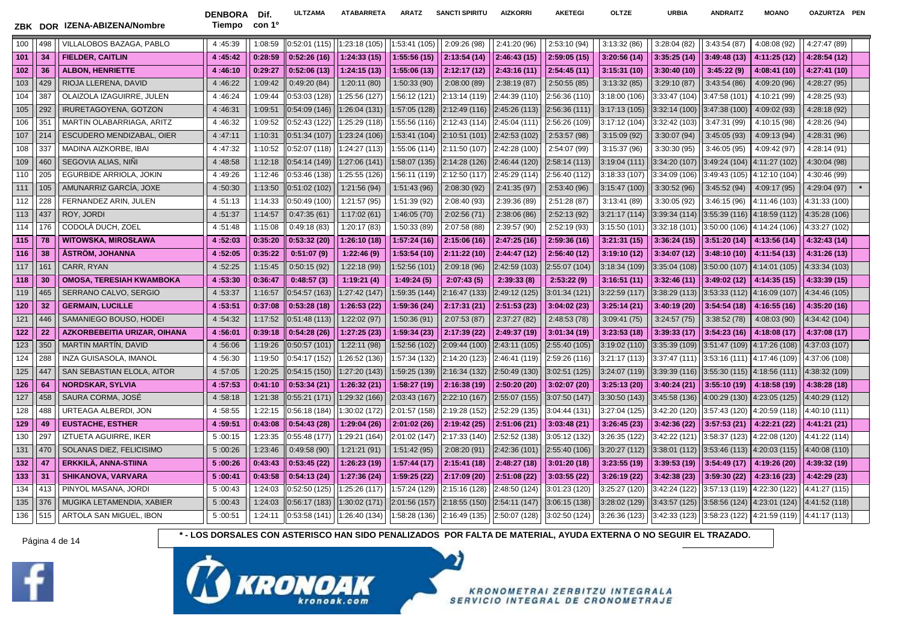| ZBK | DOR | IZENA-ABIZENA/Nombre | DENBORA Tiempo | Dif. con 1º | ULTZAMA | ATABARRETA | ARATZ | SANCTI SPIRITU | AIZKORRI | AKETEGI | OLTZE | URBIA | ANDRAITZ | MOANO | OAZURTZA | PEN |
|---|---|---|---|---|---|---|---|---|---|---|---|---|---|---|---|---|
| 100 | 498 | VILLALOBOS BAZAGA, PABLO | 4 :45:39 | 1:08:59 | 0:52:01 (115) | 1:23:18 (105) | 1:53:41 (105) | 2:09:26 (98) | 2:41:20 (96) | 2:53:10 (94) | 3:13:32 (86) | 3:28:04 (82) | 3:43:54 (87) | 4:08:08 (92) | 4:27:47 (89) | |
| **101** | **34** | **FIELDER, CAITLIN** | **4 :45:42** | **0:28:59** | **0:52:26 (16)** | **1:24:33 (15)** | **1:55:56 (15)** | **2:13:54 (14)** | **2:46:43 (15)** | **2:59:05 (15)** | **3:20:56 (14)** | **3:35:25 (14)** | **3:49:48 (13)** | **4:11:25 (12)** | **4:28:54 (12)** | |
| **102** | **36** | **ALBON, HENRIETTE** | **4 :46:10** | **0:29:27** | **0:52:06 (13)** | **1:24:15 (13)** | **1:55:06 (13)** | **2:12:17 (12)** | **2:43:16 (11)** | **2:54:45 (11)** | **3:15:31 (10)** | **3:30:40 (10)** | **3:45:22 (9)** | **4:08:41 (10)** | **4:27:41 (10)** | |
| 103 | 429 | RIOJA LLERENA, DAVID | 4 :46:22 | 1:09:42 | 0:49:20 (84) | 1:20:11 (80) | 1:50:33 (90) | 2:08:00 (89) | 2:38:19 (87) | 2:50:55 (85) | 3:13:32 (85) | 3:29:10 (87) | 3:43:54 (86) | 4:09:20 (96) | 4:28:27 (95) | |
| 104 | 387 | OLAIZOLA IZAGUIRRE, JULEN | 4 :46:24 | 1:09:44 | 0:53:03 (128) | 1:25:56 (127) | 1:56:12 (121) | 2:13:14 (119) | 2:44:39 (110) | 2:56:36 (110) | 3:18:00 (106) | 3:33:47 (104) | 3:47:58 (101) | 4:10:21 (99) | 4:28:25 (93) | |
| 105 | 292 | IRURETAGOYENA, GOTZON | 4 :46:31 | 1:09:51 | 0:54:09 (146) | 1:26:04 (131) | 1:57:05 (128) | 2:12:49 (116) | 2:45:26 (113) | 2:56:36 (111) | 3:17:13 (105) | 3:32:14 (100) | 3:47:38 (100) | 4:09:02 (93) | 4:28:18 (92) | |
| 106 | 351 | MARTIN OLABARRIAGA, ARITZ | 4 :46:32 | 1:09:52 | 0:52:43 (122) | 1:25:29 (118) | 1:55:56 (116) | 2:12:43 (114) | 2:45:04 (111) | 2:56:26 (109) | 3:17:12 (104) | 3:32:42 (103) | 3:47:31 (99) | 4:10:15 (98) | 4:28:26 (94) | |
| 107 | 214 | ESCUDERO MENDIZABAL, OIER | 4 :47:11 | 1:10:31 | 0:51:34 (107) | 1:23:24 (106) | 1:53:41 (104) | 2:10:51 (101) | 2:42:53 (102) | 2:53:57 (98) | 3:15:09 (92) | 3:30:07 (94) | 3:45:05 (93) | 4:09:13 (94) | 4:28:31 (96) | |
| 108 | 337 | MADINA AIZKORBE, IBAI | 4 :47:32 | 1:10:52 | 0:52:07 (118) | 1:24:27 (113) | 1:55:06 (114) | 2:11:50 (107) | 2:42:28 (100) | 2:54:07 (99) | 3:15:37 (96) | 3:30:30 (95) | 3:46:05 (95) | 4:09:42 (97) | 4:28:14 (91) | |
| 109 | 460 | SEGOVIA ALIAS, NIÑI | 4 :48:58 | 1:12:18 | 0:54:14 (149) | 1:27:06 (141) | 1:58:07 (135) | 2:14:28 (126) | 2:46:44 (120) | 2:58:14 (113) | 3:19:04 (111) | 3:34:20 (107) | 3:49:24 (104) | 4:11:27 (102) | 4:30:04 (98) | |
| 110 | 205 | EGURBIDE ARRIOLA, JOKIN | 4 :49:26 | 1:12:46 | 0:53:46 (138) | 1:25:55 (126) | 1:56:11 (119) | 2:12:50 (117) | 2:45:29 (114) | 2:56:40 (112) | 3:18:33 (107) | 3:34:09 (106) | 3:49:43 (105) | 4:12:10 (104) | 4:30:46 (99) | |
| 111 | 105 | AMUNARRIZ GARCÍA, JOXE | 4 :50:30 | 1:13:50 | 0:51:02 (102) | 1:21:56 (94) | 1:51:43 (96) | 2:08:30 (92) | 2:41:35 (97) | 2:53:40 (96) | 3:15:47 (100) | 3:30:52 (96) | 3:45:52 (94) | 4:09:17 (95) | 4:29:04 (97) | * |
| 112 | 228 | FERNANDEZ ARIN, JULEN | 4 :51:13 | 1:14:33 | 0:50:49 (100) | 1:21:57 (95) | 1:51:39 (92) | 2:08:40 (93) | 2:39:36 (89) | 2:51:28 (87) | 3:13:41 (89) | 3:30:05 (92) | 3:46:15 (96) | 4:11:46 (103) | 4:31:33 (100) | |
| 113 | 437 | ROY, JORDI | 4 :51:37 | 1:14:57 | 0:47:35 (61) | 1:17:02 (61) | 1:46:05 (70) | 2:02:56 (71) | 2:38:06 (86) | 2:52:13 (92) | 3:21:17 (114) | 3:39:34 (114) | 3:55:39 (116) | 4:18:59 (112) | 4:35:28 (106) | |
| 114 | 176 | CODOLÀ DUCH, ZOEL | 4 :51:48 | 1:15:08 | 0:49:18 (83) | 1:20:17 (83) | 1:50:33 (89) | 2:07:58 (88) | 2:39:57 (90) | 2:52:19 (93) | 3:15:50 (101) | 3:32:18 (101) | 3:50:00 (106) | 4:14:24 (106) | 4:33:27 (102) | |
| **115** | **78** | **WITOWSKA, MIROSŁAWA** | **4 :52:03** | **0:35:20** | **0:53:32 (20)** | **1:26:10 (18)** | **1:57:24 (16)** | **2:15:06 (16)** | **2:47:25 (16)** | **2:59:36 (16)** | **3:21:31 (15)** | **3:36:24 (15)** | **3:51:20 (14)** | **4:13:56 (14)** | **4:32:43 (14)** | |
| **116** | **38** | **ÅSTRÖM, JOHANNA** | **4 :52:05** | **0:35:22** | **0:51:07 (9)** | **1:22:46 (9)** | **1:53:54 (10)** | **2:11:22 (10)** | **2:44:47 (12)** | **2:56:40 (12)** | **3:19:10 (12)** | **3:34:07 (12)** | **3:48:10 (10)** | **4:11:54 (13)** | **4:31:26 (13)** | |
| 117 | 161 | CARR, RYAN | 4 :52:25 | 1:15:45 | 0:50:15 (92) | 1:22:18 (99) | 1:52:56 (101) | 2:09:18 (96) | 2:42:59 (103) | 2:55:07 (104) | 3:18:34 (109) | 3:35:04 (108) | 3:50:00 (107) | 4:14:01 (105) | 4:33:34 (103) | |
| **118** | **30** | **OMOSA, TERESIAH KWAMBOKA** | **4 :53:30** | **0:36:47** | **0:48:57 (3)** | **1:19:21 (4)** | **1:49:24 (5)** | **2:07:43 (5)** | **2:39:33 (8)** | **2:53:22 (9)** | **3:16:51 (11)** | **3:32:46 (11)** | **3:49:02 (12)** | **4:14:35 (15)** | **4:33:39 (15)** | |
| 119 | 465 | SERRANO CALVO, SERGIO | 4 :53:37 | 1:16:57 | 0:54:57 (163) | 1:27:42 (147) | 1:59:15 (144) | 2:16:47 (133) | 2:49:12 (125) | 3:01:34 (121) | 3:22:59 (117) | 3:38:29 (113) | 3:53:33 (112) | 4:16:09 (107) | 4:34:46 (105) | |
| **120** | **32** | **GERMAIN, LUCILLE** | **4 :53:51** | **0:37:08** | **0:53:28 (18)** | **1:26:53 (22)** | **1:59:36 (24)** | **2:17:31 (21)** | **2:51:53 (23)** | **3:04:02 (23)** | **3:25:14 (21)** | **3:40:19 (20)** | **3:54:54 (18)** | **4:16:55 (16)** | **4:35:20 (16)** | |
| 121 | 446 | SAMANIEGO BOUSO, HODEI | 4 :54:32 | 1:17:52 | 0:51:48 (113) | 1:22:02 (97) | 1:50:36 (91) | 2:07:53 (87) | 2:37:27 (82) | 2:48:53 (78) | 3:09:41 (75) | 3:24:57 (75) | 3:38:52 (78) | 4:08:03 (90) | 4:34:42 (104) | |
| **122** | **22** | **AZKORBEBEITIA URIZAR, OIHANA** | **4 :56:01** | **0:39:18** | **0:54:28 (26)** | **1:27:25 (23)** | **1:59:34 (23)** | **2:17:39 (22)** | **2:49:37 (19)** | **3:01:34 (19)** | **3:23:53 (18)** | **3:39:33 (17)** | **3:54:23 (16)** | **4:18:08 (17)** | **4:37:08 (17)** | |
| 123 | 350 | MARTIN MARTÍN, DAVID | 4 :56:06 | 1:19:26 | 0:50:57 (101) | 1:22:11 (98) | 1:52:56 (102) | 2:09:44 (100) | 2:43:11 (105) | 2:55:40 (105) | 3:19:02 (110) | 3:35:39 (109) | 3:51:47 (109) | 4:17:26 (108) | 4:37:03 (107) | |
| 124 | 288 | INZA GUISASOLA, IMANOL | 4 :56:30 | 1:19:50 | 0:54:17 (152) | 1:26:52 (136) | 1:57:34 (132) | 2:14:20 (123) | 2:46:41 (119) | 2:59:26 (116) | 3:21:17 (113) | 3:37:47 (111) | 3:53:16 (111) | 4:17:46 (109) | 4:37:06 (108) | |
| 125 | 447 | SAN SEBASTIAN ELOLA, AITOR | 4 :57:05 | 1:20:25 | 0:54:15 (150) | 1:27:20 (143) | 1:59:25 (139) | 2:16:34 (132) | 2:50:49 (130) | 3:02:51 (125) | 3:24:07 (119) | 3:39:39 (116) | 3:55:30 (115) | 4:18:56 (111) | 4:38:32 (109) | |
| **126** | **64** | **NORDSKAR, SYLVIA** | **4 :57:53** | **0:41:10** | **0:53:34 (21)** | **1:26:32 (21)** | **1:58:27 (19)** | **2:16:38 (19)** | **2:50:20 (20)** | **3:02:07 (20)** | **3:25:13 (20)** | **3:40:24 (21)** | **3:55:10 (19)** | **4:18:58 (19)** | **4:38:28 (18)** | |
| 127 | 458 | SAURA CORMA, JOSÉ | 4 :58:18 | 1:21:38 | 0:55:21 (171) | 1:29:32 (166) | 2:03:43 (167) | 2:22:10 (167) | 2:55:07 (155) | 3:07:50 (147) | 3:30:50 (143) | 3:45:58 (136) | 4:00:29 (130) | 4:23:05 (125) | 4:40:29 (112) | |
| 128 | 488 | URTEAGA ALBERDI, JON | 4 :58:55 | 1:22:15 | 0:56:18 (184) | 1:30:02 (172) | 2:01:57 (158) | 2:19:28 (152) | 2:52:29 (135) | 3:04:44 (131) | 3:27:04 (125) | 3:42:20 (120) | 3:57:43 (120) | 4:20:59 (118) | 4:40:10 (111) | |
| **129** | **49** | **EUSTACHE, ESTHER** | **4 :59:51** | **0:43:08** | **0:54:43 (28)** | **1:29:04 (26)** | **2:01:02 (26)** | **2:19:42 (25)** | **2:51:06 (21)** | **3:03:48 (21)** | **3:26:45 (23)** | **3:42:36 (22)** | **3:57:53 (21)** | **4:22:21 (22)** | **4:41:21 (21)** | |
| 130 | 297 | IZTUETA AGUIRRE, IKER | 5 :00:15 | 1:23:35 | 0:55:48 (177) | 1:29:21 (164) | 2:01:02 (147) | 2:17:33 (140) | 2:52:52 (138) | 3:05:12 (132) | 3:26:35 (122) | 3:42:22 (121) | 3:58:37 (123) | 4:22:08 (120) | 4:41:22 (114) | |
| 131 | 470 | SOLANAS DIEZ, FELICISIMO | 5 :00:26 | 1:23:46 | 0:49:58 (90) | 1:21:21 (91) | 1:51:42 (95) | 2:08:20 (91) | 2:42:36 (101) | 2:55:40 (106) | 3:20:27 (112) | 3:38:01 (112) | 3:53:46 (113) | 4:20:03 (115) | 4:40:08 (110) | |
| **132** | **47** | **ERKKILÄ, ANNA-STIINA** | **5 :00:26** | **0:43:43** | **0:53:45 (22)** | **1:26:23 (19)** | **1:57:44 (17)** | **2:15:41 (18)** | **2:48:27 (18)** | **3:01:20 (18)** | **3:23:55 (19)** | **3:39:53 (19)** | **3:54:49 (17)** | **4:19:26 (20)** | **4:39:32 (19)** | |
| **133** | **31** | **SHIKANOVA, VARVARA** | **5 :00:41** | **0:43:58** | **0:54:13 (24)** | **1:27:36 (24)** | **1:59:25 (22)** | **2:17:09 (20)** | **2:51:08 (22)** | **3:03:55 (22)** | **3:26:19 (22)** | **3:42:38 (23)** | **3:59:30 (22)** | **4:23:16 (23)** | **4:42:29 (23)** | |
| 134 | 413 | PINYOL MASANA, JORDI | 5 :00:43 | 1:24:03 | 0:52:50 (125) | 1:25:26 (117) | 1:57:24 (129) | 2:15:16 (128) | 2:48:50 (124) | 3:01:23 (120) | 3:25:27 (120) | 3:42:24 (122) | 3:57:13 (119) | 4:22:30 (122) | 4:41:27 (115) | |
| 135 | 376 | MUGIKA LETAMENDIA, XABIER | 5 :00:43 | 1:24:03 | 0:56:17 (183) | 1:30:02 (171) | 2:01:56 (157) | 2:18:55 (150) | 2:54:11 (147) | 3:06:15 (138) | 3:28:02 (129) | 3:43:57 (125) | 3:58:56 (124) | 4:23:01 (124) | 4:41:52 (118) | |
| 136 | 515 | ARTOLA SAN MIGUEL, IBON | 5 :00:51 | 1:24:11 | 0:53:58 (141) | 1:26:40 (134) | 1:58:28 (136) | 2:16:49 (135) | 2:50:07 (128) | 3:02:50 (124) | 3:26:36 (123) | 3:42:33 (123) | 3:58:23 (122) | 4:21:59 (119) | 4:41:17 (113) | |

* - LOS DORSALES CON ASTERISCO HAN SIDO PENALIZADOS POR FALTA DE MATERIAL, AYUDA EXTERNA O NO SEGUIR EL TRAZADO.

KRONOAK kronoak.com

KRONOMETRAI ZERBITZU INTEGRALA
SERVICIO INTEGRAL DE CRONOMETRAJE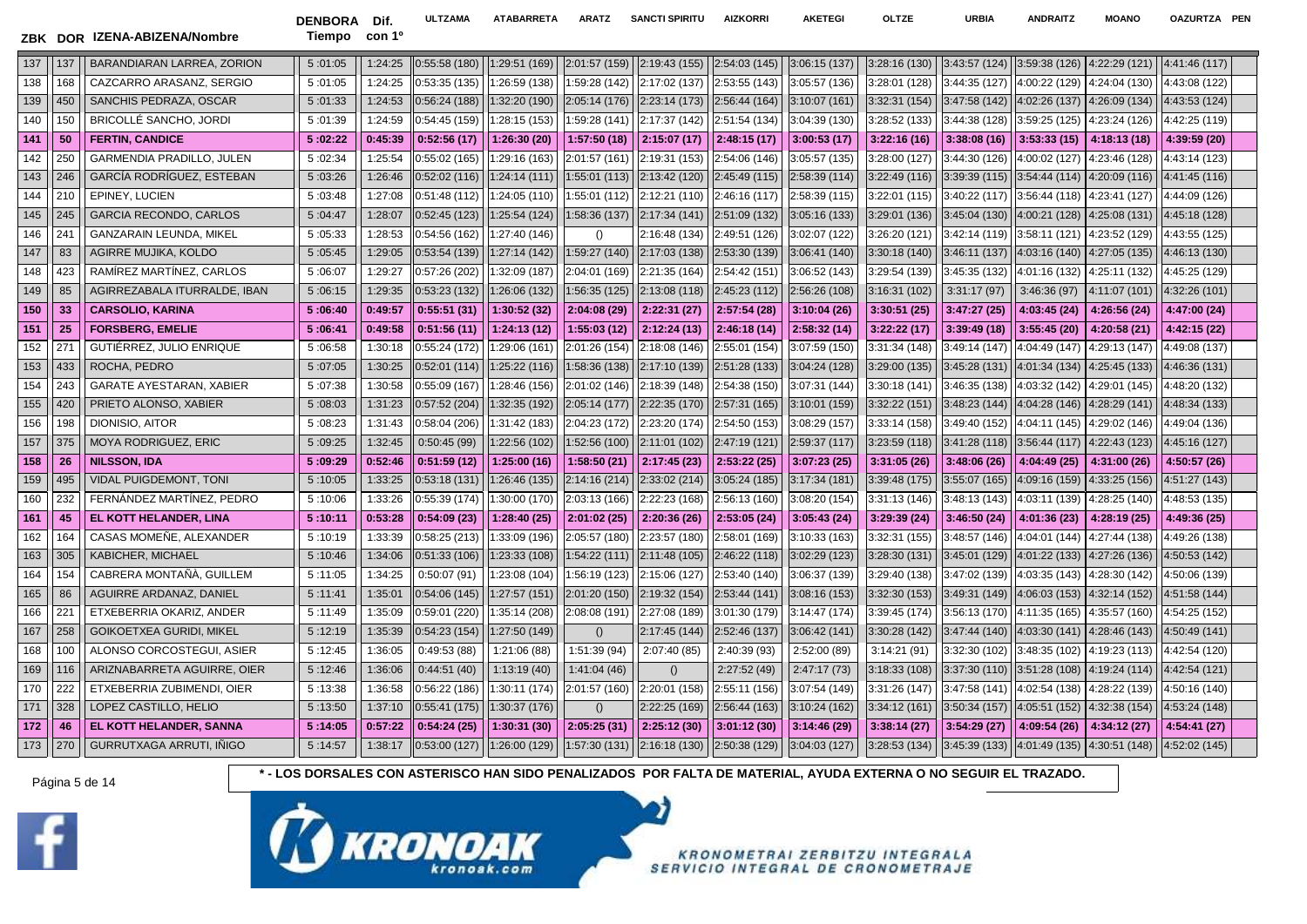| ZBK | DOR | IZENA-ABIZENA/Nombre | DENBORA Tiempo | Dif. con 1º | ULTZAMA | ATABARRETA | ARATZ | SANCTI SPIRITU | AIZKORRI | AKETEGI | OLTZE | URBIA | ANDRAITZ | MOANO | OAZURTZA | PEN |
|---|---|---|---|---|---|---|---|---|---|---|---|---|---|---|---|---|
| 137 | 137 | BARANDIARAN LARREA, ZORION | 5 :01:05 | 1:24:25 | 0:55:58 (180) | 1:29:51 (169) | 2:01:57 (159) | 2:19:43 (155) | 2:54:03 (145) | 3:06:15 (137) | 3:28:16 (130) | 3:43:57 (124) | 3:59:38 (126) | 4:22:29 (121) | 4:41:46 (117) | |
| 138 | 168 | CAZCARRO ARASANZ, SERGIO | 5 :01:05 | 1:24:25 | 0:53:35 (135) | 1:26:59 (138) | 1:59:28 (142) | 2:17:02 (137) | 2:53:55 (143) | 3:05:57 (136) | 3:28:01 (128) | 3:44:35 (127) | 4:00:22 (129) | 4:24:04 (130) | 4:43:08 (122) | |
| 139 | 450 | SANCHIS PEDRAZA, OSCAR | 5 :01:33 | 1:24:53 | 0:56:24 (188) | 1:32:20 (190) | 2:05:14 (176) | 2:23:14 (173) | 2:56:44 (164) | 3:10:07 (161) | 3:32:31 (154) | 3:47:58 (142) | 4:02:26 (137) | 4:26:09 (134) | 4:43:53 (124) | |
| 140 | 150 | BRICOLLÉ SANCHO, JORDI | 5 :01:39 | 1:24:59 | 0:54:45 (159) | 1:28:15 (153) | 1:59:28 (141) | 2:17:37 (142) | 2:51:54 (134) | 3:04:39 (130) | 3:28:52 (133) | 3:44:38 (128) | 3:59:25 (125) | 4:23:24 (126) | 4:42:25 (119) | |
| **141** | **50** | **FERTIN, CANDICE** | **5 :02:22** | **0:45:39** | **0:52:56 (17)** | **1:26:30 (20)** | **1:57:50 (18)** | **2:15:07 (17)** | **2:48:15 (17)** | **3:00:53 (17)** | **3:22:16 (16)** | **3:38:08 (16)** | **3:53:33 (15)** | **4:18:13 (18)** | **4:39:59 (20)** | |
| 142 | 250 | GARMENDIA PRADILLO, JULEN | 5 :02:34 | 1:25:54 | 0:55:02 (165) | 1:29:16 (163) | 2:01:57 (161) | 2:19:31 (153) | 2:54:06 (146) | 3:05:57 (135) | 3:28:00 (127) | 3:44:30 (126) | 4:00:02 (127) | 4:23:46 (128) | 4:43:14 (123) | |
| 143 | 246 | GARCÍA RODRÍGUEZ, ESTEBAN | 5 :03:26 | 1:26:46 | 0:52:02 (116) | 1:24:14 (111) | 1:55:01 (113) | 2:13:42 (120) | 2:45:49 (115) | 2:58:39 (114) | 3:22:49 (116) | 3:39:39 (115) | 3:54:44 (114) | 4:20:09 (116) | 4:41:45 (116) | |
| 144 | 210 | EPINEY, LUCIEN | 5 :03:48 | 1:27:08 | 0:51:48 (112) | 1:24:05 (110) | 1:55:01 (112) | 2:12:21 (110) | 2:46:16 (117) | 2:58:39 (115) | 3:22:01 (115) | 3:40:22 (117) | 3:56:44 (118) | 4:23:41 (127) | 4:44:09 (126) | |
| 145 | 245 | GARCIA RECONDO, CARLOS | 5 :04:47 | 1:28:07 | 0:52:45 (123) | 1:25:54 (124) | 1:58:36 (137) | 2:17:34 (141) | 2:51:09 (132) | 3:05:16 (133) | 3:29:01 (136) | 3:45:04 (130) | 4:00:21 (128) | 4:25:08 (131) | 4:45:18 (128) | |
| 146 | 241 | GANZARAIN LEUNDA, MIKEL | 5 :05:33 | 1:28:53 | 0:54:56 (162) | 1:27:40 (146) | () | 2:16:48 (134) | 2:49:51 (126) | 3:02:07 (122) | 3:26:20 (121) | 3:42:14 (119) | 3:58:11 (121) | 4:23:52 (129) | 4:43:55 (125) | |
| 147 | 83 | AGIRRE MUJIKA, KOLDO | 5 :05:45 | 1:29:05 | 0:53:54 (139) | 1:27:14 (142) | 1:59:27 (140) | 2:17:03 (138) | 2:53:30 (139) | 3:06:41 (140) | 3:30:18 (140) | 3:46:11 (137) | 4:03:16 (140) | 4:27:05 (135) | 4:46:13 (130) | |
| 148 | 423 | RAMÍREZ MARTÍNEZ, CARLOS | 5 :06:07 | 1:29:27 | 0:57:26 (202) | 1:32:09 (187) | 2:04:01 (169) | 2:21:35 (164) | 2:54:42 (151) | 3:06:52 (143) | 3:29:54 (139) | 3:45:35 (132) | 4:01:16 (132) | 4:25:11 (132) | 4:45:25 (129) | |
| 149 | 85 | AGIRREZABALA ITURRALDE, IBAN | 5 :06:15 | 1:29:35 | 0:53:23 (132) | 1:26:06 (132) | 1:56:35 (125) | 2:13:08 (118) | 2:45:23 (112) | 2:56:26 (108) | 3:16:31 (102) | 3:31:17 (97) | 3:46:36 (97) | 4:11:07 (101) | 4:32:26 (101) | |
| **150** | **33** | **CARSOLIO, KARINA** | **5 :06:40** | **0:49:57** | **0:55:51 (31)** | **1:30:52 (32)** | **2:04:08 (29)** | **2:22:31 (27)** | **2:57:54 (28)** | **3:10:04 (26)** | **3:30:51 (25)** | **3:47:27 (25)** | **4:03:45 (24)** | **4:26:56 (24)** | **4:47:00 (24)** | |
| **151** | **25** | **FORSBERG, EMELIE** | **5 :06:41** | **0:49:58** | **0:51:56 (11)** | **1:24:13 (12)** | **1:55:03 (12)** | **2:12:24 (13)** | **2:46:18 (14)** | **2:58:32 (14)** | **3:22:22 (17)** | **3:39:49 (18)** | **3:55:45 (20)** | **4:20:58 (21)** | **4:42:15 (22)** | |
| 152 | 271 | GUTIÉRREZ, JULIO ENRIQUE | 5 :06:58 | 1:30:18 | 0:55:24 (172) | 1:29:06 (161) | 2:01:26 (154) | 2:18:08 (146) | 2:55:01 (154) | 3:07:59 (150) | 3:31:34 (148) | 3:49:14 (147) | 4:04:49 (147) | 4:29:13 (147) | 4:49:08 (137) | |
| 153 | 433 | ROCHA, PEDRO | 5 :07:05 | 1:30:25 | 0:52:01 (114) | 1:25:22 (116) | 1:58:36 (138) | 2:17:10 (139) | 2:51:28 (133) | 3:04:24 (128) | 3:29:00 (135) | 3:45:28 (131) | 4:01:34 (134) | 4:25:45 (133) | 4:46:36 (131) | |
| 154 | 243 | GARATE AYESTARAN, XABIER | 5 :07:38 | 1:30:58 | 0:55:09 (167) | 1:28:46 (156) | 2:01:02 (146) | 2:18:39 (148) | 2:54:38 (150) | 3:07:31 (144) | 3:30:18 (141) | 3:46:35 (138) | 4:03:32 (142) | 4:29:01 (145) | 4:48:20 (132) | |
| 155 | 420 | PRIETO ALONSO, XABIER | 5 :08:03 | 1:31:23 | 0:57:52 (204) | 1:32:35 (192) | 2:05:14 (177) | 2:22:35 (170) | 2:57:31 (165) | 3:10:01 (159) | 3:32:22 (151) | 3:48:23 (144) | 4:04:28 (146) | 4:28:29 (141) | 4:48:34 (133) | |
| 156 | 198 | DIONISIO, AITOR | 5 :08:23 | 1:31:43 | 0:58:04 (206) | 1:31:42 (183) | 2:04:23 (172) | 2:23:20 (174) | 2:54:50 (153) | 3:08:29 (157) | 3:33:14 (158) | 3:49:40 (152) | 4:04:11 (145) | 4:29:02 (146) | 4:49:04 (136) | |
| 157 | 375 | MOYA RODRIGUEZ, ERIC | 5 :09:25 | 1:32:45 | 0:50:45 (99) | 1:22:56 (102) | 1:52:56 (100) | 2:11:01 (102) | 2:47:19 (121) | 2:59:37 (117) | 3:23:59 (118) | 3:41:28 (118) | 3:56:44 (117) | 4:22:43 (123) | 4:45:16 (127) | |
| **158** | **26** | **NILSSON, IDA** | **5 :09:29** | **0:52:46** | **0:51:59 (12)** | **1:25:00 (16)** | **1:58:50 (21)** | **2:17:45 (23)** | **2:53:22 (25)** | **3:07:23 (25)** | **3:31:05 (26)** | **3:48:06 (26)** | **4:04:49 (25)** | **4:31:00 (26)** | **4:50:57 (26)** | |
| 159 | 495 | VIDAL PUIGDEMONT, TONI | 5 :10:05 | 1:33:25 | 0:53:18 (131) | 1:26:46 (135) | 2:14:16 (214) | 2:33:02 (214) | 3:05:24 (185) | 3:17:34 (181) | 3:39:48 (175) | 3:55:07 (165) | 4:09:16 (159) | 4:33:25 (156) | 4:51:27 (143) | |
| 160 | 232 | FERNÁNDEZ MARTÍNEZ, PEDRO | 5 :10:06 | 1:33:26 | 0:55:39 (174) | 1:30:00 (170) | 2:03:13 (166) | 2:22:23 (168) | 2:56:13 (160) | 3:08:20 (154) | 3:31:13 (146) | 3:48:13 (143) | 4:03:11 (139) | 4:28:25 (140) | 4:48:53 (135) | |
| **161** | **45** | **EL KOTT HELANDER, LINA** | **5 :10:11** | **0:53:28** | **0:54:09 (23)** | **1:28:40 (25)** | **2:01:02 (25)** | **2:20:36 (26)** | **2:53:05 (24)** | **3:05:43 (24)** | **3:29:39 (24)** | **3:46:50 (24)** | **4:01:36 (23)** | **4:28:19 (25)** | **4:49:36 (25)** | |
| 162 | 164 | CASAS MOMEÑE, ALEXANDER | 5 :10:19 | 1:33:39 | 0:58:25 (213) | 1:33:09 (196) | 2:05:57 (180) | 2:23:57 (180) | 2:58:01 (169) | 3:10:33 (163) | 3:32:31 (155) | 3:48:57 (146) | 4:04:01 (144) | 4:27:44 (138) | 4:49:26 (138) | |
| 163 | 305 | KABICHER, MICHAEL | 5 :10:46 | 1:34:06 | 0:51:33 (106) | 1:23:33 (108) | 1:54:22 (111) | 2:11:48 (105) | 2:46:22 (118) | 3:02:29 (123) | 3:28:30 (131) | 3:45:01 (129) | 4:01:22 (133) | 4:27:26 (136) | 4:50:53 (142) | |
| 164 | 154 | CABRERA MONTAÑÀ, GUILLEM | 5 :11:05 | 1:34:25 | 0:50:07 (91) | 1:23:08 (104) | 1:56:19 (123) | 2:15:06 (127) | 2:53:40 (140) | 3:06:37 (139) | 3:29:40 (138) | 3:47:02 (139) | 4:03:35 (143) | 4:28:30 (142) | 4:50:06 (139) | |
| 165 | 86 | AGUIRRE ARDANAZ, DANIEL | 5 :11:41 | 1:35:01 | 0:54:06 (145) | 1:27:57 (151) | 2:01:20 (150) | 2:19:32 (154) | 2:53:44 (141) | 3:08:16 (153) | 3:32:30 (153) | 3:49:31 (149) | 4:06:03 (153) | 4:32:14 (152) | 4:51:58 (144) | |
| 166 | 221 | ETXEBERRIA OKARIZ, ANDER | 5 :11:49 | 1:35:09 | 0:59:01 (220) | 1:35:14 (208) | 2:08:08 (191) | 2:27:08 (189) | 3:01:30 (179) | 3:14:47 (174) | 3:39:45 (174) | 3:56:13 (170) | 4:11:35 (165) | 4:35:57 (160) | 4:54:25 (152) | |
| 167 | 258 | GOIKOETXEA GURIDI, MIKEL | 5 :12:19 | 1:35:39 | 0:54:23 (154) | 1:27:50 (149) | () | 2:17:45 (144) | 2:52:46 (137) | 3:06:42 (141) | 3:30:28 (142) | 3:47:44 (140) | 4:03:30 (141) | 4:28:46 (143) | 4:50:49 (141) | |
| 168 | 100 | ALONSO CORCOSTEGUI, ASIER | 5 :12:45 | 1:36:05 | 0:49:53 (88) | 1:21:06 (88) | 1:51:39 (94) | 2:07:40 (85) | 2:40:39 (93) | 2:52:00 (89) | 3:14:21 (91) | 3:32:30 (102) | 3:48:35 (102) | 4:19:23 (113) | 4:42:54 (120) | |
| 169 | 116 | ARIZNABARRETA AGUIRRE, OIER | 5 :12:46 | 1:36:06 | 0:44:51 (40) | 1:13:19 (40) | 1:41:04 (46) | () | 2:27:52 (49) | 2:47:17 (73) | 3:18:33 (108) | 3:37:30 (110) | 3:51:28 (108) | 4:19:24 (114) | 4:42:54 (121) | |
| 170 | 222 | ETXEBERRIA ZUBIMENDI, OIER | 5 :13:38 | 1:36:58 | 0:56:22 (186) | 1:30:11 (174) | 2:01:57 (160) | 2:20:01 (158) | 2:55:11 (156) | 3:07:54 (149) | 3:31:26 (147) | 3:47:58 (141) | 4:02:54 (138) | 4:28:22 (139) | 4:50:16 (140) | |
| 171 | 328 | LOPEZ CASTILLO, HELIO | 5 :13:50 | 1:37:10 | 0:55:41 (175) | 1:30:37 (176) | () | 2:22:25 (169) | 2:56:44 (163) | 3:10:24 (162) | 3:34:12 (161) | 3:50:34 (157) | 4:05:51 (152) | 4:32:38 (154) | 4:53:24 (148) | |
| **172** | **46** | **EL KOTT HELANDER, SANNA** | **5 :14:05** | **0:57:22** | **0:54:24 (25)** | **1:30:31 (30)** | **2:05:25 (31)** | **2:25:12 (30)** | **3:01:12 (30)** | **3:14:46 (29)** | **3:38:14 (27)** | **3:54:29 (27)** | **4:09:54 (26)** | **4:34:12 (27)** | **4:54:41 (27)** | |
| 173 | 270 | GURRUTXAGA ARRUTI, IÑIGO | 5 :14:57 | 1:38:17 | 0:53:00 (127) | 1:26:00 (129) | 1:57:30 (131) | 2:16:18 (130) | 2:50:38 (129) | 3:04:03 (127) | 3:28:53 (134) | 3:45:39 (133) | 4:01:49 (135) | 4:30:51 (148) | 4:52:02 (145) | |

**\* - LOS DORSALES CON ASTERISCO HAN SIDO PENALIZADOS POR FALTA DE MATERIAL, AYUDA EXTERNA O NO SEGUIR EL TRAZADO.**

KRONOAK kronoak.com

KRONOMETRAI ZERBITZU INTEGRALA
SERVICIO INTEGRAL DE CRONOMETRAJE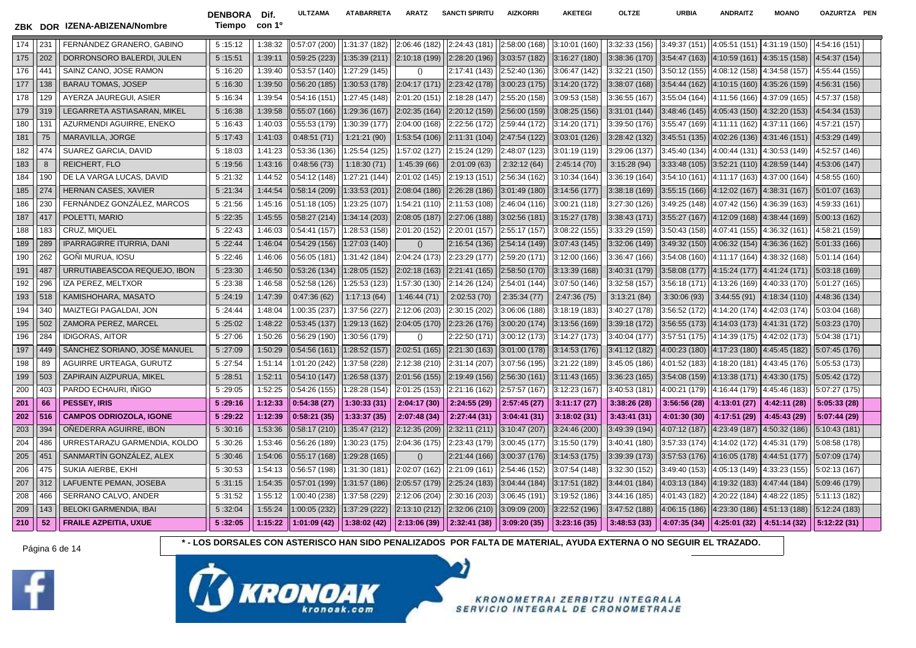| ZBK | DOR | IZENA-ABIZENA/Nombre | DENBORA Tiempo | Dif. con 1º | ULTZAMA | ATABARRETA | ARATZ | SANCTI SPIRITU | AIZKORRI | AKETEGI | OLTZE | URBIA | ANDRAITZ | MOANO | OAZURTZA | PEN |
|---|---|---|---|---|---|---|---|---|---|---|---|---|---|---|---|---|
| 174 | 231 | FERNÁNDEZ GRANERO, GABINO | 5 :15:12 | 1:38:32 | 0:57:07 (200) | 1:31:37 (182) | 2:06:46 (182) | 2:24:43 (181) | 2:58:00 (168) | 3:10:01 (160) | 3:32:33 (156) | 3:49:37 (151) | 4:05:51 (151) | 4:31:19 (150) | 4:54:16 (151) | |
| 175 | 202 | DORRONSORO BALERDI, JULEN | 5 :15:51 | 1:39:11 | 0:59:25 (223) | 1:35:39 (211) | 2:10:18 (199) | 2:28:20 (196) | 3:03:57 (182) | 3:16:27 (180) | 3:38:36 (170) | 3:54:47 (163) | 4:10:59 (161) | 4:35:15 (158) | 4:54:37 (154) | |
| 176 | 441 | SAINZ CANO, JOSE RAMON | 5 :16:20 | 1:39:40 | 0:53:57 (140) | 1:27:29 (145) | () | 2:17:41 (143) | 2:52:40 (136) | 3:06:47 (142) | 3:32:21 (150) | 3:50:12 (155) | 4:08:12 (158) | 4:34:58 (157) | 4:55:44 (155) | |
| 177 | 138 | BARAU TOMAS, JOSEP | 5 :16:30 | 1:39:50 | 0:56:20 (185) | 1:30:53 (178) | 2:04:17 (171) | 2:23:42 (178) | 3:00:23 (175) | 3:14:20 (172) | 3:38:07 (168) | 3:54:44 (162) | 4:10:15 (160) | 4:35:26 (159) | 4:56:31 (156) | |
| 178 | 129 | AYERZA JAUREGUI, ASIER | 5 :16:34 | 1:39:54 | 0:54:16 (151) | 1:27:45 (148) | 2:01:20 (151) | 2:18:28 (147) | 2:55:20 (158) | 3:09:53 (158) | 3:36:55 (167) | 3:55:04 (164) | 4:11:56 (166) | 4:37:09 (165) | 4:57:37 (158) | |
| 179 | 319 | LEGARRETA ASTIASARAN, MIKEL | 5 :16:38 | 1:39:58 | 0:55:07 (166) | 1:29:36 (167) | 2:02:35 (164) | 2:20:12 (159) | 2:56:00 (159) | 3:08:25 (156) | 3:31:01 (144) | 3:48:46 (145) | 4:05:43 (150) | 4:32:20 (153) | 4:54:34 (153) | |
| 180 | 131 | AZURMENDI AGUIRRE, ENEKO | 5 :16:43 | 1:40:03 | 0:55:53 (179) | 1:30:39 (177) | 2:04:00 (168) | 2:22:56 (172) | 2:59:44 (172) | 3:14:20 (171) | 3:39:50 (176) | 3:55:47 (169) | 4:11:11 (162) | 4:37:11 (166) | 4:57:21 (157) | |
| 181 | 75 | MARAVILLA, JORGE | 5 :17:43 | 1:41:03 | 0:48:51 (71) | 1:21:21 (90) | 1:53:54 (106) | 2:11:31 (104) | 2:47:54 (122) | 3:03:01 (126) | 3:28:42 (132) | 3:45:51 (135) | 4:02:26 (136) | 4:31:46 (151) | 4:53:29 (149) | |
| 182 | 474 | SUAREZ GARCIA, DAVID | 5 :18:03 | 1:41:23 | 0:53:36 (136) | 1:25:54 (125) | 1:57:02 (127) | 2:15:24 (129) | 2:48:07 (123) | 3:01:19 (119) | 3:29:06 (137) | 3:45:40 (134) | 4:00:44 (131) | 4:30:53 (149) | 4:52:57 (146) | |
| 183 | 8 | REICHERT, FLO | 5 :19:56 | 1:43:16 | 0:48:56 (73) | 1:18:30 (71) | 1:45:39 (66) | 2:01:09 (63) | 2:32:12 (64) | 2:45:14 (70) | 3:15:28 (94) | 3:33:48 (105) | 3:52:21 (110) | 4:28:59 (144) | 4:53:06 (147) | |
| 184 | 190 | DE LA VARGA LUCAS, DAVID | 5 :21:32 | 1:44:52 | 0:54:12 (148) | 1:27:21 (144) | 2:01:02 (145) | 2:19:13 (151) | 2:56:34 (162) | 3:10:34 (164) | 3:36:19 (164) | 3:54:10 (161) | 4:11:17 (163) | 4:37:00 (164) | 4:58:55 (160) | |
| 185 | 274 | HERNAN CASES, XAVIER | 5 :21:34 | 1:44:54 | 0:58:14 (209) | 1:33:53 (201) | 2:08:04 (186) | 2:26:28 (186) | 3:01:49 (180) | 3:14:56 (177) | 3:38:18 (169) | 3:55:15 (166) | 4:12:02 (167) | 4:38:31 (167) | 5:01:07 (163) | |
| 186 | 230 | FERNÁNDEZ GONZÁLEZ, MARCOS | 5 :21:56 | 1:45:16 | 0:51:18 (105) | 1:23:25 (107) | 1:54:21 (110) | 2:11:53 (108) | 2:46:04 (116) | 3:00:21 (118) | 3:27:30 (126) | 3:49:25 (148) | 4:07:42 (156) | 4:36:39 (163) | 4:59:33 (161) | |
| 187 | 417 | POLETTI, MARIO | 5 :22:35 | 1:45:55 | 0:58:27 (214) | 1:34:14 (203) | 2:08:05 (187) | 2:27:06 (188) | 3:02:56 (181) | 3:15:27 (178) | 3:38:43 (171) | 3:55:27 (167) | 4:12:09 (168) | 4:38:44 (169) | 5:00:13 (162) | |
| 188 | 183 | CRUZ, MIQUEL | 5 :22:43 | 1:46:03 | 0:54:41 (157) | 1:28:53 (158) | 2:01:20 (152) | 2:20:01 (157) | 2:55:17 (157) | 3:08:22 (155) | 3:33:29 (159) | 3:50:43 (158) | 4:07:41 (155) | 4:36:32 (161) | 4:58:21 (159) | |
| 189 | 289 | IPARRAGIRRE ITURRIA, DANI | 5 :22:44 | 1:46:04 | 0:54:29 (156) | 1:27:03 (140) | () | 2:16:54 (136) | 2:54:14 (149) | 3:07:43 (145) | 3:32:06 (149) | 3:49:32 (150) | 4:06:32 (154) | 4:36:36 (162) | 5:01:33 (166) | |
| 190 | 262 | GOÑI MURUA, IOSU | 5 :22:46 | 1:46:06 | 0:56:05 (181) | 1:31:42 (184) | 2:04:24 (173) | 2:23:29 (177) | 2:59:20 (171) | 3:12:00 (166) | 3:36:47 (166) | 3:54:08 (160) | 4:11:17 (164) | 4:38:32 (168) | 5:01:14 (164) | |
| 191 | 487 | URRUTIABEASCOA REQUEJO, IBON | 5 :23:30 | 1:46:50 | 0:53:26 (134) | 1:28:05 (152) | 2:02:18 (163) | 2:21:41 (165) | 2:58:50 (170) | 3:13:39 (168) | 3:40:31 (179) | 3:58:08 (177) | 4:15:24 (177) | 4:41:24 (171) | 5:03:18 (169) | |
| 192 | 296 | IZA PEREZ, MELTXOR | 5 :23:38 | 1:46:58 | 0:52:58 (126) | 1:25:53 (123) | 1:57:30 (130) | 2:14:26 (124) | 2:54:01 (144) | 3:07:50 (146) | 3:32:58 (157) | 3:56:18 (171) | 4:13:26 (169) | 4:40:33 (170) | 5:01:27 (165) | |
| 193 | 518 | KAMISHOHARA, MASATO | 5 :24:19 | 1:47:39 | 0:47:36 (62) | 1:17:13 (64) | 1:46:44 (71) | 2:02:53 (70) | 2:35:34 (77) | 2:47:36 (75) | 3:13:21 (84) | 3:30:06 (93) | 3:44:55 (91) | 4:18:34 (110) | 4:48:36 (134) | |
| 194 | 340 | MAIZTEGI PAGALDAI, JON | 5 :24:44 | 1:48:04 | 1:00:35 (237) | 1:37:56 (227) | 2:12:06 (203) | 2:30:15 (202) | 3:06:06 (188) | 3:18:19 (183) | 3:40:27 (178) | 3:56:52 (172) | 4:14:20 (174) | 4:42:03 (174) | 5:03:04 (168) | |
| 195 | 502 | ZAMORA PEREZ, MARCEL | 5 :25:02 | 1:48:22 | 0:53:45 (137) | 1:29:13 (162) | 2:04:05 (170) | 2:23:26 (176) | 3:00:20 (174) | 3:13:56 (169) | 3:39:18 (172) | 3:56:55 (173) | 4:14:03 (173) | 4:41:31 (172) | 5:03:23 (170) | |
| 196 | 284 | IDIGORAS, AITOR | 5 :27:06 | 1:50:26 | 0:56:29 (190) | 1:30:56 (179) | () | 2:22:50 (171) | 3:00:12 (173) | 3:14:27 (173) | 3:40:04 (177) | 3:57:51 (175) | 4:14:39 (175) | 4:42:02 (173) | 5:04:38 (171) | |
| 197 | 449 | SÁNCHEZ SORIANO, JOSÉ MANUEL | 5 :27:09 | 1:50:29 | 0:54:56 (161) | 1:28:52 (157) | 2:02:51 (165) | 2:21:30 (163) | 3:01:00 (178) | 3:14:53 (176) | 3:41:12 (182) | 4:00:23 (180) | 4:17:23 (180) | 4:45:45 (182) | 5:07:45 (176) | |
| 198 | 89 | AGUIRRE URTEAGA, GURUTZ | 5 :27:54 | 1:51:14 | 1:01:20 (242) | 1:37:58 (228) | 2:12:38 (210) | 2:31:14 (207) | 3:07:56 (195) | 3:21:22 (189) | 3:45:05 (186) | 4:01:52 (183) | 4:18:20 (181) | 4:43:45 (176) | 5:05:53 (173) | |
| 199 | 503 | ZAPIRAIN AIZPURUA, MIKEL | 5 :28:51 | 1:52:11 | 0:54:10 (147) | 1:26:58 (137) | 2:01:56 (155) | 2:19:49 (156) | 2:56:30 (161) | 3:11:43 (165) | 3:36:23 (165) | 3:54:08 (159) | 4:13:38 (171) | 4:43:30 (175) | 5:05:42 (172) | |
| 200 | 403 | PARDO ECHAURI, IÑIGO | 5 :29:05 | 1:52:25 | 0:54:26 (155) | 1:28:28 (154) | 2:01:25 (153) | 2:21:16 (162) | 2:57:57 (167) | 3:12:23 (167) | 3:40:53 (181) | 4:00:21 (179) | 4:16:44 (179) | 4:45:46 (183) | 5:07:27 (175) | |
| **201** | **66** | **PESSEY, IRIS** | **5 :29:16** | **1:12:33** | **0:54:38 (27)** | **1:30:33 (31)** | **2:04:17 (30)** | **2:24:55 (29)** | **2:57:45 (27)** | **3:11:17 (27)** | **3:38:26 (28)** | **3:56:56 (28)** | **4:13:01 (27)** | **4:42:11 (28)** | **5:05:33 (28)** | |
| **202** | **516** | **CAMPOS ODRIOZOLA, IGONE** | **5 :29:22** | **1:12:39** | **0:58:21 (35)** | **1:33:37 (35)** | **2:07:48 (34)** | **2:27:44 (31)** | **3:04:41 (31)** | **3:18:02 (31)** | **3:43:41 (31)** | **4:01:30 (30)** | **4:17:51 (29)** | **4:45:43 (29)** | **5:07:44 (29)** | |
| 203 | 394 | OÑEDERRA AGUIRRE, IBON | 5 :30:16 | 1:53:36 | 0:58:17 (210) | 1:35:47 (212) | 2:12:35 (209) | 2:32:11 (211) | 3:10:47 (207) | 3:24:46 (200) | 3:49:39 (194) | 4:07:12 (187) | 4:23:49 (187) | 4:50:32 (186) | 5:10:43 (181) | |
| 204 | 486 | URRESTARAZU GARMENDIA, KOLDO | 5 :30:26 | 1:53:46 | 0:56:26 (189) | 1:30:23 (175) | 2:04:36 (175) | 2:23:43 (179) | 3:00:45 (177) | 3:15:50 (179) | 3:40:41 (180) | 3:57:33 (174) | 4:14:02 (172) | 4:45:31 (179) | 5:08:58 (178) | |
| 205 | 451 | SANMARTÍN GONZÁLEZ, ALEX | 5 :30:46 | 1:54:06 | 0:55:17 (168) | 1:29:28 (165) | () | 2:21:44 (166) | 3:00:37 (176) | 3:14:53 (175) | 3:39:39 (173) | 3:57:53 (176) | 4:16:05 (178) | 4:44:51 (177) | 5:07:09 (174) | |
| 206 | 475 | SUKIA AIERBE, EKHI | 5 :30:53 | 1:54:13 | 0:56:57 (198) | 1:31:30 (181) | 2:02:07 (162) | 2:21:09 (161) | 2:54:46 (152) | 3:07:54 (148) | 3:32:30 (152) | 3:49:40 (153) | 4:05:13 (149) | 4:33:23 (155) | 5:02:13 (167) | |
| 207 | 312 | LAFUENTE PEMAN, JOSEBA | 5 :31:15 | 1:54:35 | 0:57:01 (199) | 1:31:57 (186) | 2:05:57 (179) | 2:25:24 (183) | 3:04:44 (184) | 3:17:51 (182) | 3:44:01 (184) | 4:03:13 (184) | 4:19:32 (183) | 4:47:44 (184) | 5:09:46 (179) | |
| 208 | 466 | SERRANO CALVO, ANDER | 5 :31:52 | 1:55:12 | 1:00:40 (238) | 1:37:58 (229) | 2:12:06 (204) | 2:30:16 (203) | 3:06:45 (191) | 3:19:52 (186) | 3:44:16 (185) | 4:01:43 (182) | 4:20:22 (184) | 4:48:22 (185) | 5:11:13 (182) | |
| 209 | 143 | BELOKI GARMENDIA, IBAI | 5 :32:04 | 1:55:24 | 1:00:05 (232) | 1:37:29 (222) | 2:13:10 (212) | 2:32:06 (210) | 3:09:09 (200) | 3:22:52 (196) | 3:47:52 (188) | 4:06:15 (186) | 4:23:30 (186) | 4:51:13 (188) | 5:12:24 (183) | |
| **210** | **52** | **FRAILE AZPEITIA, UXUE** | **5 :32:05** | **1:15:22** | **1:01:09 (42)** | **1:38:02 (42)** | **2:13:06 (39)** | **2:32:41 (38)** | **3:09:20 (35)** | **3:23:16 (35)** | **3:48:53 (33)** | **4:07:35 (34)** | **4:25:01 (32)** | **4:51:14 (32)** | **5:12:22 (31)** | |

*** - LOS DORSALES CON ASTERISCO HAN SIDO PENALIZADOS POR FALTA DE MATERIAL, AYUDA EXTERNA O NO SEGUIR EL TRAZADO.**

KRONOAK kronoak.com

KRONOMETRAI ZERBITZU INTEGRALA
SERVICIO INTEGRAL DE CRONOMETRAJE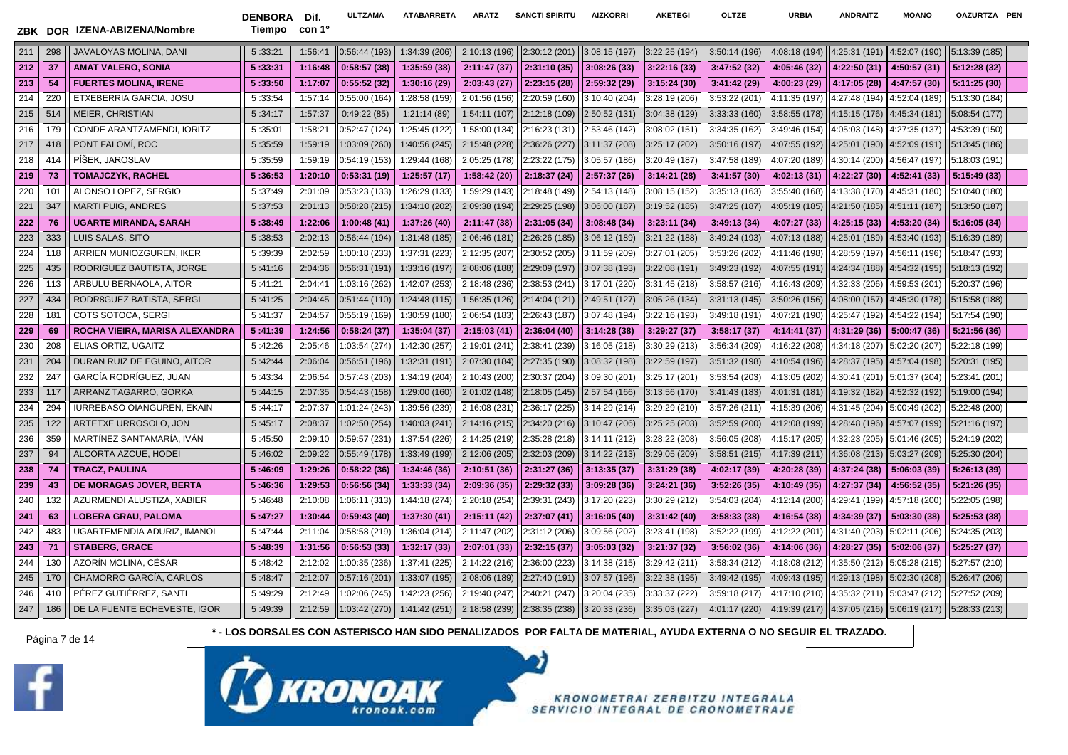| ZBK | DOR | IZENA-ABIZENA/Nombre | DENBORA Tiempo | Dif. con 1º | ULTZAMA | ATABARRETA | ARATZ | SANCTI SPIRITU | AIZKORRI | AKETEGI | OLTZE | URBIA | ANDRAITZ | MOANO | OAZURTZA | PEN |
|---|---|---|---|---|---|---|---|---|---|---|---|---|---|---|---|---|
| 211 | 298 | JAVALOYAS MOLINA, DANI | 5 :33:21 | 1:56:41 | 0:56:44 (193) | 1:34:39 (206) | 2:10:13 (196) | 2:30:12 (201) | 3:08:15 (197) | 3:22:25 (194) | 3:50:14 (196) | 4:08:18 (194) | 4:25:31 (191) | 4:52:07 (190) | 5:13:39 (185) | |
| **212** | **37** | **AMAT VALERO, SONIA** | **5 :33:31** | **1:16:48** | **0:58:57 (38)** | **1:35:59 (38)** | **2:11:47 (37)** | **2:31:10 (35)** | **3:08:26 (33)** | **3:22:16 (33)** | **3:47:52 (32)** | **4:05:46 (32)** | **4:22:50 (31)** | **4:50:57 (31)** | **5:12:28 (32)** | |
| **213** | **54** | **FUERTES MOLINA, IRENE** | **5 :33:50** | **1:17:07** | **0:55:52 (32)** | **1:30:16 (29)** | **2:03:43 (27)** | **2:23:15 (28)** | **2:59:32 (29)** | **3:15:24 (30)** | **3:41:42 (29)** | **4:00:23 (29)** | **4:17:05 (28)** | **4:47:57 (30)** | **5:11:25 (30)** | |
| 214 | 220 | ETXEBERRIA GARCIA, JOSU | 5 :33:54 | 1:57:14 | 0:55:00 (164) | 1:28:58 (159) | 2:01:56 (156) | 2:20:59 (160) | 3:10:40 (204) | 3:28:19 (206) | 3:53:22 (201) | 4:11:35 (197) | 4:27:48 (194) | 4:52:04 (189) | 5:13:30 (184) | |
| 215 | 514 | MEIER, CHRISTIAN | 5 :34:17 | 1:57:37 | 0:49:22 (85) | 1:21:14 (89) | 1:54:11 (107) | 2:12:18 (109) | 2:50:52 (131) | 3:04:38 (129) | 3:33:33 (160) | 3:58:55 (178) | 4:15:15 (176) | 4:45:34 (181) | 5:08:54 (177) | |
| 216 | 179 | CONDE ARANTZAMENDI, IORITZ | 5 :35:01 | 1:58:21 | 0:52:47 (124) | 1:25:45 (122) | 1:58:00 (134) | 2:16:23 (131) | 2:53:46 (142) | 3:08:02 (151) | 3:34:35 (162) | 3:49:46 (154) | 4:05:03 (148) | 4:27:35 (137) | 4:53:39 (150) | |
| 217 | 418 | PONT FALOMÍ, ROC | 5 :35:59 | 1:59:19 | 1:03:09 (260) | 1:40:56 (245) | 2:15:48 (228) | 2:36:26 (227) | 3:11:37 (208) | 3:25:17 (202) | 3:50:16 (197) | 4:07:55 (192) | 4:25:01 (190) | 4:52:09 (191) | 5:13:45 (186) | |
| 218 | 414 | PÍŠEK, JAROSLAV | 5 :35:59 | 1:59:19 | 0:54:19 (153) | 1:29:44 (168) | 2:05:25 (178) | 2:23:22 (175) | 3:05:57 (186) | 3:20:49 (187) | 3:47:58 (189) | 4:07:20 (189) | 4:30:14 (200) | 4:56:47 (197) | 5:18:03 (191) | |
| **219** | **73** | **TOMAJCZYK, RACHEL** | **5 :36:53** | **1:20:10** | **0:53:31 (19)** | **1:25:57 (17)** | **1:58:42 (20)** | **2:18:37 (24)** | **2:57:37 (26)** | **3:14:21 (28)** | **3:41:57 (30)** | **4:02:13 (31)** | **4:22:27 (30)** | **4:52:41 (33)** | **5:15:49 (33)** | |
| 220 | 101 | ALONSO LOPEZ, SERGIO | 5 :37:49 | 2:01:09 | 0:53:23 (133) | 1:26:29 (133) | 1:59:29 (143) | 2:18:48 (149) | 2:54:13 (148) | 3:08:15 (152) | 3:35:13 (163) | 3:55:40 (168) | 4:13:38 (170) | 4:45:31 (180) | 5:10:40 (180) | |
| 221 | 347 | MARTI PUIG, ANDRES | 5 :37:53 | 2:01:13 | 0:58:28 (215) | 1:34:10 (202) | 2:09:38 (194) | 2:29:25 (198) | 3:06:00 (187) | 3:19:52 (185) | 3:47:25 (187) | 4:05:19 (185) | 4:21:50 (185) | 4:51:11 (187) | 5:13:50 (187) | |
| **222** | **76** | **UGARTE MIRANDA, SARAH** | **5 :38:49** | **1:22:06** | **1:00:48 (41)** | **1:37:26 (40)** | **2:11:47 (38)** | **2:31:05 (34)** | **3:08:48 (34)** | **3:23:11 (34)** | **3:49:13 (34)** | **4:07:27 (33)** | **4:25:15 (33)** | **4:53:20 (34)** | **5:16:05 (34)** | |
| 223 | 333 | LUIS SALAS, SITO | 5 :38:53 | 2:02:13 | 0:56:44 (194) | 1:31:48 (185) | 2:06:46 (181) | 2:26:26 (185) | 3:06:12 (189) | 3:21:22 (188) | 3:49:24 (193) | 4:07:13 (188) | 4:25:01 (189) | 4:53:40 (193) | 5:16:39 (189) | |
| 224 | 118 | ARRIEN MUNIOZGUREN, IKER | 5 :39:39 | 2:02:59 | 1:00:18 (233) | 1:37:31 (223) | 2:12:35 (207) | 2:30:52 (205) | 3:11:59 (209) | 3:27:01 (205) | 3:53:26 (202) | 4:11:46 (198) | 4:28:59 (197) | 4:56:11 (196) | 5:18:47 (193) | |
| 225 | 435 | RODRIGUEZ BAUTISTA, JORGE | 5 :41:16 | 2:04:36 | 0:56:31 (191) | 1:33:16 (197) | 2:08:06 (188) | 2:29:09 (197) | 3:07:38 (193) | 3:22:08 (191) | 3:49:23 (192) | 4:07:55 (191) | 4:24:34 (188) | 4:54:32 (195) | 5:18:13 (192) | |
| 226 | 113 | ARBULU BERNAOLA, AITOR | 5 :41:21 | 2:04:41 | 1:03:16 (262) | 1:42:07 (253) | 2:18:48 (236) | 2:38:53 (241) | 3:17:01 (220) | 3:31:45 (218) | 3:58:57 (216) | 4:16:43 (209) | 4:32:33 (206) | 4:59:53 (201) | 5:20:37 (196) | |
| 227 | 434 | RODR8GUEZ BATISTA, SERGI | 5 :41:25 | 2:04:45 | 0:51:44 (110) | 1:24:48 (115) | 1:56:35 (126) | 2:14:04 (121) | 2:49:51 (127) | 3:05:26 (134) | 3:31:13 (145) | 3:50:26 (156) | 4:08:00 (157) | 4:45:30 (178) | 5:15:58 (188) | |
| 228 | 181 | COTS SOTOCA, SERGI | 5 :41:37 | 2:04:57 | 0:55:19 (169) | 1:30:59 (180) | 2:06:54 (183) | 2:26:43 (187) | 3:07:48 (194) | 3:22:16 (193) | 3:49:18 (191) | 4:07:21 (190) | 4:25:47 (192) | 4:54:22 (194) | 5:17:54 (190) | |
| **229** | **69** | **ROCHA VIEIRA, MARISA ALEXANDRA** | **5 :41:39** | **1:24:56** | **0:58:24 (37)** | **1:35:04 (37)** | **2:15:03 (41)** | **2:36:04 (40)** | **3:14:28 (38)** | **3:29:27 (37)** | **3:58:17 (37)** | **4:14:41 (37)** | **4:31:29 (36)** | **5:00:47 (36)** | **5:21:56 (36)** | |
| 230 | 208 | ELIAS ORTIZ, UGAITZ | 5 :42:26 | 2:05:46 | 1:03:54 (274) | 1:42:30 (257) | 2:19:01 (241) | 2:38:41 (239) | 3:16:05 (218) | 3:30:29 (213) | 3:56:34 (209) | 4:16:22 (208) | 4:34:18 (207) | 5:02:20 (207) | 5:22:18 (199) | |
| 231 | 204 | DURAN RUIZ DE EGUINO, AITOR | 5 :42:44 | 2:06:04 | 0:56:51 (196) | 1:32:31 (191) | 2:07:30 (184) | 2:27:35 (190) | 3:08:32 (198) | 3:22:59 (197) | 3:51:32 (198) | 4:10:54 (196) | 4:28:37 (195) | 4:57:04 (198) | 5:20:31 (195) | |
| 232 | 247 | GARCÍA RODRÍGUEZ, JUAN | 5 :43:34 | 2:06:54 | 0:57:43 (203) | 1:34:19 (204) | 2:10:43 (200) | 2:30:37 (204) | 3:09:30 (201) | 3:25:17 (201) | 3:53:54 (203) | 4:13:05 (202) | 4:30:41 (201) | 5:01:37 (204) | 5:23:41 (201) | |
| 233 | 117 | ARRANZ TAGARRO, GORKA | 5 :44:15 | 2:07:35 | 0:54:43 (158) | 1:29:00 (160) | 2:01:02 (148) | 2:18:05 (145) | 2:57:54 (166) | 3:13:56 (170) | 3:41:43 (183) | 4:01:31 (181) | 4:19:32 (182) | 4:52:32 (192) | 5:19:00 (194) | |
| 234 | 294 | IURREBASO OIANGUREN, EKAIN | 5 :44:17 | 2:07:37 | 1:01:24 (243) | 1:39:56 (239) | 2:16:08 (231) | 2:36:17 (225) | 3:14:29 (214) | 3:29:29 (210) | 3:57:26 (211) | 4:15:39 (206) | 4:31:45 (204) | 5:00:49 (202) | 5:22:48 (200) | |
| 235 | 122 | ARTETXE URROSOLO, JON | 5 :45:17 | 2:08:37 | 1:02:50 (254) | 1:40:03 (241) | 2:14:16 (215) | 2:34:20 (216) | 3:10:47 (206) | 3:25:25 (203) | 3:52:59 (200) | 4:12:08 (199) | 4:28:48 (196) | 4:57:07 (199) | 5:21:16 (197) | |
| 236 | 359 | MARTÍNEZ SANTAMARÍA, IVÁN | 5 :45:50 | 2:09:10 | 0:59:57 (231) | 1:37:54 (226) | 2:14:25 (219) | 2:35:28 (218) | 3:14:11 (212) | 3:28:22 (208) | 3:56:05 (208) | 4:15:17 (205) | 4:32:23 (205) | 5:01:46 (205) | 5:24:19 (202) | |
| 237 | 94 | ALCORTA AZCUE, HODEI | 5 :46:02 | 2:09:22 | 0:55:49 (178) | 1:33:49 (199) | 2:12:06 (205) | 2:32:03 (209) | 3:14:22 (213) | 3:29:05 (209) | 3:58:51 (215) | 4:17:39 (211) | 4:36:08 (213) | 5:03:27 (209) | 5:25:30 (204) | |
| **238** | **74** | **TRACZ, PAULINA** | **5 :46:09** | **1:29:26** | **0:58:22 (36)** | **1:34:46 (36)** | **2:10:51 (36)** | **2:31:27 (36)** | **3:13:35 (37)** | **3:31:29 (38)** | **4:02:17 (39)** | **4:20:28 (39)** | **4:37:24 (38)** | **5:06:03 (39)** | **5:26:13 (39)** | |
| **239** | **43** | **DE MORAGAS JOVER, BERTA** | **5 :46:36** | **1:29:53** | **0:56:56 (34)** | **1:33:33 (34)** | **2:09:36 (35)** | **2:29:32 (33)** | **3:09:28 (36)** | **3:24:21 (36)** | **3:52:26 (35)** | **4:10:49 (35)** | **4:27:37 (34)** | **4:56:52 (35)** | **5:21:26 (35)** | |
| 240 | 132 | AZURMENDI ALUSTIZA, XABIER | 5 :46:48 | 2:10:08 | 1:06:11 (313) | 1:44:18 (274) | 2:20:18 (254) | 2:39:31 (243) | 3:17:20 (223) | 3:30:29 (212) | 3:54:03 (204) | 4:12:14 (200) | 4:29:41 (199) | 4:57:18 (200) | 5:22:05 (198) | |
| **241** | **63** | **LOBERA GRAU, PALOMA** | **5 :47:27** | **1:30:44** | **0:59:43 (40)** | **1:37:30 (41)** | **2:15:11 (42)** | **2:37:07 (41)** | **3:16:05 (40)** | **3:31:42 (40)** | **3:58:33 (38)** | **4:16:54 (38)** | **4:34:39 (37)** | **5:03:30 (38)** | **5:25:53 (38)** | |
| 242 | 483 | UGARTEMENDIA ADURIZ, IMANOL | 5 :47:44 | 2:11:04 | 0:58:58 (219) | 1:36:04 (214) | 2:11:47 (202) | 2:31:12 (206) | 3:09:56 (202) | 3:23:41 (198) | 3:52:22 (199) | 4:12:22 (201) | 4:31:40 (203) | 5:02:11 (206) | 5:24:35 (203) | |
| **243** | **71** | **STABERG, GRACE** | **5 :48:39** | **1:31:56** | **0:56:53 (33)** | **1:32:17 (33)** | **2:07:01 (33)** | **2:32:15 (37)** | **3:05:03 (32)** | **3:21:37 (32)** | **3:56:02 (36)** | **4:14:06 (36)** | **4:28:27 (35)** | **5:02:06 (37)** | **5:25:27 (37)** | |
| 244 | 130 | AZORÍN MOLINA, CÉSAR | 5 :48:42 | 2:12:02 | 1:00:35 (236) | 1:37:41 (225) | 2:14:22 (216) | 2:36:00 (223) | 3:14:38 (215) | 3:29:42 (211) | 3:58:34 (212) | 4:18:08 (212) | 4:35:50 (212) | 5:05:28 (215) | 5:27:57 (210) | |
| 245 | 170 | CHAMORRO GARCÍA, CARLOS | 5 :48:47 | 2:12:07 | 0:57:16 (201) | 1:33:07 (195) | 2:08:06 (189) | 2:27:40 (191) | 3:07:57 (196) | 3:22:38 (195) | 3:49:42 (195) | 4:09:43 (195) | 4:29:13 (198) | 5:02:30 (208) | 5:26:47 (206) | |
| 246 | 410 | PÉREZ GUTIÉRREZ, SANTI | 5 :49:29 | 2:12:49 | 1:02:06 (245) | 1:42:23 (256) | 2:19:40 (247) | 2:40:21 (247) | 3:20:04 (235) | 3:33:37 (222) | 3:59:18 (217) | 4:17:10 (210) | 4:35:32 (211) | 5:03:47 (212) | 5:27:52 (209) | |
| 247 | 186 | DE LA FUENTE ECHEVESTE, IGOR | 5 :49:39 | 2:12:59 | 1:03:42 (270) | 1:41:42 (251) | 2:18:58 (239) | 2:38:35 (238) | 3:20:33 (236) | 3:35:03 (227) | 4:01:17 (220) | 4:19:39 (217) | 4:37:05 (216) | 5:06:19 (217) | 5:28:33 (213) | |

**\* - LOS DORSALES CON ASTERISCO HAN SIDO PENALIZADOS POR FALTA DE MATERIAL, AYUDA EXTERNA O NO SEGUIR EL TRAZADO.**

KRONOAK kronoak.com

KRONOMETRAI ZERBITZU INTEGRALA
SERVICIO INTEGRAL DE CRONOMETRAJE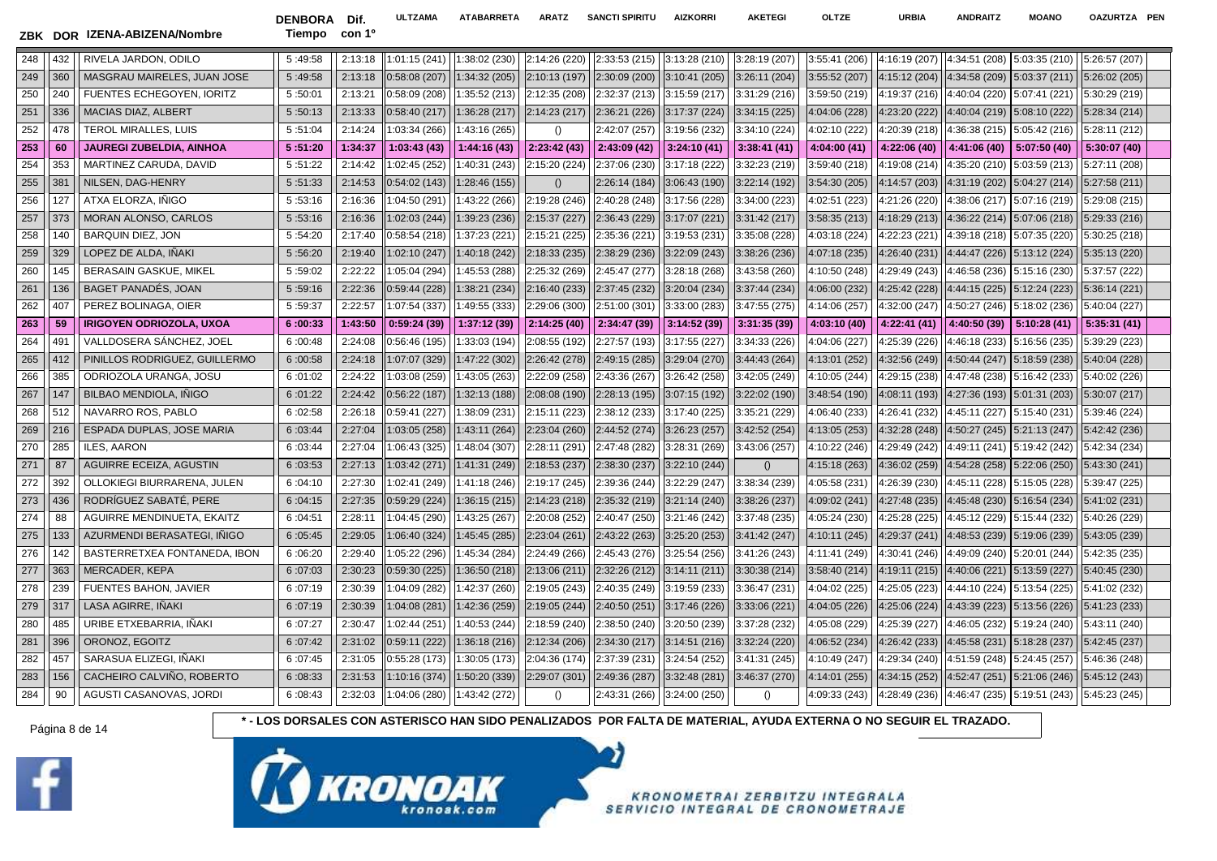| ZBK | DOR | IZENA-ABIZENA/Nombre | DENBORA Tiempo | Dif. con 1º | ULTZAMA | ATABARRETA | ARATZ | SANCTI SPIRITU | AIZKORRI | AKETEGI | OLTZE | URBIA | ANDRAITZ | MOANO | OAZURTZA | PEN |
|---|---|---|---|---|---|---|---|---|---|---|---|---|---|---|---|---|
| 248 | 432 | RIVELA JARDON, ODILO | 5 :49:58 | 2:13:18 | 1:01:15 (241) | 1:38:02 (230) | 2:14:26 (220) | 2:33:53 (215) | 3:13:28 (210) | 3:28:19 (207) | 3:55:41 (206) | 4:16:19 (207) | 4:34:51 (208) | 5:03:35 (210) | 5:26:57 (207) | |
| 249 | 360 | MASGRAU MAIRELES, JUAN JOSE | 5 :49:58 | 2:13:18 | 0:58:08 (207) | 1:34:32 (205) | 2:10:13 (197) | 2:30:09 (200) | 3:10:41 (205) | 3:26:11 (204) | 3:55:52 (207) | 4:15:12 (204) | 4:34:58 (209) | 5:03:37 (211) | 5:26:02 (205) | |
| 250 | 240 | FUENTES ECHEGOYEN, IORITZ | 5 :50:01 | 2:13:21 | 0:58:09 (208) | 1:35:52 (213) | 2:12:35 (208) | 2:32:37 (213) | 3:15:59 (217) | 3:31:29 (216) | 3:59:50 (219) | 4:19:37 (216) | 4:40:04 (220) | 5:07:41 (221) | 5:30:29 (219) | |
| 251 | 336 | MACIAS DIAZ, ALBERT | 5 :50:13 | 2:13:33 | 0:58:40 (217) | 1:36:28 (217) | 2:14:23 (217) | 2:36:21 (226) | 3:17:37 (224) | 3:34:15 (225) | 4:04:06 (228) | 4:23:20 (222) | 4:40:04 (219) | 5:08:10 (222) | 5:28:34 (214) | |
| 252 | 478 | TEROL MIRALLES, LUIS | 5 :51:04 | 2:14:24 | 1:03:34 (266) | 1:43:16 (265) | () | 2:42:07 (257) | 3:19:56 (232) | 3:34:10 (224) | 4:02:10 (222) | 4:20:39 (218) | 4:36:38 (215) | 5:05:42 (216) | 5:28:11 (212) | |
| **253** | **60** | **JAUREGI ZUBELDIA, AINHOA** | **5 :51:20** | **1:34:37** | **1:03:43 (43)** | **1:44:16 (43)** | **2:23:42 (43)** | **2:43:09 (42)** | **3:24:10 (41)** | **3:38:41 (41)** | **4:04:00 (41)** | **4:22:06 (40)** | **4:41:06 (40)** | **5:07:50 (40)** | **5:30:07 (40)** | |
| 254 | 353 | MARTINEZ CARUDA, DAVID | 5 :51:22 | 2:14:42 | 1:02:45 (252) | 1:40:31 (243) | 2:15:20 (224) | 2:37:06 (230) | 3:17:18 (222) | 3:32:23 (219) | 3:59:40 (218) | 4:19:08 (214) | 4:35:20 (210) | 5:03:59 (213) | 5:27:11 (208) | |
| 255 | 381 | NILSEN, DAG-HENRY | 5 :51:33 | 2:14:53 | 0:54:02 (143) | 1:28:46 (155) | () | 2:26:14 (184) | 3:06:43 (190) | 3:22:14 (192) | 3:54:30 (205) | 4:14:57 (203) | 4:31:19 (202) | 5:04:27 (214) | 5:27:58 (211) | |
| 256 | 127 | ATXA ELORZA, IÑIGO | 5 :53:16 | 2:16:36 | 1:04:50 (291) | 1:43:22 (266) | 2:19:28 (246) | 2:40:28 (248) | 3:17:56 (228) | 3:34:00 (223) | 4:02:51 (223) | 4:21:26 (220) | 4:38:06 (217) | 5:07:16 (219) | 5:29:08 (215) | |
| 257 | 373 | MORAN ALONSO, CARLOS | 5 :53:16 | 2:16:36 | 1:02:03 (244) | 1:39:23 (236) | 2:15:37 (227) | 2:36:43 (229) | 3:17:07 (221) | 3:31:42 (217) | 3:58:35 (213) | 4:18:29 (213) | 4:36:22 (214) | 5:07:06 (218) | 5:29:33 (216) | |
| 258 | 140 | BARQUIN DIEZ, JON | 5 :54:20 | 2:17:40 | 0:58:54 (218) | 1:37:23 (221) | 2:15:21 (225) | 2:35:36 (221) | 3:19:53 (231) | 3:35:08 (228) | 4:03:18 (224) | 4:22:23 (221) | 4:39:18 (218) | 5:07:35 (220) | 5:30:25 (218) | |
| 259 | 329 | LOPEZ DE ALDA, IÑAKI | 5 :56:20 | 2:19:40 | 1:02:10 (247) | 1:40:18 (242) | 2:18:33 (235) | 2:38:29 (236) | 3:22:09 (243) | 3:38:26 (236) | 4:07:18 (235) | 4:26:40 (231) | 4:44:47 (226) | 5:13:12 (224) | 5:35:13 (220) | |
| 260 | 145 | BERASAIN GASKUE, MIKEL | 5 :59:02 | 2:22:22 | 1:05:04 (294) | 1:45:53 (288) | 2:25:32 (269) | 2:45:47 (277) | 3:28:18 (268) | 3:43:58 (260) | 4:10:50 (248) | 4:29:49 (243) | 4:46:58 (236) | 5:15:16 (230) | 5:37:57 (222) | |
| 261 | 136 | BAGET PANADÈS, JOAN | 5 :59:16 | 2:22:36 | 0:59:44 (228) | 1:38:21 (234) | 2:16:40 (233) | 2:37:45 (232) | 3:20:04 (234) | 3:37:44 (234) | 4:06:00 (232) | 4:25:42 (228) | 4:44:15 (225) | 5:12:24 (223) | 5:36:14 (221) | |
| 262 | 407 | PEREZ BOLINAGA, OIER | 5 :59:37 | 2:22:57 | 1:07:54 (337) | 1:49:55 (333) | 2:29:06 (300) | 2:51:00 (301) | 3:33:00 (283) | 3:47:55 (275) | 4:14:06 (257) | 4:32:00 (247) | 4:50:27 (246) | 5:18:02 (236) | 5:40:04 (227) | |
| **263** | **59** | **IRIGOYEN ODRIOZOLA, UXOA** | **6 :00:33** | **1:43:50** | **0:59:24 (39)** | **1:37:12 (39)** | **2:14:25 (40)** | **2:34:47 (39)** | **3:14:52 (39)** | **3:31:35 (39)** | **4:03:10 (40)** | **4:22:41 (41)** | **4:40:50 (39)** | **5:10:28 (41)** | **5:35:31 (41)** | |
| 264 | 491 | VALLDOSERA SÁNCHEZ, JOEL | 6 :00:48 | 2:24:08 | 0:56:46 (195) | 1:33:03 (194) | 2:08:55 (192) | 2:27:57 (193) | 3:17:55 (227) | 3:34:33 (226) | 4:04:06 (227) | 4:25:39 (226) | 4:46:18 (233) | 5:16:56 (235) | 5:39:29 (223) | |
| 265 | 412 | PINILLOS RODRIGUEZ, GUILLERMO | 6 :00:58 | 2:24:18 | 1:07:07 (329) | 1:47:22 (302) | 2:26:42 (278) | 2:49:15 (285) | 3:29:04 (270) | 3:44:43 (264) | 4:13:01 (252) | 4:32:56 (249) | 4:50:44 (247) | 5:18:59 (238) | 5:40:04 (228) | |
| 266 | 385 | ODRIOZOLA URANGA, JOSU | 6 :01:02 | 2:24:22 | 1:03:08 (259) | 1:43:05 (263) | 2:22:09 (258) | 2:43:36 (267) | 3:26:42 (258) | 3:42:05 (249) | 4:10:05 (244) | 4:29:15 (238) | 4:47:48 (238) | 5:16:42 (233) | 5:40:02 (226) | |
| 267 | 147 | BILBAO MENDIOLA, IÑIGO | 6 :01:22 | 2:24:42 | 0:56:22 (187) | 1:32:13 (188) | 2:08:08 (190) | 2:28:13 (195) | 3:07:15 (192) | 3:22:02 (190) | 3:48:54 (190) | 4:08:11 (193) | 4:27:36 (193) | 5:01:31 (203) | 5:30:07 (217) | |
| 268 | 512 | NAVARRO ROS, PABLO | 6 :02:58 | 2:26:18 | 0:59:41 (227) | 1:38:09 (231) | 2:15:11 (223) | 2:38:12 (233) | 3:17:40 (225) | 3:35:21 (229) | 4:06:40 (233) | 4:26:41 (232) | 4:45:11 (227) | 5:15:40 (231) | 5:39:46 (224) | |
| 269 | 216 | ESPADA DUPLAS, JOSE MARIA | 6 :03:44 | 2:27:04 | 1:03:05 (258) | 1:43:11 (264) | 2:23:04 (260) | 2:44:52 (274) | 3:26:23 (257) | 3:42:52 (254) | 4:13:05 (253) | 4:32:28 (248) | 4:50:27 (245) | 5:21:13 (247) | 5:42:42 (236) | |
| 270 | 285 | ILES, AARON | 6 :03:44 | 2:27:04 | 1:06:43 (325) | 1:48:04 (307) | 2:28:11 (291) | 2:47:48 (282) | 3:28:31 (269) | 3:43:06 (257) | 4:10:22 (246) | 4:29:49 (242) | 4:49:11 (241) | 5:19:42 (242) | 5:42:34 (234) | |
| 271 | 87 | AGUIRRE ECEIZA, AGUSTIN | 6 :03:53 | 2:27:13 | 1:03:42 (271) | 1:41:31 (249) | 2:18:53 (237) | 2:38:30 (237) | 3:22:10 (244) | () | 4:15:18 (263) | 4:36:02 (259) | 4:54:28 (258) | 5:22:06 (250) | 5:43:30 (241) | |
| 272 | 392 | OLLOKIEGI BIURRARENA, JULEN | 6 :04:10 | 2:27:30 | 1:02:41 (249) | 1:41:18 (246) | 2:19:17 (245) | 2:39:36 (244) | 3:22:29 (247) | 3:38:34 (239) | 4:05:58 (231) | 4:26:39 (230) | 4:45:11 (228) | 5:15:05 (228) | 5:39:47 (225) | |
| 273 | 436 | RODRÍGUEZ SABATÉ, PERE | 6 :04:15 | 2:27:35 | 0:59:29 (224) | 1:36:15 (215) | 2:14:23 (218) | 2:35:32 (219) | 3:21:14 (240) | 3:38:26 (237) | 4:09:02 (241) | 4:27:48 (235) | 4:45:48 (230) | 5:16:54 (234) | 5:41:02 (231) | |
| 274 | 88 | AGUIRRE MENDINUETA, EKAITZ | 6 :04:51 | 2:28:11 | 1:04:45 (290) | 1:43:25 (267) | 2:20:08 (252) | 2:40:47 (250) | 3:21:46 (242) | 3:37:48 (235) | 4:05:24 (230) | 4:25:28 (225) | 4:45:12 (229) | 5:15:44 (232) | 5:40:26 (229) | |
| 275 | 133 | AZURMENDI BERASATEGI, IÑIGO | 6 :05:45 | 2:29:05 | 1:06:40 (324) | 1:45:45 (285) | 2:23:04 (261) | 2:43:22 (263) | 3:25:20 (253) | 3:41:42 (247) | 4:10:11 (245) | 4:29:37 (241) | 4:48:53 (239) | 5:19:06 (239) | 5:43:05 (239) | |
| 276 | 142 | BASTERRETXEA FONTANEDA, IBON | 6 :06:20 | 2:29:40 | 1:05:22 (296) | 1:45:34 (284) | 2:24:49 (266) | 2:45:43 (276) | 3:25:54 (256) | 3:41:26 (243) | 4:11:41 (249) | 4:30:41 (246) | 4:49:09 (240) | 5:20:01 (244) | 5:42:35 (235) | |
| 277 | 363 | MERCADER, KEPA | 6 :07:03 | 2:30:23 | 0:59:30 (225) | 1:36:50 (218) | 2:13:06 (211) | 2:32:26 (212) | 3:14:11 (211) | 3:30:38 (214) | 3:58:40 (214) | 4:19:11 (215) | 4:40:06 (221) | 5:13:59 (227) | 5:40:45 (230) | |
| 278 | 239 | FUENTES BAHON, JAVIER | 6 :07:19 | 2:30:39 | 1:04:09 (282) | 1:42:37 (260) | 2:19:05 (243) | 2:40:35 (249) | 3:19:59 (233) | 3:36:47 (231) | 4:04:02 (225) | 4:25:05 (223) | 4:44:10 (224) | 5:13:54 (225) | 5:41:02 (232) | |
| 279 | 317 | LASA AGIRRE, IÑAKI | 6 :07:19 | 2:30:39 | 1:04:08 (281) | 1:42:36 (259) | 2:19:05 (244) | 2:40:50 (251) | 3:17:46 (226) | 3:33:06 (221) | 4:04:05 (226) | 4:25:06 (224) | 4:43:39 (223) | 5:13:56 (226) | 5:41:23 (233) | |
| 280 | 485 | URIBE ETXEBARRIA, IÑAKI | 6 :07:27 | 2:30:47 | 1:02:44 (251) | 1:40:53 (244) | 2:18:59 (240) | 2:38:50 (240) | 3:20:50 (239) | 3:37:28 (232) | 4:05:08 (229) | 4:25:39 (227) | 4:46:05 (232) | 5:19:24 (240) | 5:43:11 (240) | |
| 281 | 396 | ORONOZ, EGOITZ | 6 :07:42 | 2:31:02 | 0:59:11 (222) | 1:36:18 (216) | 2:12:34 (206) | 2:34:30 (217) | 3:14:51 (216) | 3:32:24 (220) | 4:06:52 (234) | 4:26:42 (233) | 4:45:58 (231) | 5:18:28 (237) | 5:42:45 (237) | |
| 282 | 457 | SARASUA ELIZEGI, IÑAKI | 6 :07:45 | 2:31:05 | 0:55:28 (173) | 1:30:05 (173) | 2:04:36 (174) | 2:37:39 (231) | 3:24:54 (252) | 3:41:31 (245) | 4:10:49 (247) | 4:29:34 (240) | 4:51:59 (248) | 5:24:45 (257) | 5:46:36 (248) | |
| 283 | 156 | CACHEIRO CALVIÑO, ROBERTO | 6 :08:33 | 2:31:53 | 1:10:16 (374) | 1:50:20 (339) | 2:29:07 (301) | 2:49:36 (287) | 3:32:48 (281) | 3:46:37 (270) | 4:14:01 (255) | 4:34:15 (252) | 4:52:47 (251) | 5:21:06 (246) | 5:45:12 (243) | |
| 284 | 90 | AGUSTI CASANOVAS, JORDI | 6 :08:43 | 2:32:03 | 1:04:06 (280) | 1:43:42 (272) | () | 2:43:31 (266) | 3:24:00 (250) | () | 4:09:33 (243) | 4:28:49 (236) | 4:46:47 (235) | 5:19:51 (243) | 5:45:23 (245) | |

**\* - LOS DORSALES CON ASTERISCO HAN SIDO PENALIZADOS POR FALTA DE MATERIAL, AYUDA EXTERNA O NO SEGUIR EL TRAZADO.**

KRONOAK kronoak.com

KRONOMETRAI ZERBITZU INTEGRALA
SERVICIO INTEGRAL DE CRONOMETRAJE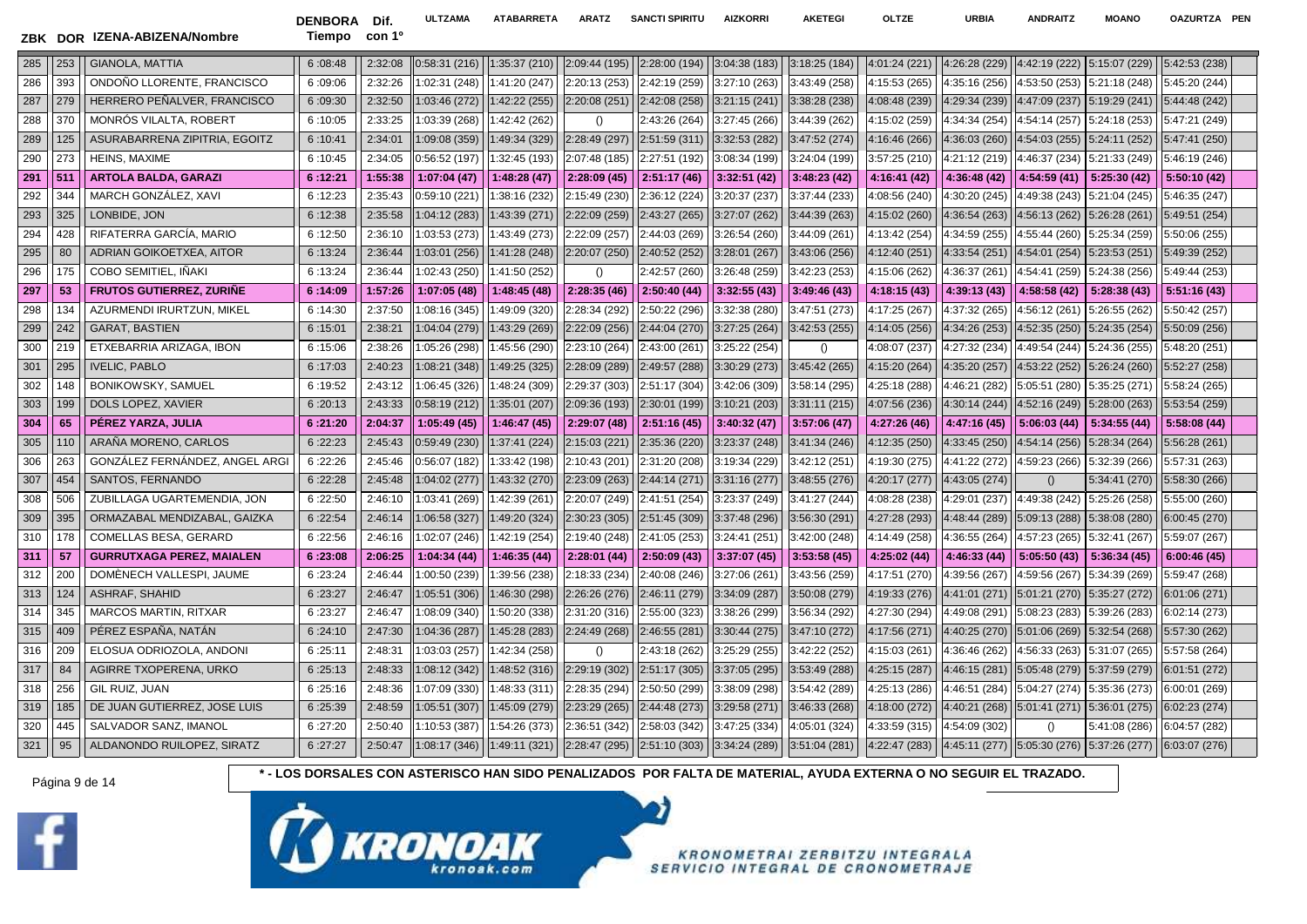| ZBK | DOR | IZENA-ABIZENA/Nombre | DENBORA Tiempo | Dif. con 1º | ULTZAMA | ATABARRETA | ARATZ | SANCTI SPIRITU | AIZKORRI | AKETEGI | OLTZE | URBIA | ANDRAITZ | MOANO | OAZURTZA | PEN |
|---|---|---|---|---|---|---|---|---|---|---|---|---|---|---|---|---|
| 285 | 253 | GIANOLA, MATTIA | 6 :08:48 | 2:32:08 | 0:58:31 (216) | 1:35:37 (210) | 2:09:44 (195) | 2:28:00 (194) | 3:04:38 (183) | 3:18:25 (184) | 4:01:24 (221) | 4:26:28 (229) | 4:42:19 (222) | 5:15:07 (229) | 5:42:53 (238) | |
| 286 | 393 | ONDOÑO LLORENTE, FRANCISCO | 6 :09:06 | 2:32:26 | 1:02:31 (248) | 1:41:20 (247) | 2:20:13 (253) | 2:42:19 (259) | 3:27:10 (263) | 3:43:49 (258) | 4:15:53 (265) | 4:35:16 (256) | 4:53:50 (253) | 5:21:18 (248) | 5:45:20 (244) | |
| 287 | 279 | HERRERO PEÑALVER, FRANCISCO | 6 :09:30 | 2:32:50 | 1:03:46 (272) | 1:42:22 (255) | 2:20:08 (251) | 2:42:08 (258) | 3:21:15 (241) | 3:38:28 (238) | 4:08:48 (239) | 4:29:34 (239) | 4:47:09 (237) | 5:19:29 (241) | 5:44:48 (242) | |
| 288 | 370 | MONRÓS VILALTA, ROBERT | 6 :10:05 | 2:33:25 | 1:03:39 (268) | 1:42:42 (262) | () | 2:43:26 (264) | 3:27:45 (266) | 3:44:39 (262) | 4:15:02 (259) | 4:34:34 (254) | 4:54:14 (257) | 5:24:18 (253) | 5:47:21 (249) | |
| 289 | 125 | ASURABARRENA ZIPITRIA, EGOITZ | 6 :10:41 | 2:34:01 | 1:09:08 (359) | 1:49:34 (329) | 2:28:49 (297) | 2:51:59 (311) | 3:32:53 (282) | 3:47:52 (274) | 4:16:46 (266) | 4:36:03 (260) | 4:54:03 (255) | 5:24:11 (252) | 5:47:41 (250) | |
| 290 | 273 | HEINS, MAXIME | 6 :10:45 | 2:34:05 | 0:56:52 (197) | 1:32:45 (193) | 2:07:48 (185) | 2:27:51 (192) | 3:08:34 (199) | 3:24:04 (199) | 3:57:25 (210) | 4:21:12 (219) | 4:46:37 (234) | 5:21:33 (249) | 5:46:19 (246) | |
| **291** | **511** | **ARTOLA BALDA, GARAZI** | **6 :12:21** | **1:55:38** | **1:07:04 (47)** | **1:48:28 (47)** | **2:28:09 (45)** | **2:51:17 (46)** | **3:32:51 (42)** | **3:48:23 (42)** | **4:16:41 (42)** | **4:36:48 (42)** | **4:54:59 (41)** | **5:25:30 (42)** | **5:50:10 (42)** | |
| 292 | 344 | MARCH GONZÁLEZ, XAVI | 6 :12:23 | 2:35:43 | 0:59:10 (221) | 1:38:16 (232) | 2:15:49 (230) | 2:36:12 (224) | 3:20:37 (237) | 3:37:44 (233) | 4:08:56 (240) | 4:30:20 (245) | 4:49:38 (243) | 5:21:04 (245) | 5:46:35 (247) | |
| 293 | 325 | LONBIDE, JON | 6 :12:38 | 2:35:58 | 1:04:12 (283) | 1:43:39 (271) | 2:22:09 (259) | 2:43:27 (265) | 3:27:07 (262) | 3:44:39 (263) | 4:15:02 (260) | 4:36:54 (263) | 4:56:13 (262) | 5:26:28 (261) | 5:49:51 (254) | |
| 294 | 428 | RIFATERRA GARCÍA, MARIO | 6 :12:50 | 2:36:10 | 1:03:53 (273) | 1:43:49 (273) | 2:22:09 (257) | 2:44:03 (269) | 3:26:54 (260) | 3:44:09 (261) | 4:13:42 (254) | 4:34:59 (255) | 4:55:44 (260) | 5:25:34 (259) | 5:50:06 (255) | |
| 295 | 80 | ADRIAN GOIKOETXEA, AITOR | 6 :13:24 | 2:36:44 | 1:03:01 (256) | 1:41:28 (248) | 2:20:07 (250) | 2:40:52 (252) | 3:28:01 (267) | 3:43:06 (256) | 4:12:40 (251) | 4:33:54 (251) | 4:54:01 (254) | 5:23:53 (251) | 5:49:39 (252) | |
| 296 | 175 | COBO SEMITIEL, IÑAKI | 6 :13:24 | 2:36:44 | 1:02:43 (250) | 1:41:50 (252) | () | 2:42:57 (260) | 3:26:48 (259) | 3:42:23 (253) | 4:15:06 (262) | 4:36:37 (261) | 4:54:41 (259) | 5:24:38 (256) | 5:49:44 (253) | |
| **297** | **53** | **FRUTOS GUTIERREZ, ZURIÑE** | **6 :14:09** | **1:57:26** | **1:07:05 (48)** | **1:48:45 (48)** | **2:28:35 (46)** | **2:50:40 (44)** | **3:32:55 (43)** | **3:49:46 (43)** | **4:18:15 (43)** | **4:39:13 (43)** | **4:58:58 (42)** | **5:28:38 (43)** | **5:51:16 (43)** | |
| 298 | 134 | AZURMENDI IRURTZUN, MIKEL | 6 :14:30 | 2:37:50 | 1:08:16 (345) | 1:49:09 (320) | 2:28:34 (292) | 2:50:22 (296) | 3:32:38 (280) | 3:47:51 (273) | 4:17:25 (267) | 4:37:32 (265) | 4:56:12 (261) | 5:26:55 (262) | 5:50:42 (257) | |
| 299 | 242 | GARAT, BASTIEN | 6 :15:01 | 2:38:21 | 1:04:04 (279) | 1:43:29 (269) | 2:22:09 (256) | 2:44:04 (270) | 3:27:25 (264) | 3:42:53 (255) | 4:14:05 (256) | 4:34:26 (253) | 4:52:35 (250) | 5:24:35 (254) | 5:50:09 (256) | |
| 300 | 219 | ETXEBARRIA ARIZAGA, IBON | 6 :15:06 | 2:38:26 | 1:05:26 (298) | 1:45:56 (290) | 2:23:10 (264) | 2:43:00 (261) | 3:25:22 (254) | () | 4:08:07 (237) | 4:27:32 (234) | 4:49:54 (244) | 5:24:36 (255) | 5:48:20 (251) | |
| 301 | 295 | IVELIC, PABLO | 6 :17:03 | 2:40:23 | 1:08:21 (348) | 1:49:25 (325) | 2:28:09 (289) | 2:49:57 (288) | 3:30:29 (273) | 3:45:42 (265) | 4:15:20 (264) | 4:35:20 (257) | 4:53:22 (252) | 5:26:24 (260) | 5:52:27 (258) | |
| 302 | 148 | BONIKOWSKY, SAMUEL | 6 :19:52 | 2:43:12 | 1:06:45 (326) | 1:48:24 (309) | 2:29:37 (303) | 2:51:17 (304) | 3:42:06 (309) | 3:58:14 (295) | 4:25:18 (288) | 4:46:21 (282) | 5:05:51 (280) | 5:35:25 (271) | 5:58:24 (265) | |
| 303 | 199 | DOLS LOPEZ, XAVIER | 6 :20:13 | 2:43:33 | 0:58:19 (212) | 1:35:01 (207) | 2:09:36 (193) | 2:30:01 (199) | 3:10:21 (203) | 3:31:11 (215) | 4:07:56 (236) | 4:30:14 (244) | 4:52:16 (249) | 5:28:00 (263) | 5:53:54 (259) | |
| **304** | **65** | **PÉREZ YARZA, JULIA** | **6 :21:20** | **2:04:37** | **1:05:49 (45)** | **1:46:47 (45)** | **2:29:07 (48)** | **2:51:16 (45)** | **3:40:32 (47)** | **3:57:06 (47)** | **4:27:26 (46)** | **4:47:16 (45)** | **5:06:03 (44)** | **5:34:55 (44)** | **5:58:08 (44)** | |
| 305 | 110 | ARAÑA MORENO, CARLOS | 6 :22:23 | 2:45:43 | 0:59:49 (230) | 1:37:41 (224) | 2:15:03 (221) | 2:35:36 (220) | 3:23:37 (248) | 3:41:34 (246) | 4:12:35 (250) | 4:33:45 (250) | 4:54:14 (256) | 5:28:34 (264) | 5:56:28 (261) | |
| 306 | 263 | GONZÁLEZ FERNÁNDEZ, ANGEL ARGI | 6 :22:26 | 2:45:46 | 0:56:07 (182) | 1:33:42 (198) | 2:10:43 (201) | 2:31:20 (208) | 3:19:34 (229) | 3:42:12 (251) | 4:19:30 (275) | 4:41:22 (272) | 4:59:23 (266) | 5:32:39 (266) | 5:57:31 (263) | |
| 307 | 454 | SANTOS, FERNANDO | 6 :22:28 | 2:45:48 | 1:04:02 (277) | 1:43:32 (270) | 2:23:09 (263) | 2:44:14 (271) | 3:31:16 (277) | 3:48:55 (276) | 4:20:17 (277) | 4:43:05 (274) | () | 5:34:41 (270) | 5:58:30 (266) | |
| 308 | 506 | ZUBILLAGA UGARTEMENDIA, JON | 6 :22:50 | 2:46:10 | 1:03:41 (269) | 1:42:39 (261) | 2:20:07 (249) | 2:41:51 (254) | 3:23:37 (249) | 3:41:27 (244) | 4:08:28 (238) | 4:29:01 (237) | 4:49:38 (242) | 5:25:26 (258) | 5:55:00 (260) | |
| 309 | 395 | ORMAZABAL MENDIZABAL, GAIZKA | 6 :22:54 | 2:46:14 | 1:06:58 (327) | 1:49:20 (324) | 2:30:23 (305) | 2:51:45 (309) | 3:37:48 (296) | 3:56:30 (291) | 4:27:28 (293) | 4:48:44 (289) | 5:09:13 (288) | 5:38:08 (280) | 6:00:45 (270) | |
| 310 | 178 | COMELLAS BESA, GERARD | 6 :22:56 | 2:46:16 | 1:02:07 (246) | 1:42:19 (254) | 2:19:40 (248) | 2:41:05 (253) | 3:24:41 (251) | 3:42:00 (248) | 4:14:49 (258) | 4:36:55 (264) | 4:57:23 (265) | 5:32:41 (267) | 5:59:07 (267) | |
| **311** | **57** | **GURRUTXAGA PEREZ, MAIALEN** | **6 :23:08** | **2:06:25** | **1:04:34 (44)** | **1:46:35 (44)** | **2:28:01 (44)** | **2:50:09 (43)** | **3:37:07 (45)** | **3:53:58 (45)** | **4:25:02 (44)** | **4:46:33 (44)** | **5:05:50 (43)** | **5:36:34 (45)** | **6:00:46 (45)** | |
| 312 | 200 | DOMÈNECH VALLESPI, JAUME | 6 :23:24 | 2:46:44 | 1:00:50 (239) | 1:39:56 (238) | 2:18:33 (234) | 2:40:08 (246) | 3:27:06 (261) | 3:43:56 (259) | 4:17:51 (270) | 4:39:56 (267) | 4:59:56 (267) | 5:34:39 (269) | 5:59:47 (268) | |
| 313 | 124 | ASHRAF, SHAHID | 6 :23:27 | 2:46:47 | 1:05:51 (306) | 1:46:30 (298) | 2:26:26 (276) | 2:46:11 (279) | 3:34:09 (287) | 3:50:08 (279) | 4:19:33 (276) | 4:41:01 (271) | 5:01:21 (270) | 5:35:27 (272) | 6:01:06 (271) | |
| 314 | 345 | MARCOS MARTIN, RITXAR | 6 :23:27 | 2:46:47 | 1:08:09 (340) | 1:50:20 (338) | 2:31:20 (316) | 2:55:00 (323) | 3:38:26 (299) | 3:56:34 (292) | 4:27:30 (294) | 4:49:08 (291) | 5:08:23 (283) | 5:39:26 (283) | 6:02:14 (273) | |
| 315 | 409 | PÉREZ ESPAÑA, NATÁN | 6 :24:10 | 2:47:30 | 1:04:36 (287) | 1:45:28 (283) | 2:24:49 (268) | 2:46:55 (281) | 3:30:44 (275) | 3:47:10 (272) | 4:17:56 (271) | 4:40:25 (270) | 5:01:06 (269) | 5:32:54 (268) | 5:57:30 (262) | |
| 316 | 209 | ELOSUA ODRIOZOLA, ANDONI | 6 :25:11 | 2:48:31 | 1:03:03 (257) | 1:42:34 (258) | () | 2:43:18 (262) | 3:25:29 (255) | 3:42:22 (252) | 4:15:03 (261) | 4:36:46 (262) | 4:56:33 (263) | 5:31:07 (265) | 5:57:58 (264) | |
| 317 | 84 | AGIRRE TXOPERENA, URKO | 6 :25:13 | 2:48:33 | 1:08:12 (342) | 1:48:52 (316) | 2:29:19 (302) | 2:51:17 (305) | 3:37:05 (295) | 3:53:49 (288) | 4:25:15 (287) | 4:46:15 (281) | 5:05:48 (279) | 5:37:59 (279) | 6:01:51 (272) | |
| 318 | 256 | GIL RUIZ, JUAN | 6 :25:16 | 2:48:36 | 1:07:09 (330) | 1:48:33 (311) | 2:28:35 (294) | 2:50:50 (299) | 3:38:09 (298) | 3:54:42 (289) | 4:25:13 (286) | 4:46:51 (284) | 5:04:27 (274) | 5:35:36 (273) | 6:00:01 (269) | |
| 319 | 185 | DE JUAN GUTIERREZ, JOSE LUIS | 6 :25:39 | 2:48:59 | 1:05:51 (307) | 1:45:09 (279) | 2:23:29 (265) | 2:44:48 (273) | 3:29:58 (271) | 3:46:33 (268) | 4:18:00 (272) | 4:40:21 (268) | 5:01:41 (271) | 5:36:01 (275) | 6:02:23 (274) | |
| 320 | 445 | SALVADOR SANZ, IMANOL | 6 :27:20 | 2:50:40 | 1:10:53 (387) | 1:54:26 (373) | 2:36:51 (342) | 2:58:03 (342) | 3:47:25 (334) | 4:05:01 (324) | 4:33:59 (315) | 4:54:09 (302) | () | 5:41:08 (286) | 6:04:57 (282) | |
| 321 | 95 | ALDANONDO RUILOPEZ, SIRATZ | 6 :27:27 | 2:50:47 | 1:08:17 (346) | 1:49:11 (321) | 2:28:47 (295) | 2:51:10 (303) | 3:34:24 (289) | 3:51:04 (281) | 4:22:47 (283) | 4:45:11 (277) | 5:05:30 (276) | 5:37:26 (277) | 6:03:07 (276) | |

* - LOS DORSALES CON ASTERISCO HAN SIDO PENALIZADOS POR FALTA DE MATERIAL, AYUDA EXTERNA O NO SEGUIR EL TRAZADO.

KRONOAK kronoak.com

KRONOMETRAI ZERBITZU INTEGRALA
SERVICIO INTEGRAL DE CRONOMETRAJE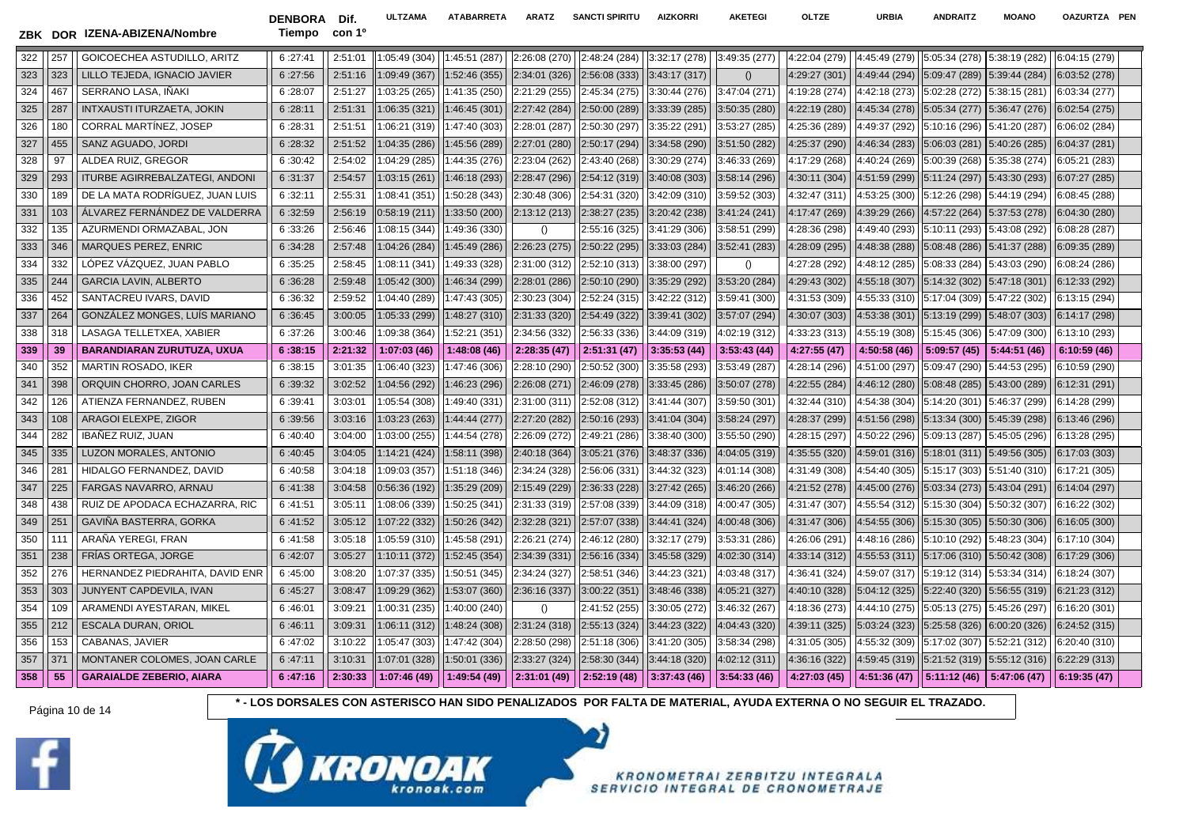| ZBK | DOR | IZENA-ABIZENA/Nombre | DENBORA Tiempo | Dif. con 1º | ULTZAMA | ATABARRETA | ARATZ | SANCTI SPIRITU | AIZKORRI | AKETEGI | OLTZE | URBIA | ANDRAITZ | MOANO | OAZURTZA | PEN |
|---|---|---|---|---|---|---|---|---|---|---|---|---|---|---|---|---|
| 322 | 257 | GOICOECHEA ASTUDILLO, ARITZ | 6 :27:41 | 2:51:01 | 1:05:49 (304) | 1:45:51 (287) | 2:26:08 (270) | 2:48:24 (284) | 3:32:17 (278) | 3:49:35 (277) | 4:22:04 (279) | 4:45:49 (279) | 5:05:34 (278) | 5:38:19 (282) | 6:04:15 (279) | |
| 323 | 323 | LILLO TEJEDA, IGNACIO JAVIER | 6 :27:56 | 2:51:16 | 1:09:49 (367) | 1:52:46 (355) | 2:34:01 (326) | 2:56:08 (333) | 3:43:17 (317) | () | 4:29:27 (301) | 4:49:44 (294) | 5:09:47 (289) | 5:39:44 (284) | 6:03:52 (278) | |
| 324 | 467 | SERRANO LASA, IÑAKI | 6 :28:07 | 2:51:27 | 1:03:25 (255) | 1:41:35 (250) | 2:21:29 (255) | 2:45:34 (275) | 3:30:44 (276) | 3:47:04 (271) | 4:19:28 (274) | 4:42:18 (273) | 5:02:28 (272) | 5:38:15 (281) | 6:03:34 (277) | |
| 325 | 287 | INTXAUSTI ITURZAETA, JOKIN | 6 :28:11 | 2:51:31 | 1:06:35 (321) | 1:46:45 (301) | 2:27:42 (284) | 2:50:00 (289) | 3:33:39 (285) | 3:50:35 (280) | 4:22:19 (280) | 4:45:34 (278) | 5:05:34 (277) | 5:36:47 (276) | 6:02:54 (275) | |
| 326 | 180 | CORRAL MARTÍNEZ, JOSEP | 6 :28:31 | 2:51:51 | 1:06:21 (319) | 1:47:40 (303) | 2:28:01 (287) | 2:50:30 (297) | 3:35:22 (291) | 3:53:27 (285) | 4:25:36 (289) | 4:49:37 (292) | 5:10:16 (296) | 5:41:20 (287) | 6:06:02 (284) | |
| 327 | 455 | SANZ AGUADO, JORDI | 6 :28:32 | 2:51:52 | 1:04:35 (286) | 1:45:56 (289) | 2:27:01 (280) | 2:50:17 (294) | 3:34:58 (290) | 3:51:50 (282) | 4:25:37 (290) | 4:46:34 (283) | 5:06:03 (281) | 5:40:26 (285) | 6:04:37 (281) | |
| 328 | 97 | ALDEA RUIZ, GREGOR | 6 :30:42 | 2:54:02 | 1:04:29 (285) | 1:44:35 (276) | 2:23:04 (262) | 2:43:40 (268) | 3:30:29 (274) | 3:46:33 (269) | 4:17:29 (268) | 4:40:24 (269) | 5:00:39 (268) | 5:35:38 (274) | 6:05:21 (283) | |
| 329 | 293 | ITURBE AGIRREBALZATEGI, ANDONI | 6 :31:37 | 2:54:57 | 1:03:15 (261) | 1:46:18 (293) | 2:28:47 (296) | 2:54:12 (319) | 3:40:08 (303) | 3:58:14 (296) | 4:30:11 (304) | 4:51:59 (299) | 5:11:24 (297) | 5:43:30 (293) | 6:07:27 (285) | |
| 330 | 189 | DE LA MATA RODRÍGUEZ, JUAN LUIS | 6 :32:11 | 2:55:31 | 1:08:41 (351) | 1:50:28 (343) | 2:30:48 (306) | 2:54:31 (320) | 3:42:09 (310) | 3:59:52 (303) | 4:32:47 (311) | 4:53:25 (300) | 5:12:26 (298) | 5:44:19 (294) | 6:08:45 (288) | |
| 331 | 103 | ÁLVAREZ FERNÁNDEZ DE VALDERRA | 6 :32:59 | 2:56:19 | 0:58:19 (211) | 1:33:50 (200) | 2:13:12 (213) | 2:38:27 (235) | 3:20:42 (238) | 3:41:24 (241) | 4:17:47 (269) | 4:39:29 (266) | 4:57:22 (264) | 5:37:53 (278) | 6:04:30 (280) | |
| 332 | 135 | AZURMENDI ORMAZABAL, JON | 6 :33:26 | 2:56:46 | 1:08:15 (344) | 1:49:36 (330) | () | 2:55:16 (325) | 3:41:29 (306) | 3:58:51 (299) | 4:28:36 (298) | 4:49:40 (293) | 5:10:11 (293) | 5:43:08 (292) | 6:08:28 (287) | |
| 333 | 346 | MARQUES PEREZ, ENRIC | 6 :34:28 | 2:57:48 | 1:04:26 (284) | 1:45:49 (286) | 2:26:23 (275) | 2:50:22 (295) | 3:33:03 (284) | 3:52:41 (283) | 4:28:09 (295) | 4:48:38 (288) | 5:08:48 (286) | 5:41:37 (288) | 6:09:35 (289) | |
| 334 | 332 | LÓPEZ VÁZQUEZ, JUAN PABLO | 6 :35:25 | 2:58:45 | 1:08:11 (341) | 1:49:33 (328) | 2:31:00 (312) | 2:52:10 (313) | 3:38:00 (297) | () | 4:27:28 (292) | 4:48:12 (285) | 5:08:33 (284) | 5:43:03 (290) | 6:08:24 (286) | |
| 335 | 244 | GARCIA LAVIN, ALBERTO | 6 :36:28 | 2:59:48 | 1:05:42 (300) | 1:46:34 (299) | 2:28:01 (286) | 2:50:10 (290) | 3:35:29 (292) | 3:53:20 (284) | 4:29:43 (302) | 4:55:18 (307) | 5:14:32 (302) | 5:47:18 (301) | 6:12:33 (292) | |
| 336 | 452 | SANTACREU IVARS, DAVID | 6 :36:32 | 2:59:52 | 1:04:40 (289) | 1:47:43 (305) | 2:30:23 (304) | 2:52:24 (315) | 3:42:22 (312) | 3:59:41 (300) | 4:31:53 (309) | 4:55:33 (310) | 5:17:04 (309) | 5:47:22 (302) | 6:13:15 (294) | |
| 337 | 264 | GONZÁLEZ MONGES, LUÍS MARIANO | 6 :36:45 | 3:00:05 | 1:05:33 (299) | 1:48:27 (310) | 2:31:33 (320) | 2:54:49 (322) | 3:39:41 (302) | 3:57:07 (294) | 4:30:07 (303) | 4:53:38 (301) | 5:13:19 (299) | 5:48:07 (303) | 6:14:17 (298) | |
| 338 | 318 | LASAGA TELLETXEA, XABIER | 6 :37:26 | 3:00:46 | 1:09:38 (364) | 1:52:21 (351) | 2:34:56 (332) | 2:56:33 (336) | 3:44:09 (319) | 4:02:19 (312) | 4:33:23 (313) | 4:55:19 (308) | 5:15:45 (306) | 5:47:09 (300) | 6:13:10 (293) | |
| **339** | **39** | **BARANDIARAN ZURUTUZA, UXUA** | **6 :38:15** | **2:21:32** | **1:07:03 (46)** | **1:48:08 (46)** | **2:28:35 (47)** | **2:51:31 (47)** | **3:35:53 (44)** | **3:53:43 (44)** | **4:27:55 (47)** | **4:50:58 (46)** | **5:09:57 (45)** | **5:44:51 (46)** | **6:10:59 (46)** | |
| 340 | 352 | MARTIN ROSADO, IKER | 6 :38:15 | 3:01:35 | 1:06:40 (323) | 1:47:46 (306) | 2:28:10 (290) | 2:50:52 (300) | 3:35:58 (293) | 3:53:49 (287) | 4:28:14 (296) | 4:51:00 (297) | 5:09:47 (290) | 5:44:53 (295) | 6:10:59 (290) | |
| 341 | 398 | ORQUIN CHORRO, JOAN CARLES | 6 :39:32 | 3:02:52 | 1:04:56 (292) | 1:46:23 (296) | 2:26:08 (271) | 2:46:09 (278) | 3:33:45 (286) | 3:50:07 (278) | 4:22:55 (284) | 4:46:12 (280) | 5:08:48 (285) | 5:43:00 (289) | 6:12:31 (291) | |
| 342 | 126 | ATIENZA FERNANDEZ, RUBEN | 6 :39:41 | 3:03:01 | 1:05:54 (308) | 1:49:40 (331) | 2:31:00 (311) | 2:52:08 (312) | 3:41:44 (307) | 3:59:50 (301) | 4:32:44 (310) | 4:54:38 (304) | 5:14:20 (301) | 5:46:37 (299) | 6:14:28 (299) | |
| 343 | 108 | ARAGOI ELEXPE, ZIGOR | 6 :39:56 | 3:03:16 | 1:03:23 (263) | 1:44:44 (277) | 2:27:20 (282) | 2:50:16 (293) | 3:41:04 (304) | 3:58:24 (297) | 4:28:37 (299) | 4:51:56 (298) | 5:13:34 (300) | 5:45:39 (298) | 6:13:46 (296) | |
| 344 | 282 | IBAÑEZ RUIZ, JUAN | 6 :40:40 | 3:04:00 | 1:03:00 (255) | 1:44:54 (278) | 2:26:09 (272) | 2:49:21 (286) | 3:38:40 (300) | 3:55:50 (290) | 4:28:15 (297) | 4:50:22 (296) | 5:09:13 (287) | 5:45:05 (296) | 6:13:28 (295) | |
| 345 | 335 | LUZON MORALES, ANTONIO | 6 :40:45 | 3:04:05 | 1:14:21 (424) | 1:58:11 (398) | 2:40:18 (364) | 3:05:21 (376) | 3:48:37 (336) | 4:04:05 (319) | 4:35:55 (320) | 4:59:01 (316) | 5:18:01 (311) | 5:49:56 (305) | 6:17:03 (303) | |
| 346 | 281 | HIDALGO FERNANDEZ, DAVID | 6 :40:58 | 3:04:18 | 1:09:03 (357) | 1:51:18 (346) | 2:34:24 (328) | 2:56:06 (331) | 3:44:32 (323) | 4:01:14 (308) | 4:31:49 (308) | 4:54:40 (305) | 5:15:17 (303) | 5:51:40 (310) | 6:17:21 (305) | |
| 347 | 225 | FARGAS NAVARRO, ARNAU | 6 :41:38 | 3:04:58 | 0:56:36 (192) | 1:35:29 (209) | 2:15:49 (229) | 2:36:33 (228) | 3:27:42 (265) | 3:46:20 (266) | 4:21:52 (278) | 4:45:00 (276) | 5:03:34 (273) | 5:43:04 (291) | 6:14:04 (297) | |
| 348 | 438 | RUIZ DE APODACA ECHAZARRA, RIC | 6 :41:51 | 3:05:11 | 1:08:06 (339) | 1:50:25 (341) | 2:31:33 (319) | 2:57:08 (339) | 3:44:09 (318) | 4:00:47 (305) | 4:31:47 (307) | 4:55:54 (312) | 5:15:30 (304) | 5:50:32 (307) | 6:16:22 (302) | |
| 349 | 251 | GAVIÑA BASTERRA, GORKA | 6 :41:52 | 3:05:12 | 1:07:22 (332) | 1:50:26 (342) | 2:32:28 (321) | 2:57:07 (338) | 3:44:41 (324) | 4:00:48 (306) | 4:31:47 (306) | 4:54:55 (306) | 5:15:30 (305) | 5:50:30 (306) | 6:16:05 (300) | |
| 350 | 111 | ARAÑA YEREGI, FRAN | 6 :41:58 | 3:05:18 | 1:05:59 (310) | 1:45:58 (291) | 2:26:21 (274) | 2:46:12 (280) | 3:32:17 (279) | 3:53:31 (286) | 4:26:06 (291) | 4:48:16 (286) | 5:10:10 (292) | 5:48:23 (304) | 6:17:10 (304) | |
| 351 | 238 | FRÍAS ORTEGA, JORGE | 6 :42:07 | 3:05:27 | 1:10:11 (372) | 1:52:45 (354) | 2:34:39 (331) | 2:56:16 (334) | 3:45:58 (329) | 4:02:30 (314) | 4:33:14 (312) | 4:55:53 (311) | 5:17:06 (310) | 5:50:42 (308) | 6:17:29 (306) | |
| 352 | 276 | HERNANDEZ PIEDRAHITA, DAVID ENR | 6 :45:00 | 3:08:20 | 1:07:37 (335) | 1:50:51 (345) | 2:34:24 (327) | 2:58:51 (346) | 3:44:23 (321) | 4:03:48 (317) | 4:36:41 (324) | 4:59:07 (317) | 5:19:12 (314) | 5:53:34 (314) | 6:18:24 (307) | |
| 353 | 303 | JUNYENT CAPDEVILA, IVAN | 6 :45:27 | 3:08:47 | 1:09:29 (362) | 1:53:07 (360) | 2:36:16 (337) | 3:00:22 (351) | 3:48:46 (338) | 4:05:21 (327) | 4:40:10 (328) | 5:04:12 (325) | 5:22:40 (320) | 5:56:55 (319) | 6:21:23 (312) | |
| 354 | 109 | ARAMENDI AYESTARAN, MIKEL | 6 :46:01 | 3:09:21 | 1:00:31 (235) | 1:40:00 (240) | () | 2:41:52 (255) | 3:30:05 (272) | 3:46:32 (267) | 4:18:36 (273) | 4:44:10 (275) | 5:05:13 (275) | 5:45:26 (297) | 6:16:20 (301) | |
| 355 | 212 | ESCALA DURAN, ORIOL | 6 :46:11 | 3:09:31 | 1:06:11 (312) | 1:48:24 (308) | 2:31:24 (318) | 2:55:13 (324) | 3:44:23 (322) | 4:04:43 (320) | 4:39:11 (325) | 5:03:24 (323) | 5:25:58 (326) | 6:00:20 (326) | 6:24:52 (315) | |
| 356 | 153 | CABANAS, JAVIER | 6 :47:02 | 3:10:22 | 1:05:47 (303) | 1:47:42 (304) | 2:28:50 (298) | 2:51:18 (306) | 3:41:20 (305) | 3:58:34 (298) | 4:31:05 (305) | 4:55:32 (309) | 5:17:02 (307) | 5:52:21 (312) | 6:20:40 (310) | |
| 357 | 371 | MONTANER COLOMES, JOAN CARLE | 6 :47:11 | 3:10:31 | 1:07:01 (328) | 1:50:01 (336) | 2:33:27 (324) | 2:58:30 (344) | 3:44:18 (320) | 4:02:12 (311) | 4:36:16 (322) | 4:59:45 (319) | 5:21:52 (319) | 5:55:12 (316) | 6:22:29 (313) | |
| **358** | **55** | **GARAIALDE ZEBERIO, AIARA** | **6 :47:16** | **2:30:33** | **1:07:46 (49)** | **1:49:54 (49)** | **2:31:01 (49)** | **2:52:19 (48)** | **3:37:43 (46)** | **3:54:33 (46)** | **4:27:03 (45)** | **4:51:36 (47)** | **5:11:12 (46)** | **5:47:06 (47)** | **6:19:35 (47)** | |

**\* - LOS DORSALES CON ASTERISCO HAN SIDO PENALIZADOS POR FALTA DE MATERIAL, AYUDA EXTERNA O NO SEGUIR EL TRAZADO.**

KRONOAK kronoak.com

KRONOMETRAI ZERBITZU INTEGRALA
SERVICIO INTEGRAL DE CRONOMETRAJE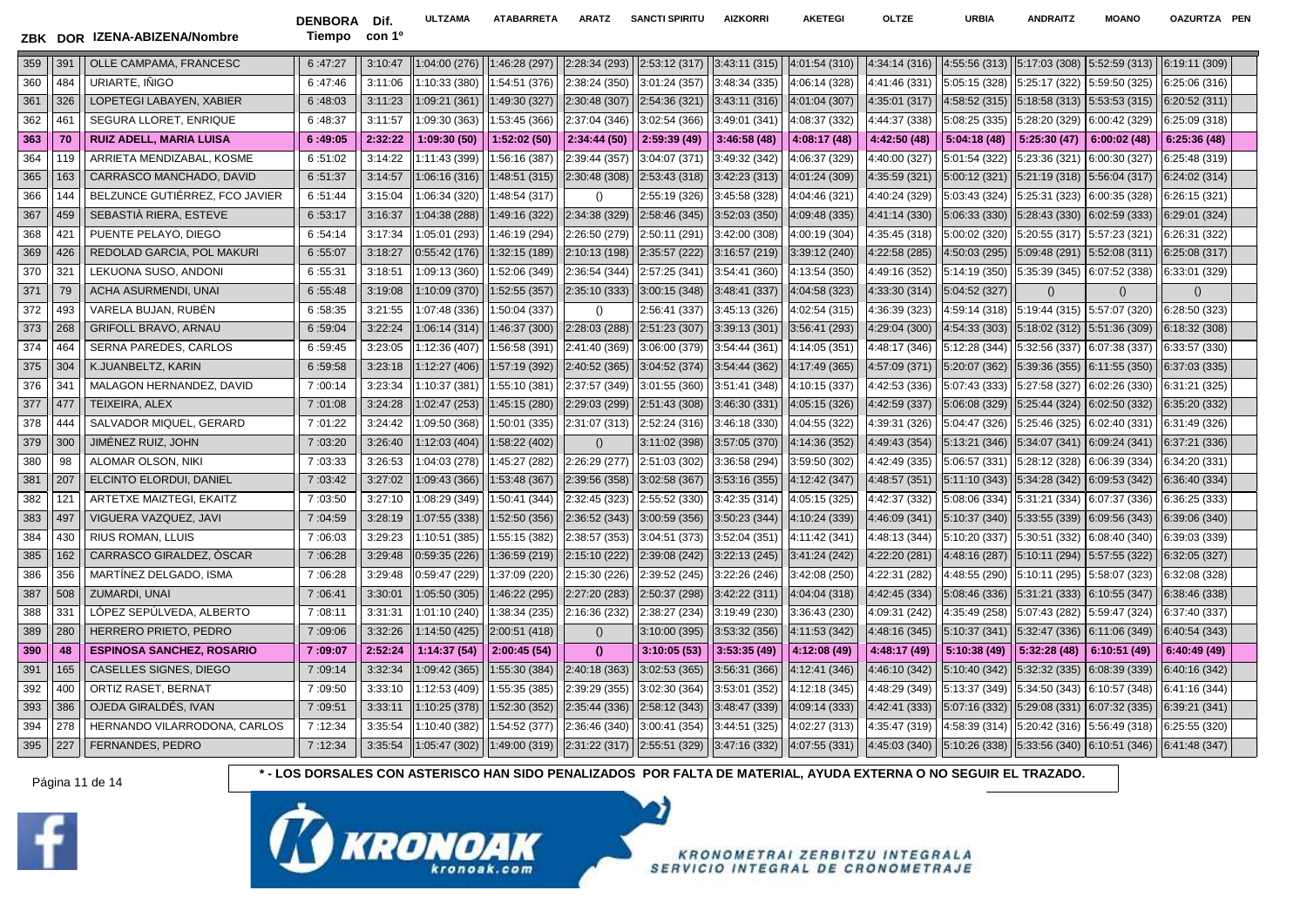| ZBK | DOR | IZENA-ABIZENA/Nombre | DENBORA Tiempo | Dif. con 1º | ULTZAMA | ATABARRETA | ARATZ | SANCTI SPIRITU | AIZKORRI | AKETEGI | OLTZE | URBIA | ANDRAITZ | MOANO | OAZURTZA | PEN |
|---|---|---|---|---|---|---|---|---|---|---|---|---|---|---|---|---|
| 359 | 391 | OLLE CAMPAMA, FRANCESC | 6 :47:27 | 3:10:47 | 1:04:00 (276) | 1:46:28 (297) | 2:28:34 (293) | 2:53:12 (317) | 3:43:11 (315) | 4:01:54 (310) | 4:34:14 (316) | 4:55:56 (313) | 5:17:03 (308) | 5:52:59 (313) | 6:19:11 (309) | |
| 360 | 484 | URIARTE, IÑIGO | 6 :47:46 | 3:11:06 | 1:10:33 (380) | 1:54:51 (376) | 2:38:24 (350) | 3:01:24 (357) | 3:48:34 (335) | 4:06:14 (328) | 4:41:46 (331) | 5:05:15 (328) | 5:25:17 (322) | 5:59:50 (325) | 6:25:06 (316) | |
| 361 | 326 | LOPETEGI LABAYEN, XABIER | 6 :48:03 | 3:11:23 | 1:09:21 (361) | 1:49:30 (327) | 2:30:48 (307) | 2:54:36 (321) | 3:43:11 (316) | 4:01:04 (307) | 4:35:01 (317) | 4:58:52 (315) | 5:18:58 (313) | 5:53:53 (315) | 6:20:52 (311) | |
| 362 | 461 | SEGURA LLORET, ENRIQUE | 6 :48:37 | 3:11:57 | 1:09:30 (363) | 1:53:45 (366) | 2:37:04 (346) | 3:02:54 (366) | 3:49:01 (341) | 4:08:37 (332) | 4:44:37 (338) | 5:08:25 (335) | 5:28:20 (329) | 6:00:42 (329) | 6:25:09 (318) | |
| **363** | **70** | **RUIZ ADELL, MARIA LUISA** | **6 :49:05** | **2:32:22** | **1:09:30 (50)** | **1:52:02 (50)** | **2:34:44 (50)** | **2:59:39 (49)** | **3:46:58 (48)** | **4:08:17 (48)** | **4:42:50 (48)** | **5:04:18 (48)** | **5:25:30 (47)** | **6:00:02 (48)** | **6:25:36 (48)** | |
| 364 | 119 | ARRIETA MENDIZABAL, KOSME | 6 :51:02 | 3:14:22 | 1:11:43 (399) | 1:56:16 (387) | 2:39:44 (357) | 3:04:07 (371) | 3:49:32 (342) | 4:06:37 (329) | 4:40:00 (327) | 5:01:54 (322) | 5:23:36 (321) | 6:00:30 (327) | 6:25:48 (319) | |
| 365 | 163 | CARRASCO MANCHADO, DAVID | 6 :51:37 | 3:14:57 | 1:06:16 (316) | 1:48:51 (315) | 2:30:48 (308) | 2:53:43 (318) | 3:42:23 (313) | 4:01:24 (309) | 4:35:59 (321) | 5:00:12 (321) | 5:21:19 (318) | 5:56:04 (317) | 6:24:02 (314) | |
| 366 | 144 | BELZUNCE GUTIÉRREZ, FCO JAVIER | 6 :51:44 | 3:15:04 | 1:06:34 (320) | 1:48:54 (317) | () | 2:55:19 (326) | 3:45:58 (328) | 4:04:46 (321) | 4:40:24 (329) | 5:03:43 (324) | 5:25:31 (323) | 6:00:35 (328) | 6:26:15 (321) | |
| 367 | 459 | SEBASTIÀ RIERA, ESTEVE | 6 :53:17 | 3:16:37 | 1:04:38 (288) | 1:49:16 (322) | 2:34:38 (329) | 2:58:46 (345) | 3:52:03 (350) | 4:09:48 (335) | 4:41:14 (330) | 5:06:33 (330) | 5:28:43 (330) | 6:02:59 (333) | 6:29:01 (324) | |
| 368 | 421 | PUENTE PELAYO, DIEGO | 6 :54:14 | 3:17:34 | 1:05:01 (293) | 1:46:19 (294) | 2:26:50 (279) | 2:50:11 (291) | 3:42:00 (308) | 4:00:19 (304) | 4:35:45 (318) | 5:00:02 (320) | 5:20:55 (317) | 5:57:23 (321) | 6:26:31 (322) | |
| 369 | 426 | REDOLAD GARCIA, POL MAKURI | 6 :55:07 | 3:18:27 | 0:55:42 (176) | 1:32:15 (189) | 2:10:13 (198) | 2:35:57 (222) | 3:16:57 (219) | 3:39:12 (240) | 4:22:58 (285) | 4:50:03 (295) | 5:09:48 (291) | 5:52:08 (311) | 6:25:08 (317) | |
| 370 | 321 | LEKUONA SUSO, ANDONI | 6 :55:31 | 3:18:51 | 1:09:13 (360) | 1:52:06 (349) | 2:36:54 (344) | 2:57:25 (341) | 3:54:41 (360) | 4:13:54 (350) | 4:49:16 (352) | 5:14:19 (350) | 5:35:39 (345) | 6:07:52 (338) | 6:33:01 (329) | |
| 371 | 79 | ACHA ASURMENDI, UNAI | 6 :55:48 | 3:19:08 | 1:10:09 (370) | 1:52:55 (357) | 2:35:10 (333) | 3:00:15 (348) | 3:48:41 (337) | 4:04:58 (323) | 4:33:30 (314) | 5:04:52 (327) | () | () | () | |
| 372 | 493 | VARELA BUJAN, RUBÉN | 6 :58:35 | 3:21:55 | 1:07:48 (336) | 1:50:04 (337) | () | 2:56:41 (337) | 3:45:13 (326) | 4:02:54 (315) | 4:36:39 (323) | 4:59:14 (318) | 5:19:44 (315) | 5:57:07 (320) | 6:28:50 (323) | |
| 373 | 268 | GRIFOLL BRAVO, ARNAU | 6 :59:04 | 3:22:24 | 1:06:14 (314) | 1:46:37 (300) | 2:28:03 (288) | 2:51:23 (307) | 3:39:13 (301) | 3:56:41 (293) | 4:29:04 (300) | 4:54:33 (303) | 5:18:02 (312) | 5:51:36 (309) | 6:18:32 (308) | |
| 374 | 464 | SERNA PAREDES, CARLOS | 6 :59:45 | 3:23:05 | 1:12:36 (407) | 1:56:58 (391) | 2:41:40 (369) | 3:06:00 (379) | 3:54:44 (361) | 4:14:05 (351) | 4:48:17 (346) | 5:12:28 (344) | 5:32:56 (337) | 6:07:38 (337) | 6:33:57 (330) | |
| 375 | 304 | K.JUANBELTZ, KARIN | 6 :59:58 | 3:23:18 | 1:12:27 (406) | 1:57:19 (392) | 2:40:52 (365) | 3:04:52 (374) | 3:54:44 (362) | 4:17:49 (365) | 4:57:09 (371) | 5:20:07 (362) | 5:39:36 (355) | 6:11:55 (350) | 6:37:03 (335) | |
| 376 | 341 | MALAGON HERNANDEZ, DAVID | 7 :00:14 | 3:23:34 | 1:10:37 (381) | 1:55:10 (381) | 2:37:57 (349) | 3:01:55 (360) | 3:51:41 (348) | 4:10:15 (337) | 4:42:53 (336) | 5:07:43 (333) | 5:27:58 (327) | 6:02:26 (330) | 6:31:21 (325) | |
| 377 | 477 | TEIXEIRA, ALEX | 7 :01:08 | 3:24:28 | 1:02:47 (253) | 1:45:15 (280) | 2:29:03 (299) | 2:51:43 (308) | 3:46:30 (331) | 4:05:15 (326) | 4:42:59 (337) | 5:06:08 (329) | 5:25:44 (324) | 6:02:50 (332) | 6:35:20 (332) | |
| 378 | 444 | SALVADOR MIQUEL, GERARD | 7 :01:22 | 3:24:42 | 1:09:50 (368) | 1:50:01 (335) | 2:31:07 (313) | 2:52:24 (316) | 3:46:18 (330) | 4:04:55 (322) | 4:39:31 (326) | 5:04:47 (326) | 5:25:46 (325) | 6:02:40 (331) | 6:31:49 (326) | |
| 379 | 300 | JIMÉNEZ RUIZ, JOHN | 7 :03:20 | 3:26:40 | 1:12:03 (404) | 1:58:22 (402) | () | 3:11:02 (398) | 3:57:05 (370) | 4:14:36 (352) | 4:49:43 (354) | 5:13:21 (346) | 5:34:07 (341) | 6:09:24 (341) | 6:37:21 (336) | |
| 380 | 98 | ALOMAR OLSON, NIKI | 7 :03:33 | 3:26:53 | 1:04:03 (278) | 1:45:27 (282) | 2:26:29 (277) | 2:51:03 (302) | 3:36:58 (294) | 3:59:50 (302) | 4:42:49 (335) | 5:06:57 (331) | 5:28:12 (328) | 6:06:39 (334) | 6:34:20 (331) | |
| 381 | 207 | ELCINTO ELORDUI, DANIEL | 7 :03:42 | 3:27:02 | 1:09:43 (366) | 1:53:48 (367) | 2:39:56 (358) | 3:02:58 (367) | 3:53:16 (355) | 4:12:42 (347) | 4:48:57 (351) | 5:11:10 (343) | 5:34:28 (342) | 6:09:53 (342) | 6:36:40 (334) | |
| 382 | 121 | ARTETXE MAIZTEGI, EKAITZ | 7 :03:50 | 3:27:10 | 1:08:29 (349) | 1:50:41 (344) | 2:32:45 (323) | 2:55:52 (330) | 3:42:35 (314) | 4:05:15 (325) | 4:42:37 (332) | 5:08:06 (334) | 5:31:21 (334) | 6:07:37 (336) | 6:36:25 (333) | |
| 383 | 497 | VIGUERA VAZQUEZ, JAVI | 7 :04:59 | 3:28:19 | 1:07:55 (338) | 1:52:50 (356) | 2:36:52 (343) | 3:00:59 (356) | 3:50:23 (344) | 4:10:24 (339) | 4:46:09 (341) | 5:10:37 (340) | 5:33:55 (339) | 6:09:56 (343) | 6:39:06 (340) | |
| 384 | 430 | RIUS ROMAN, LLUIS | 7 :06:03 | 3:29:23 | 1:10:51 (385) | 1:55:15 (382) | 2:38:57 (353) | 3:04:51 (373) | 3:52:04 (351) | 4:11:42 (341) | 4:48:13 (344) | 5:10:20 (337) | 5:30:51 (332) | 6:08:40 (340) | 6:39:03 (339) | |
| 385 | 162 | CARRASCO GIRALDEZ, ÓSCAR | 7 :06:28 | 3:29:48 | 0:59:35 (226) | 1:36:59 (219) | 2:15:10 (222) | 2:39:08 (242) | 3:22:13 (245) | 3:41:24 (242) | 4:22:20 (281) | 4:48:16 (287) | 5:10:11 (294) | 5:57:55 (322) | 6:32:05 (327) | |
| 386 | 356 | MARTÍNEZ DELGADO, ISMA | 7 :06:28 | 3:29:48 | 0:59:47 (229) | 1:37:09 (220) | 2:15:30 (226) | 2:39:52 (245) | 3:22:26 (246) | 3:42:08 (250) | 4:22:31 (282) | 4:48:55 (290) | 5:10:11 (295) | 5:58:07 (323) | 6:32:08 (328) | |
| 387 | 508 | ZUMARDI, UNAI | 7 :06:41 | 3:30:01 | 1:05:50 (305) | 1:46:22 (295) | 2:27:20 (283) | 2:50:37 (298) | 3:42:22 (311) | 4:04:04 (318) | 4:42:45 (334) | 5:08:46 (336) | 5:31:21 (333) | 6:10:55 (347) | 6:38:46 (338) | |
| 388 | 331 | LÓPEZ SEPÚLVEDA, ALBERTO | 7 :08:11 | 3:31:31 | 1:01:10 (240) | 1:38:34 (235) | 2:16:36 (232) | 2:38:27 (234) | 3:19:49 (230) | 3:36:43 (230) | 4:09:31 (242) | 4:35:49 (258) | 5:07:43 (282) | 5:59:47 (324) | 6:37:40 (337) | |
| 389 | 280 | HERRERO PRIETO, PEDRO | 7 :09:06 | 3:32:26 | 1:14:50 (425) | 2:00:51 (418) | () | 3:10:00 (395) | 3:53:32 (356) | 4:11:53 (342) | 4:48:16 (345) | 5:10:37 (341) | 5:32:47 (336) | 6:11:06 (349) | 6:40:54 (343) | |
| **390** | **48** | **ESPINOSA SANCHEZ, ROSARIO** | **7 :09:07** | **2:52:24** | **1:14:37 (54)** | **2:00:45 (54)** | **()** | **3:10:05 (53)** | **3:53:35 (49)** | **4:12:08 (49)** | **4:48:17 (49)** | **5:10:38 (49)** | **5:32:28 (48)** | **6:10:51 (49)** | **6:40:49 (49)** | |
| 391 | 165 | CASELLES SIGNES, DIEGO | 7 :09:14 | 3:32:34 | 1:09:42 (365) | 1:55:30 (384) | 2:40:18 (363) | 3:02:53 (365) | 3:56:31 (366) | 4:12:41 (346) | 4:46:10 (342) | 5:10:40 (342) | 5:32:32 (335) | 6:08:39 (339) | 6:40:16 (342) | |
| 392 | 400 | ORTIZ RASET, BERNAT | 7 :09:50 | 3:33:10 | 1:12:53 (409) | 1:55:35 (385) | 2:39:29 (355) | 3:02:30 (364) | 3:53:01 (352) | 4:12:18 (345) | 4:48:29 (349) | 5:13:37 (349) | 5:34:50 (343) | 6:10:57 (348) | 6:41:16 (344) | |
| 393 | 386 | OJEDA GIRALDÉS, IVAN | 7 :09:51 | 3:33:11 | 1:10:25 (378) | 1:52:30 (352) | 2:35:44 (336) | 2:58:12 (343) | 3:48:47 (339) | 4:09:14 (333) | 4:42:41 (333) | 5:07:16 (332) | 5:29:08 (331) | 6:07:32 (335) | 6:39:21 (341) | |
| 394 | 278 | HERNANDO VILARRODONA, CARLOS | 7 :12:34 | 3:35:54 | 1:10:40 (382) | 1:54:52 (377) | 2:36:46 (340) | 3:00:41 (354) | 3:44:51 (325) | 4:02:27 (313) | 4:35:47 (319) | 4:58:39 (314) | 5:20:42 (316) | 5:56:49 (318) | 6:25:55 (320) | |
| 395 | 227 | FERNANDES, PEDRO | 7 :12:34 | 3:35:54 | 1:05:47 (302) | 1:49:00 (319) | 2:31:22 (317) | 2:55:51 (329) | 3:47:16 (332) | 4:07:55 (331) | 4:45:03 (340) | 5:10:26 (338) | 5:33:56 (340) | 6:10:51 (346) | 6:41:48 (347) | |

**\* - LOS DORSALES CON ASTERISCO HAN SIDO PENALIZADOS POR FALTA DE MATERIAL, AYUDA EXTERNA O NO SEGUIR EL TRAZADO.**

KRONOAK kronoak.com

KRONOMETRAI ZERBITZU INTEGRALA
SERVICIO INTEGRAL DE CRONOMETRAJE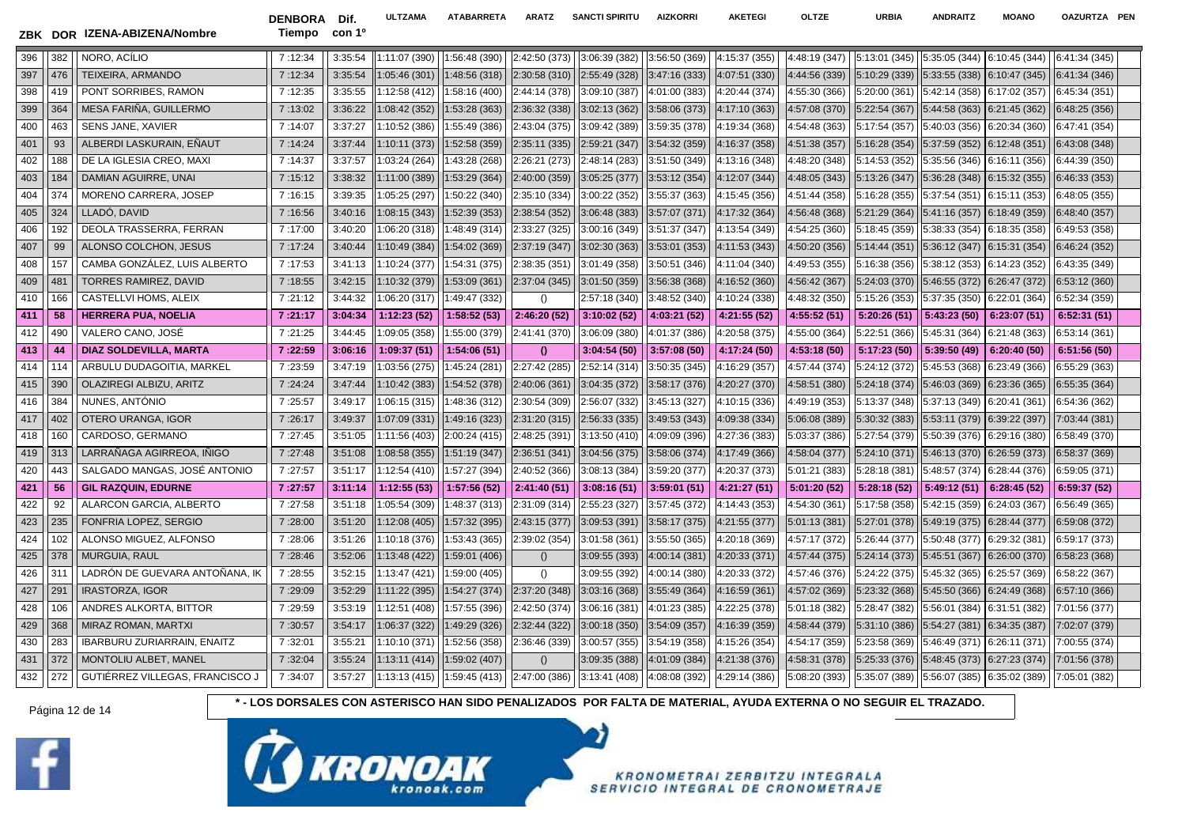| ZBK | DOR | IZENA-ABIZENA/Nombre | DENBORA Tiempo | Dif. con 1º | ULTZAMA | ATABARRETA | ARATZ | SANCTI SPIRITU | AIZKORRI | AKETEGI | OLTZE | URBIA | ANDRAITZ | MOANO | OAZURTZA | PEN |
|---|---|---|---|---|---|---|---|---|---|---|---|---|---|---|---|---|
| 396 | 382 | NORO, ACÍLIO | 7 :12:34 | 3:35:54 | 1:11:07 (390) | 1:56:48 (390) | 2:42:50 (373) | 3:06:39 (382) | 3:56:50 (369) | 4:15:37 (355) | 4:48:19 (347) | 5:13:01 (345) | 5:35:05 (344) | 6:10:45 (344) | 6:41:34 (345) | |
| 397 | 476 | TEIXEIRA, ARMANDO | 7 :12:34 | 3:35:54 | 1:05:46 (301) | 1:48:56 (318) | 2:30:58 (310) | 2:55:49 (328) | 3:47:16 (333) | 4:07:51 (330) | 4:44:56 (339) | 5:10:29 (339) | 5:33:55 (338) | 6:10:47 (345) | 6:41:34 (346) | |
| 398 | 419 | PONT SORRIBES, RAMON | 7 :12:35 | 3:35:55 | 1:12:58 (412) | 1:58:16 (400) | 2:44:14 (378) | 3:09:10 (387) | 4:01:00 (383) | 4:20:44 (374) | 4:55:30 (366) | 5:20:00 (361) | 5:42:14 (358) | 6:17:02 (357) | 6:45:34 (351) | |
| 399 | 364 | MESA FARIÑA, GUILLERMO | 7 :13:02 | 3:36:22 | 1:08:42 (352) | 1:53:28 (363) | 2:36:32 (338) | 3:02:13 (362) | 3:58:06 (373) | 4:17:10 (363) | 4:57:08 (370) | 5:22:54 (367) | 5:44:58 (363) | 6:21:45 (362) | 6:48:25 (356) | |
| 400 | 463 | SENS JANE, XAVIER | 7 :14:07 | 3:37:27 | 1:10:52 (386) | 1:55:49 (386) | 2:43:04 (375) | 3:09:42 (389) | 3:59:35 (378) | 4:19:34 (368) | 4:54:48 (363) | 5:17:54 (357) | 5:40:03 (356) | 6:20:34 (360) | 6:47:41 (354) | |
| 401 | 93 | ALBERDI LASKURAIN, EÑAUT | 7 :14:24 | 3:37:44 | 1:10:11 (373) | 1:52:58 (359) | 2:35:11 (335) | 2:59:21 (347) | 3:54:32 (359) | 4:16:37 (358) | 4:51:38 (357) | 5:16:28 (354) | 5:37:59 (352) | 6:12:48 (351) | 6:43:08 (348) | |
| 402 | 188 | DE LA IGLESIA CREO, MAXI | 7 :14:37 | 3:37:57 | 1:03:24 (264) | 1:43:28 (268) | 2:26:21 (273) | 2:48:14 (283) | 3:51:50 (349) | 4:13:16 (348) | 4:48:20 (348) | 5:14:53 (352) | 5:35:56 (346) | 6:16:11 (356) | 6:44:39 (350) | |
| 403 | 184 | DAMIAN AGUIRRE, UNAI | 7 :15:12 | 3:38:32 | 1:11:00 (389) | 1:53:29 (364) | 2:40:00 (359) | 3:05:25 (377) | 3:53:12 (354) | 4:12:07 (344) | 4:48:05 (343) | 5:13:26 (347) | 5:36:28 (348) | 6:15:32 (355) | 6:46:33 (353) | |
| 404 | 374 | MORENO CARRERA, JOSEP | 7 :16:15 | 3:39:35 | 1:05:25 (297) | 1:50:22 (340) | 2:35:10 (334) | 3:00:22 (352) | 3:55:37 (363) | 4:15:45 (356) | 4:51:44 (358) | 5:16:28 (355) | 5:37:54 (351) | 6:15:11 (353) | 6:48:05 (355) | |
| 405 | 324 | LLADÓ, DAVID | 7 :16:56 | 3:40:16 | 1:08:15 (343) | 1:52:39 (353) | 2:38:54 (352) | 3:06:48 (383) | 3:57:07 (371) | 4:17:32 (364) | 4:56:48 (368) | 5:21:29 (364) | 5:41:16 (357) | 6:18:49 (359) | 6:48:40 (357) | |
| 406 | 192 | DEOLA TRASSERRA, FERRAN | 7 :17:00 | 3:40:20 | 1:06:20 (318) | 1:48:49 (314) | 2:33:27 (325) | 3:00:16 (349) | 3:51:37 (347) | 4:13:54 (349) | 4:54:25 (360) | 5:18:45 (359) | 5:38:33 (354) | 6:18:35 (358) | 6:49:53 (358) | |
| 407 | 99 | ALONSO COLCHON, JESUS | 7 :17:24 | 3:40:44 | 1:10:49 (384) | 1:54:02 (369) | 2:37:19 (347) | 3:02:30 (363) | 3:53:01 (353) | 4:11:53 (343) | 4:50:20 (356) | 5:14:44 (351) | 5:36:12 (347) | 6:15:31 (354) | 6:46:24 (352) | |
| 408 | 157 | CAMBA GONZÁLEZ, LUIS ALBERTO | 7 :17:53 | 3:41:13 | 1:10:24 (377) | 1:54:31 (375) | 2:38:35 (351) | 3:01:49 (358) | 3:50:51 (346) | 4:11:04 (340) | 4:49:53 (355) | 5:16:38 (356) | 5:38:12 (353) | 6:14:23 (352) | 6:43:35 (349) | |
| 409 | 481 | TORRES RAMIREZ, DAVID | 7 :18:55 | 3:42:15 | 1:10:32 (379) | 1:53:09 (361) | 2:37:04 (345) | 3:01:50 (359) | 3:56:38 (368) | 4:16:52 (360) | 4:56:42 (367) | 5:24:03 (370) | 5:46:55 (372) | 6:26:47 (372) | 6:53:12 (360) | |
| 410 | 166 | CASTELLVI HOMS, ALEIX | 7 :21:12 | 3:44:32 | 1:06:20 (317) | 1:49:47 (332) | () | 2:57:18 (340) | 3:48:52 (340) | 4:10:24 (338) | 4:48:32 (350) | 5:15:26 (353) | 5:37:35 (350) | 6:22:01 (364) | 6:52:34 (359) | |
| **411** | **58** | **HERRERA PUA, NOELIA** | **7 :21:17** | **3:04:34** | **1:12:23 (52)** | **1:58:52 (53)** | **2:46:20 (52)** | **3:10:02 (52)** | **4:03:21 (52)** | **4:21:55 (52)** | **4:55:52 (51)** | **5:20:26 (51)** | **5:43:23 (50)** | **6:23:07 (51)** | **6:52:31 (51)** | |
| 412 | 490 | VALERO CANO, JOSÉ | 7 :21:25 | 3:44:45 | 1:09:05 (358) | 1:55:00 (379) | 2:41:41 (370) | 3:06:09 (380) | 4:01:37 (386) | 4:20:58 (375) | 4:55:00 (364) | 5:22:51 (366) | 5:45:31 (364) | 6:21:48 (363) | 6:53:14 (361) | |
| **413** | **44** | **DIAZ SOLDEVILLA, MARTA** | **7 :22:59** | **3:06:16** | **1:09:37 (51)** | **1:54:06 (51)** | **()** | **3:04:54 (50)** | **3:57:08 (50)** | **4:17:24 (50)** | **4:53:18 (50)** | **5:17:23 (50)** | **5:39:50 (49)** | **6:20:40 (50)** | **6:51:56 (50)** | |
| 414 | 114 | ARBULU DUDAGOITIA, MARKEL | 7 :23:59 | 3:47:19 | 1:03:56 (275) | 1:45:24 (281) | 2:27:42 (285) | 2:52:14 (314) | 3:50:35 (345) | 4:16:29 (357) | 4:57:44 (374) | 5:24:12 (372) | 5:45:53 (368) | 6:23:49 (366) | 6:55:29 (363) | |
| 415 | 390 | OLAZIREGI ALBIZU, ARITZ | 7 :24:24 | 3:47:44 | 1:10:42 (383) | 1:54:52 (378) | 2:40:06 (361) | 3:04:35 (372) | 3:58:17 (376) | 4:20:27 (370) | 4:58:51 (380) | 5:24:18 (374) | 5:46:03 (369) | 6:23:36 (365) | 6:55:35 (364) | |
| 416 | 384 | NUNES, ANTÓNIO | 7 :25:57 | 3:49:17 | 1:06:15 (315) | 1:48:36 (312) | 2:30:54 (309) | 2:56:07 (332) | 3:45:13 (327) | 4:10:15 (336) | 4:49:19 (353) | 5:13:37 (348) | 5:37:13 (349) | 6:20:41 (361) | 6:54:36 (362) | |
| 417 | 402 | OTERO URANGA, IGOR | 7 :26:17 | 3:49:37 | 1:07:09 (331) | 1:49:16 (323) | 2:31:20 (315) | 2:56:33 (335) | 3:49:53 (343) | 4:09:38 (334) | 5:06:08 (389) | 5:30:32 (383) | 5:53:11 (379) | 6:39:22 (397) | 7:03:44 (381) | |
| 418 | 160 | CARDOSO, GERMANO | 7 :27:45 | 3:51:05 | 1:11:56 (403) | 2:00:24 (415) | 2:48:25 (391) | 3:13:50 (410) | 4:09:09 (396) | 4:27:36 (383) | 5:03:37 (386) | 5:27:54 (379) | 5:50:39 (376) | 6:29:16 (380) | 6:58:49 (370) | |
| 419 | 313 | LARRAÑAGA AGIRREOA, IÑIGO | 7 :27:48 | 3:51:08 | 1:08:58 (355) | 1:51:19 (347) | 2:36:51 (341) | 3:04:56 (375) | 3:58:06 (374) | 4:17:49 (366) | 4:58:04 (377) | 5:24:10 (371) | 5:46:13 (370) | 6:26:59 (373) | 6:58:37 (369) | |
| 420 | 443 | SALGADO MANGAS, JOSÉ ANTONIO | 7 :27:57 | 3:51:17 | 1:12:54 (410) | 1:57:27 (394) | 2:40:52 (366) | 3:08:13 (384) | 3:59:20 (377) | 4:20:37 (373) | 5:01:21 (383) | 5:28:18 (381) | 5:48:57 (374) | 6:28:44 (376) | 6:59:05 (371) | |
| **421** | **56** | **GIL RAZQUIN, EDURNE** | **7 :27:57** | **3:11:14** | **1:12:55 (53)** | **1:57:56 (52)** | **2:41:40 (51)** | **3:08:16 (51)** | **3:59:01 (51)** | **4:21:27 (51)** | **5:01:20 (52)** | **5:28:18 (52)** | **5:49:12 (51)** | **6:28:45 (52)** | **6:59:37 (52)** | |
| 422 | 92 | ALARCON GARCIA, ALBERTO | 7 :27:58 | 3:51:18 | 1:05:54 (309) | 1:48:37 (313) | 2:31:09 (314) | 2:55:23 (327) | 3:57:45 (372) | 4:14:43 (353) | 4:54:30 (361) | 5:17:58 (358) | 5:42:15 (359) | 6:24:03 (367) | 6:56:49 (365) | |
| 423 | 235 | FONFRIA LOPEZ, SERGIO | 7 :28:00 | 3:51:20 | 1:12:08 (405) | 1:57:32 (395) | 2:43:15 (377) | 3:09:53 (391) | 3:58:17 (375) | 4:21:55 (377) | 5:01:13 (381) | 5:27:01 (378) | 5:49:19 (375) | 6:28:44 (377) | 6:59:08 (372) | |
| 424 | 102 | ALONSO MIGUEZ, ALFONSO | 7 :28:06 | 3:51:26 | 1:10:18 (376) | 1:53:43 (365) | 2:39:02 (354) | 3:01:58 (361) | 3:55:50 (365) | 4:20:18 (369) | 4:57:17 (372) | 5:26:44 (377) | 5:50:48 (377) | 6:29:32 (381) | 6:59:17 (373) | |
| 425 | 378 | MURGUIA, RAUL | 7 :28:46 | 3:52:06 | 1:13:48 (422) | 1:59:01 (406) | () | 3:09:55 (393) | 4:00:14 (381) | 4:20:33 (371) | 4:57:44 (375) | 5:24:14 (373) | 5:45:51 (367) | 6:26:00 (370) | 6:58:23 (368) | |
| 426 | 311 | LADRÓN DE GUEVARA ANTOÑANA, IK | 7 :28:55 | 3:52:15 | 1:13:47 (421) | 1:59:00 (405) | () | 3:09:55 (392) | 4:00:14 (380) | 4:20:33 (372) | 4:57:46 (376) | 5:24:22 (375) | 5:45:32 (365) | 6:25:57 (369) | 6:58:22 (367) | |
| 427 | 291 | IRASTORZA, IGOR | 7 :29:09 | 3:52:29 | 1:11:22 (395) | 1:54:27 (374) | 2:37:20 (348) | 3:03:16 (368) | 3:55:49 (364) | 4:16:59 (361) | 4:57:02 (369) | 5:23:32 (368) | 5:45:50 (366) | 6:24:49 (368) | 6:57:10 (366) | |
| 428 | 106 | ANDRES ALKORTA, BITTOR | 7 :29:59 | 3:53:19 | 1:12:51 (408) | 1:57:55 (396) | 2:42:50 (374) | 3:06:16 (381) | 4:01:23 (385) | 4:22:25 (378) | 5:01:18 (382) | 5:28:47 (382) | 5:56:01 (384) | 6:31:51 (382) | 7:01:56 (377) | |
| 429 | 368 | MIRAZ ROMAN, MARTXI | 7 :30:57 | 3:54:17 | 1:06:37 (322) | 1:49:29 (326) | 2:32:44 (322) | 3:00:18 (350) | 3:54:09 (357) | 4:16:39 (359) | 4:58:44 (379) | 5:31:10 (386) | 5:54:27 (381) | 6:34:35 (387) | 7:02:07 (379) | |
| 430 | 283 | IBARBURU ZURIARRAIN, ENAITZ | 7 :32:01 | 3:55:21 | 1:10:10 (371) | 1:52:56 (358) | 2:36:46 (339) | 3:00:57 (355) | 3:54:19 (358) | 4:15:26 (354) | 4:54:17 (359) | 5:23:58 (369) | 5:46:49 (371) | 6:26:11 (371) | 7:00:55 (374) | |
| 431 | 372 | MONTOLIU ALBET, MANEL | 7 :32:04 | 3:55:24 | 1:13:11 (414) | 1:59:02 (407) | () | 3:09:35 (388) | 4:01:09 (384) | 4:21:38 (376) | 4:58:31 (378) | 5:25:33 (376) | 5:48:45 (373) | 6:27:23 (374) | 7:01:56 (378) | |
| 432 | 272 | GUTIÉRREZ VILLEGAS, FRANCISCO J | 7 :34:07 | 3:57:27 | 1:13:13 (415) | 1:59:45 (413) | 2:47:00 (386) | 3:13:41 (408) | 4:08:08 (392) | 4:29:14 (386) | 5:08:20 (393) | 5:35:07 (389) | 5:56:07 (385) | 6:35:02 (389) | 7:05:01 (382) | |

* - LOS DORSALES CON ASTERISCO HAN SIDO PENALIZADOS POR FALTA DE MATERIAL, AYUDA EXTERNA O NO SEGUIR EL TRAZADO.

KRONOAK kronoak.com — KRONOMETRAI ZERBITZU INTEGRALA / SERVICIO INTEGRAL DE CRONOMETRAJE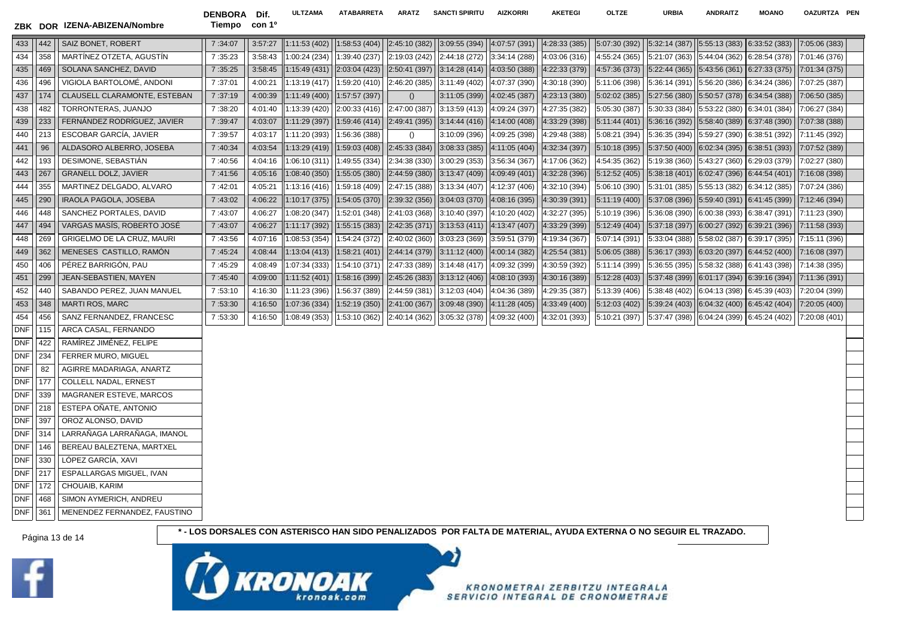| ZBK | DOR | IZENA-ABIZENA/Nombre | DENBORA Tiempo | Dif. con 1º | ULTZAMA | ATABARRETA | ARATZ | SANCTI SPIRITU | AIZKORRI | AKETEGI | OLTZE | URBIA | ANDRAITZ | MOANO | OAZURTZA | PEN |
|---|---|---|---|---|---|---|---|---|---|---|---|---|---|---|---|---|
| 433 | 442 | SAIZ BONET, ROBERT | 7 :34:07 | 3:57:27 | 1:11:53 (402) | 1:58:53 (404) | 2:45:10 (382) | 3:09:55 (394) | 4:07:57 (391) | 4:28:33 (385) | 5:07:30 (392) | 5:32:14 (387) | 5:55:13 (383) | 6:33:52 (383) | 7:05:06 (383) | |
| 434 | 358 | MARTÍNEZ OTZETA, AGUSTÍN | 7 :35:23 | 3:58:43 | 1:00:24 (234) | 1:39:40 (237) | 2:19:03 (242) | 2:44:18 (272) | 3:34:14 (288) | 4:03:06 (316) | 4:55:24 (365) | 5:21:07 (363) | 5:44:04 (362) | 6:28:54 (378) | 7:01:46 (376) | |
| 435 | 469 | SOLANA SANCHEZ, DAVID | 7 :35:25 | 3:58:45 | 1:15:49 (431) | 2:03:04 (423) | 2:50:41 (397) | 3:14:28 (414) | 4:03:50 (388) | 4:22:33 (379) | 4:57:36 (373) | 5:22:44 (365) | 5:43:56 (361) | 6:27:33 (375) | 7:01:34 (375) | |
| 436 | 496 | VIGIOLA BARTOLOMÉ, ANDONI | 7 :37:01 | 4:00:21 | 1:13:19 (417) | 1:59:20 (410) | 2:46:20 (385) | 3:11:49 (402) | 4:07:37 (390) | 4:30:18 (390) | 5:11:06 (398) | 5:36:14 (391) | 5:56:20 (386) | 6:34:24 (386) | 7:07:25 (387) | |
| 437 | 174 | CLAUSELL CLARAMONTE, ESTEBAN | 7 :37:19 | 4:00:39 | 1:11:49 (400) | 1:57:57 (397) | () | 3:11:05 (399) | 4:02:45 (387) | 4:23:13 (380) | 5:02:02 (385) | 5:27:56 (380) | 5:50:57 (378) | 6:34:54 (388) | 7:06:50 (385) | |
| 438 | 482 | TORRONTERAS, JUANJO | 7 :38:20 | 4:01:40 | 1:13:39 (420) | 2:00:33 (416) | 2:47:00 (387) | 3:13:59 (413) | 4:09:24 (397) | 4:27:35 (382) | 5:05:30 (387) | 5:30:33 (384) | 5:53:22 (380) | 6:34:01 (384) | 7:06:27 (384) | |
| 439 | 233 | FERNÁNDEZ RODRÍGUEZ, JAVIER | 7 :39:47 | 4:03:07 | 1:11:29 (397) | 1:59:46 (414) | 2:49:41 (395) | 3:14:44 (416) | 4:14:00 (408) | 4:33:29 (398) | 5:11:44 (401) | 5:36:16 (392) | 5:58:40 (389) | 6:37:48 (390) | 7:07:38 (388) | |
| 440 | 213 | ESCOBAR GARCÍA, JAVIER | 7 :39:57 | 4:03:17 | 1:11:20 (393) | 1:56:36 (388) | () | 3:10:09 (396) | 4:09:25 (398) | 4:29:48 (388) | 5:08:21 (394) | 5:36:35 (394) | 5:59:27 (390) | 6:38:51 (392) | 7:11:45 (392) | |
| 441 | 96 | ALDASORO ALBERRO, JOSEBA | 7 :40:34 | 4:03:54 | 1:13:29 (419) | 1:59:03 (408) | 2:45:33 (384) | 3:08:33 (385) | 4:11:05 (404) | 4:32:34 (397) | 5:10:18 (395) | 5:37:50 (400) | 6:02:34 (395) | 6:38:51 (393) | 7:07:52 (389) | |
| 442 | 193 | DESIMONE, SEBASTIÁN | 7 :40:56 | 4:04:16 | 1:06:10 (311) | 1:49:55 (334) | 2:34:38 (330) | 3:00:29 (353) | 3:56:34 (367) | 4:17:06 (362) | 4:54:35 (362) | 5:19:38 (360) | 5:43:27 (360) | 6:29:03 (379) | 7:02:27 (380) | |
| 443 | 267 | GRANELL DOLZ, JAVIER | 7 :41:56 | 4:05:16 | 1:08:40 (350) | 1:55:05 (380) | 2:44:59 (380) | 3:13:47 (409) | 4:09:49 (401) | 4:32:28 (396) | 5:12:52 (405) | 5:38:18 (401) | 6:02:47 (396) | 6:44:54 (401) | 7:16:08 (398) | |
| 444 | 355 | MARTINEZ DELGADO, ALVARO | 7 :42:01 | 4:05:21 | 1:13:16 (416) | 1:59:18 (409) | 2:47:15 (388) | 3:13:34 (407) | 4:12:37 (406) | 4:32:10 (394) | 5:06:10 (390) | 5:31:01 (385) | 5:55:13 (382) | 6:34:12 (385) | 7:07:24 (386) | |
| 445 | 290 | IRAOLA PAGOLA, JOSEBA | 7 :43:02 | 4:06:22 | 1:10:17 (375) | 1:54:05 (370) | 2:39:32 (356) | 3:04:03 (370) | 4:08:16 (395) | 4:30:39 (391) | 5:11:19 (400) | 5:37:08 (396) | 5:59:40 (391) | 6:41:45 (399) | 7:12:46 (394) | |
| 446 | 448 | SANCHEZ PORTALES, DAVID | 7 :43:07 | 4:06:27 | 1:08:20 (347) | 1:52:01 (348) | 2:41:03 (368) | 3:10:40 (397) | 4:10:20 (402) | 4:32:27 (395) | 5:10:19 (396) | 5:36:08 (390) | 6:00:38 (393) | 6:38:47 (391) | 7:11:23 (390) | |
| 447 | 494 | VARGAS MASÍS, ROBERTO JOSÉ | 7 :43:07 | 4:06:27 | 1:11:17 (392) | 1:55:15 (383) | 2:42:35 (371) | 3:13:53 (411) | 4:13:47 (407) | 4:33:29 (399) | 5:12:49 (404) | 5:37:18 (397) | 6:00:27 (392) | 6:39:21 (396) | 7:11:58 (393) | |
| 448 | 269 | GRIGELMO DE LA CRUZ, MAURI | 7 :43:56 | 4:07:16 | 1:08:53 (354) | 1:54:24 (372) | 2:40:02 (360) | 3:03:23 (369) | 3:59:51 (379) | 4:19:34 (367) | 5:07:14 (391) | 5:33:04 (388) | 5:58:02 (387) | 6:39:17 (395) | 7:15:11 (396) | |
| 449 | 362 | MENESES CASTILLO, RAMÓN | 7 :45:24 | 4:08:44 | 1:13:04 (413) | 1:58:21 (401) | 2:44:14 (379) | 3:11:12 (400) | 4:00:14 (382) | 4:25:54 (381) | 5:06:05 (388) | 5:36:17 (393) | 6:03:20 (397) | 6:44:52 (400) | 7:16:08 (397) | |
| 450 | 406 | PÉREZ BARRIGÓN, PAU | 7 :45:29 | 4:08:49 | 1:07:34 (333) | 1:54:10 (371) | 2:47:33 (389) | 3:14:48 (417) | 4:09:32 (399) | 4:30:59 (392) | 5:11:14 (399) | 5:36:55 (395) | 5:58:32 (388) | 6:41:43 (398) | 7:14:38 (395) | |
| 451 | 299 | JEAN-SEBASTIEN, MAYEN | 7 :45:40 | 4:09:00 | 1:11:52 (401) | 1:58:16 (399) | 2:45:26 (383) | 3:13:12 (406) | 4:08:10 (393) | 4:30:16 (389) | 5:12:28 (403) | 5:37:48 (399) | 6:01:17 (394) | 6:39:16 (394) | 7:11:36 (391) | |
| 452 | 440 | SABANDO PEREZ, JUAN MANUEL | 7 :53:10 | 4:16:30 | 1:11:23 (396) | 1:56:37 (389) | 2:44:59 (381) | 3:12:03 (404) | 4:04:36 (389) | 4:29:35 (387) | 5:13:39 (406) | 5:38:48 (402) | 6:04:13 (398) | 6:45:39 (403) | 7:20:04 (399) | |
| 453 | 348 | MARTI ROS, MARC | 7 :53:30 | 4:16:50 | 1:07:36 (334) | 1:52:19 (350) | 2:41:00 (367) | 3:09:48 (390) | 4:11:28 (405) | 4:33:49 (400) | 5:12:03 (402) | 5:39:24 (403) | 6:04:32 (400) | 6:45:42 (404) | 7:20:05 (400) | |
| 454 | 456 | SANZ FERNANDEZ, FRANCESC | 7 :53:30 | 4:16:50 | 1:08:49 (353) | 1:53:10 (362) | 2:40:14 (362) | 3:05:32 (378) | 4:09:32 (400) | 4:32:01 (393) | 5:10:21 (397) | 5:37:47 (398) | 6:04:24 (399) | 6:45:24 (402) | 7:20:08 (401) | |
| DNF | 115 | ARCA CASAL, FERNANDO | | | | | | | | | | | | | | |
| DNF | 422 | RAMÍREZ JIMÉNEZ, FELIPE | | | | | | | | | | | | | | |
| DNF | 234 | FERRER MURO, MIGUEL | | | | | | | | | | | | | | |
| DNF | 82 | AGIRRE MADARIAGA, ANARTZ | | | | | | | | | | | | | | |
| DNF | 177 | COLLELL NADAL, ERNEST | | | | | | | | | | | | | | |
| DNF | 339 | MAGRANER ESTEVE, MARCOS | | | | | | | | | | | | | | |
| DNF | 218 | ESTEPA OÑATE, ANTONIO | | | | | | | | | | | | | | |
| DNF | 397 | OROZ ALONSO, DAVID | | | | | | | | | | | | | | |
| DNF | 314 | LARRAÑAGA LARRAÑAGA, IMANOL | | | | | | | | | | | | | | |
| DNF | 146 | BEREAU BALEZTENA, MARTXEL | | | | | | | | | | | | | | |
| DNF | 330 | LÓPEZ GARCÍA, XAVI | | | | | | | | | | | | | | |
| DNF | 217 | ESPALLARGAS MIGUEL, IVAN | | | | | | | | | | | | | | |
| DNF | 172 | CHOUAIB, KARIM | | | | | | | | | | | | | | |
| DNF | 468 | SIMON AYMERICH, ANDREU | | | | | | | | | | | | | | |
| DNF | 361 | MENENDEZ FERNANDEZ, FAUSTINO | | | | | | | | | | | | | | |

* - LOS DORSALES CON ASTERISCO HAN SIDO PENALIZADOS POR FALTA DE MATERIAL, AYUDA EXTERNA O NO SEGUIR EL TRAZADO.

KRONOAK kronoak.com

KRONOMETRAI ZERBITZU INTEGRALA
SERVICIO INTEGRAL DE CRONOMETRAJE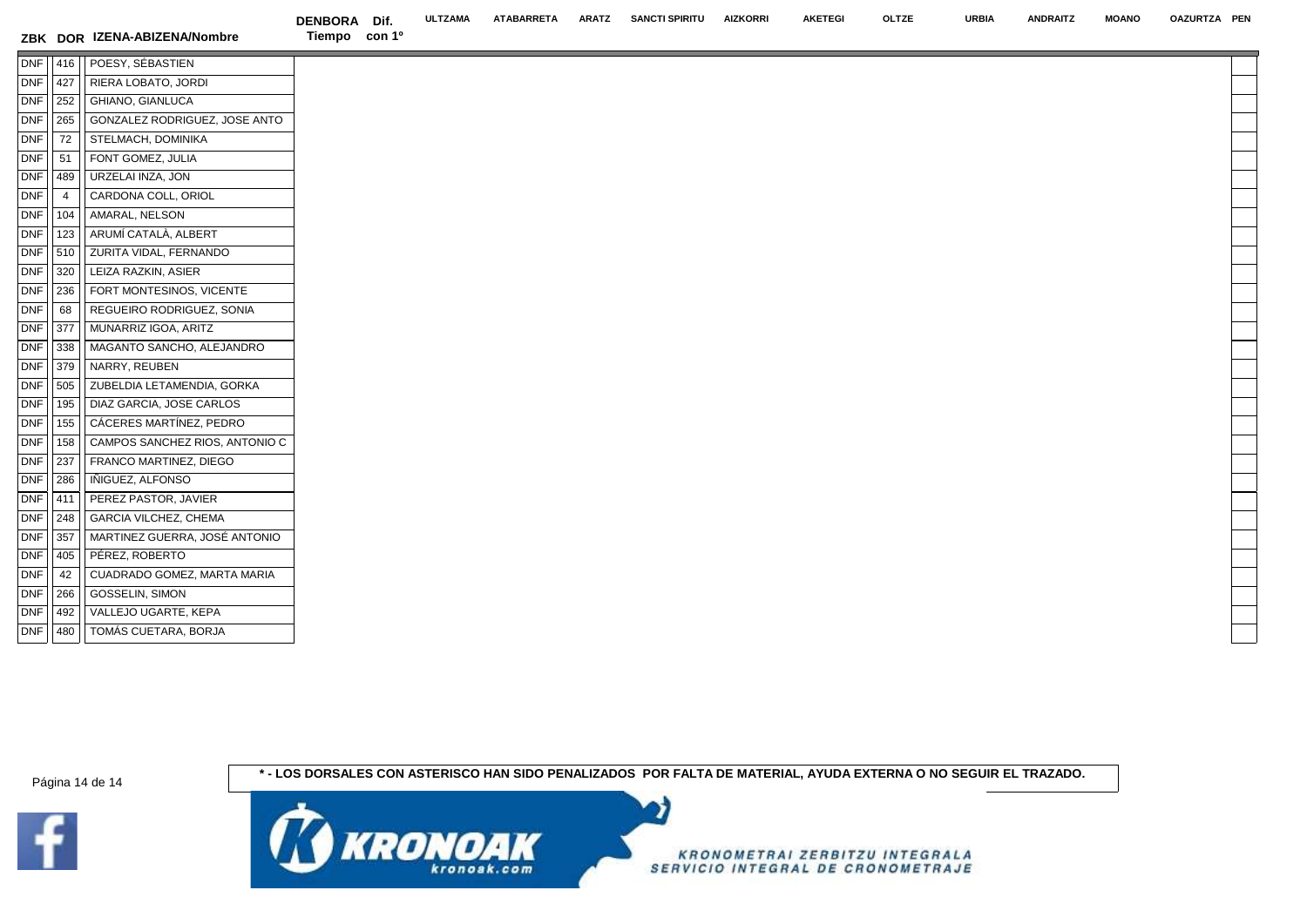| ZBK | DOR | IZENA-ABIZENA/Nombre | DENBORA Tiempo | Dif. con 1º | ULTZAMA | ATABARRETA | ARATZ | SANCTI SPIRITU | AIZKORRI | AKETEGI | OLTZE | URBIA | ANDRAITZ | MOANO | OAZURTZA | PEN |
|---|---|---|---|---|---|---|---|---|---|---|---|---|---|---|---|---|
| DNF | 416 | POESY, SÉBASTIEN | | | | | | | | | | | | | | |
| DNF | 427 | RIERA LOBATO, JORDI | | | | | | | | | | | | | | |
| DNF | 252 | GHIANO, GIANLUCA | | | | | | | | | | | | | | |
| DNF | 265 | GONZALEZ RODRIGUEZ, JOSE ANTO | | | | | | | | | | | | | | |
| DNF | 72 | STELMACH, DOMINIKA | | | | | | | | | | | | | | |
| DNF | 51 | FONT GOMEZ, JULIA | | | | | | | | | | | | | | |
| DNF | 489 | URZELAI INZA, JON | | | | | | | | | | | | | | |
| DNF | 4 | CARDONA COLL, ORIOL | | | | | | | | | | | | | | |
| DNF | 104 | AMARAL, NELSON | | | | | | | | | | | | | | |
| DNF | 123 | ARUMÍ CATALÀ, ALBERT | | | | | | | | | | | | | | |
| DNF | 510 | ZURITA VIDAL, FERNANDO | | | | | | | | | | | | | | |
| DNF | 320 | LEIZA RAZKIN, ASIER | | | | | | | | | | | | | | |
| DNF | 236 | FORT MONTESINOS, VICENTE | | | | | | | | | | | | | | |
| DNF | 68 | REGUEIRO RODRIGUEZ, SONIA | | | | | | | | | | | | | | |
| DNF | 377 | MUNARRIZ IGOA, ARITZ | | | | | | | | | | | | | | |
| DNF | 338 | MAGANTO SANCHO, ALEJANDRO | | | | | | | | | | | | | | |
| DNF | 379 | NARRY, REUBEN | | | | | | | | | | | | | | |
| DNF | 505 | ZUBELDIA LETAMENDIA, GORKA | | | | | | | | | | | | | | |
| DNF | 195 | DIAZ GARCIA, JOSE CARLOS | | | | | | | | | | | | | | |
| DNF | 155 | CÁCERES MARTÍNEZ, PEDRO | | | | | | | | | | | | | | |
| DNF | 158 | CAMPOS SANCHEZ RIOS, ANTONIO C | | | | | | | | | | | | | | |
| DNF | 237 | FRANCO MARTINEZ, DIEGO | | | | | | | | | | | | | | |
| DNF | 286 | IÑIGUEZ, ALFONSO | | | | | | | | | | | | | | |
| DNF | 411 | PEREZ PASTOR, JAVIER | | | | | | | | | | | | | | |
| DNF | 248 | GARCIA VILCHEZ, CHEMA | | | | | | | | | | | | | | |
| DNF | 357 | MARTINEZ GUERRA, JOSÉ ANTONIO | | | | | | | | | | | | | | |
| DNF | 405 | PÉREZ, ROBERTO | | | | | | | | | | | | | | |
| DNF | 42 | CUADRADO GOMEZ, MARTA MARIA | | | | | | | | | | | | | | |
| DNF | 266 | GOSSELIN, SIMON | | | | | | | | | | | | | | |
| DNF | 492 | VALLEJO UGARTE, KEPA | | | | | | | | | | | | | | |
| DNF | 480 | TOMÁS CUETARA, BORJA | | | | | | | | | | | | | | |

**\* - LOS DORSALES CON ASTERISCO HAN SIDO PENALIZADOS POR FALTA DE MATERIAL, AYUDA EXTERNA O NO SEGUIR EL TRAZADO.**

KRONOAK kronoak.com

KRONOMETRAI ZERBITZU INTEGRALA
SERVICIO INTEGRAL DE CRONOMETRAJE